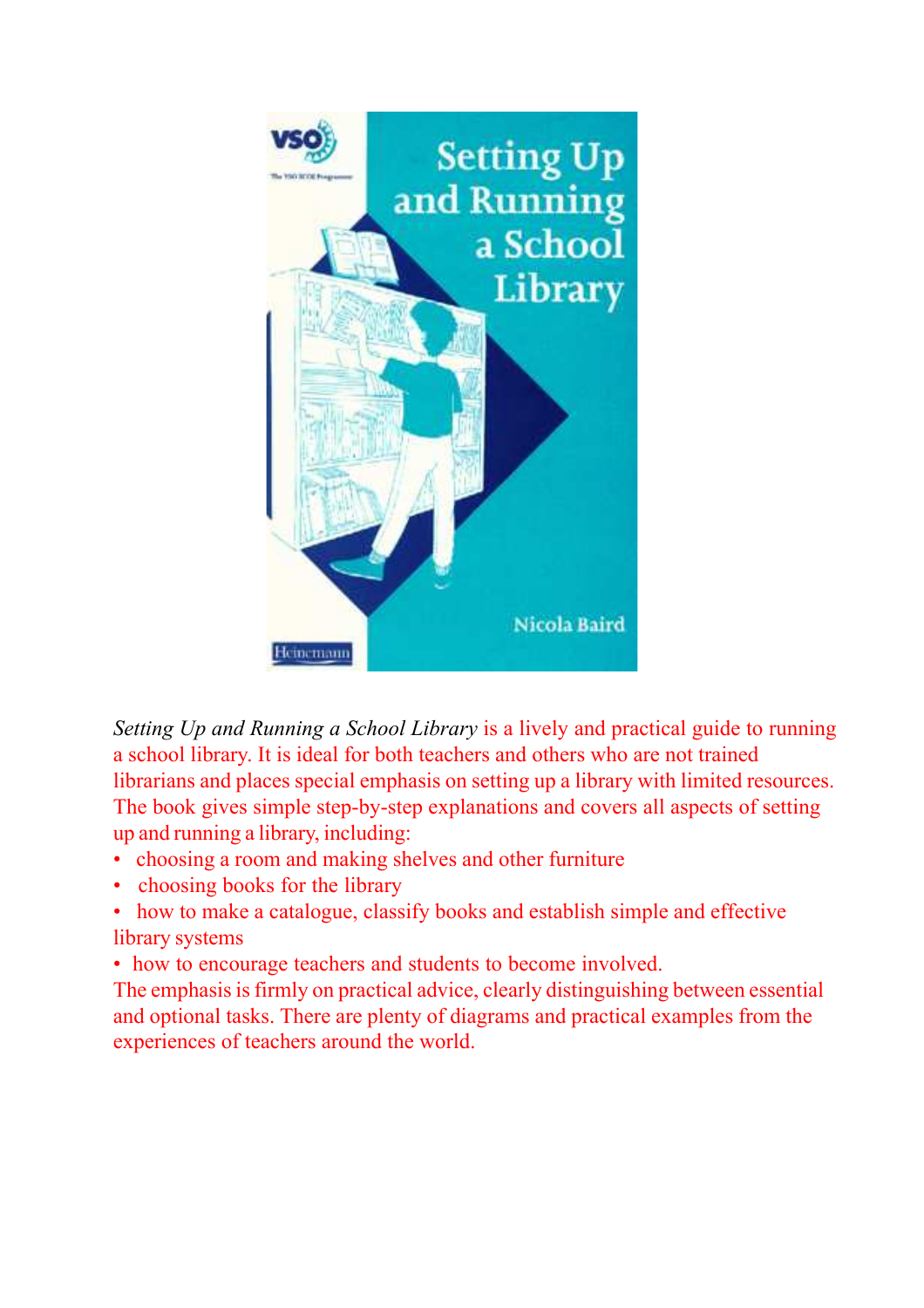*Setting Up and Running a School Library* is a lively and practical guide to running a school library. It is ideal for both teachers and others who are not trained librarians and places special emphasis on setting up a library with limited resources. The book gives simple step-by-step explanations and covers all aspects of setting up and running a library, including:

- choosing a room and making shelves and other furniture
- choosing books for the library
- how to make a catalogue, classify books and establish simple and effective library systems
- how to encourage teachers and students to become involved.

The emphasis is firmly on practical advice, clearly distinguishing between essential and optional tasks. There are plenty of diagrams and practical examples from the experiences of teachers around the world.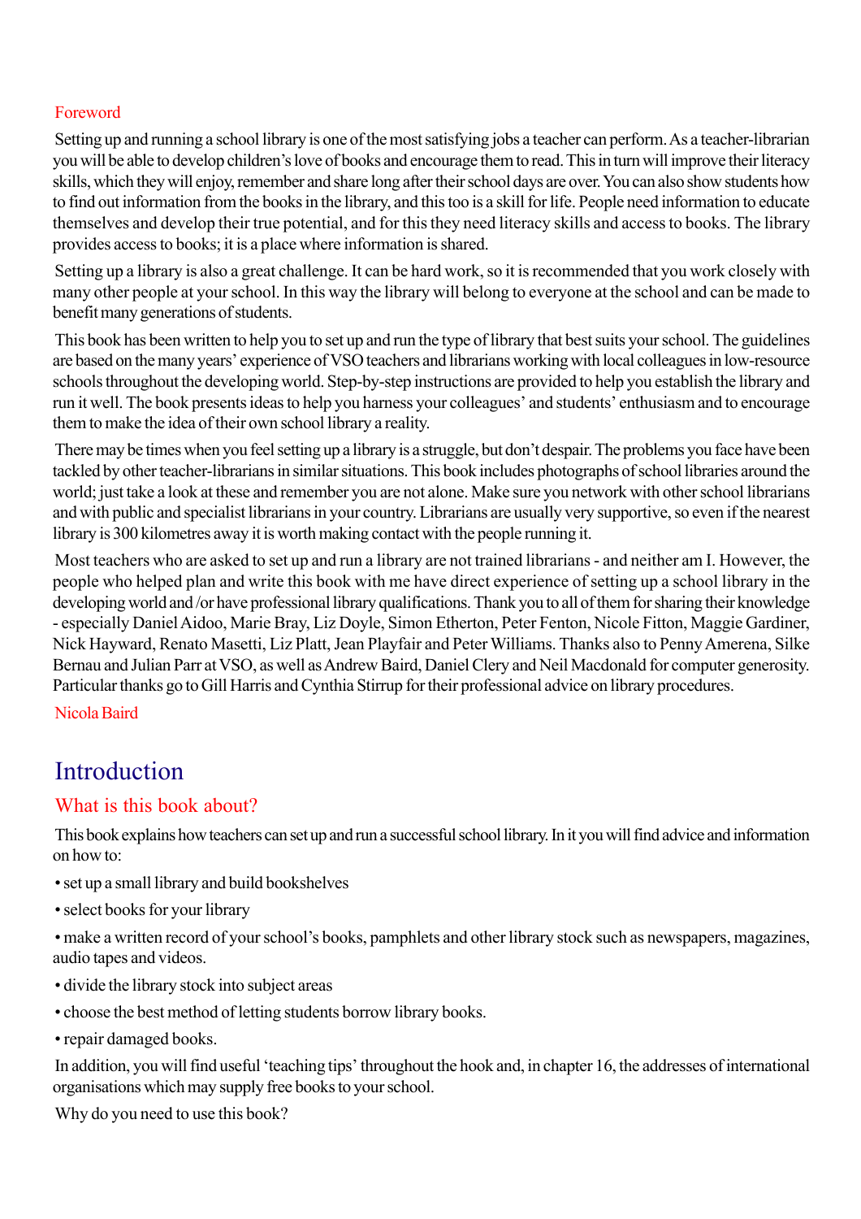## Foreword

Setting up and running a school library is one of the most satisfying jobs a teacher can perform. As a teacher-librarian you will be able to develop children's love of books and encourage them to read. This in turn will improve their literacy skills, which they will enjoy, remember and share long after their school days are over. You can also show students how to find out information from the books in the library, and this too is a skill for life. People need information to educate themselves and develop their true potential, and for this they need literacy skills and access to books. The library provides access to books; it is a place where information is shared.

Setting up a library is also a great challenge. It can be hard work, so it is recommended that you work closely with many other people at your school. In this way the library will belong to everyone at the school and can be made to benefit many generations of students.

This book has been written to help you to set up and run the type of library that best suits your school. The guidelines are based on the many years' experience of VSO teachers and librarians working with local colleagues in low-resource schools throughout the developing world. Step-by-step instructions are provided to help you establish the library and run it well. The book presents ideas to help you harness your colleagues' and students' enthusiasm and to encourage them to make the idea of their own school library a reality.

There may be times when you feel setting up a library is a struggle, but don't despair. The problems you face have been tackled by other teacher-librarians in similar situations. This book includes photographs of school libraries around the world; just take a look at these and remember you are not alone. Make sure you network with other school librarians and with public and specialist librarians in your country. Librarians are usually very supportive, so even if the nearest library is 300 kilometres away it is worth making contact with the people running it.

Most teachers who are asked to set up and run a library are not trained librarians - and neither am I. However, the people who helped plan and write this book with me have direct experience of setting up a school library in the developing world and /or have professional library qualifications. Thank you to all of them for sharing their knowledge - especially Daniel Aidoo, Marie Bray, Liz Doyle, Simon Etherton, Peter Fenton, Nicole Fitton, Maggie Gardiner, Nick Hayward, Renato Masetti, Liz Platt, Jean Playfair and Peter Williams. Thanks also to Penny Amerena, Silke Bernau and Julian Parr at VSO, as well as Andrew Baird, Daniel Clery and Neil Macdonald for computer generosity. Particular thanks go to Gill Harris and Cynthia Stirrup for their professional advice on library procedures.

Nicola Baird

# Introduction

## What is this book about?

This book explains how teachers can set up and run a successful school library. In it you will find advice and information on how to:

- set up a small library and build bookshelves
- select books for your library
- make a written record of your school's books, pamphlets and other library stock such as newspapers, magazines, audio tapes and videos.
- divide the library stock into subject areas
- choose the best method of letting students borrow library books.
- repair damaged books.

In addition, you will find useful 'teaching tips' throughout the hook and, in chapter 16, the addresses of international organisations which may supply free books to your school.

Why do you need to use this book?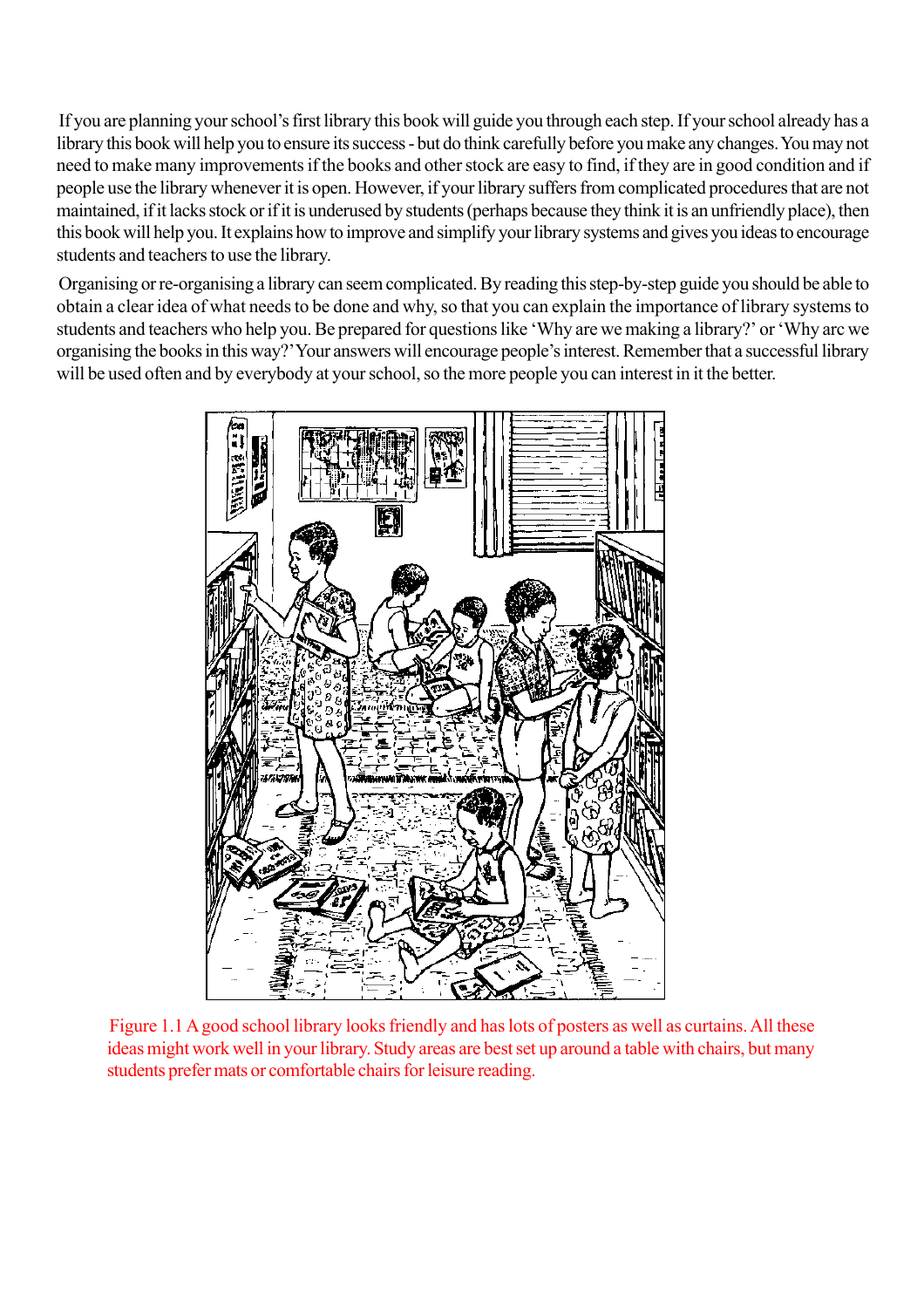If you are planning your school's first library this book will guide you through each step. If your school already has a library this book will help you to ensure its success - but do think carefully before you make any changes. You may not need to make many improvements if the books and other stock are easy to find, if they are in good condition and if people use the library whenever it is open. However, if your library suffers from complicated procedures that are not maintained, if it lacks stock or if it is underused by students (perhaps because they think it is an unfriendly place), then this book will help you. It explains how to improve and simplify your library systems and gives you ideas to encourage students and teachers to use the library.

Organising or re-organising a library can seem complicated. By reading this step-by-step guide you should be able to obtain a clear idea of what needs to be done and why, so that you can explain the importance of library systems to students and teachers who help you. Be prepared for questions like 'Why are we making a library?' or 'Why arc we organising the books in this way?' Your answers will encourage people's interest. Remember that a successful library will be used often and by everybody at your school, so the more people you can interest in it the better.

Figure 1.1 A good school library looks friendly and has lots of posters as well as curtains. All these ideas might work well in your library. Study areas are best set up around a table with chairs, but many students prefer mats or comfortable chairs for leisure reading.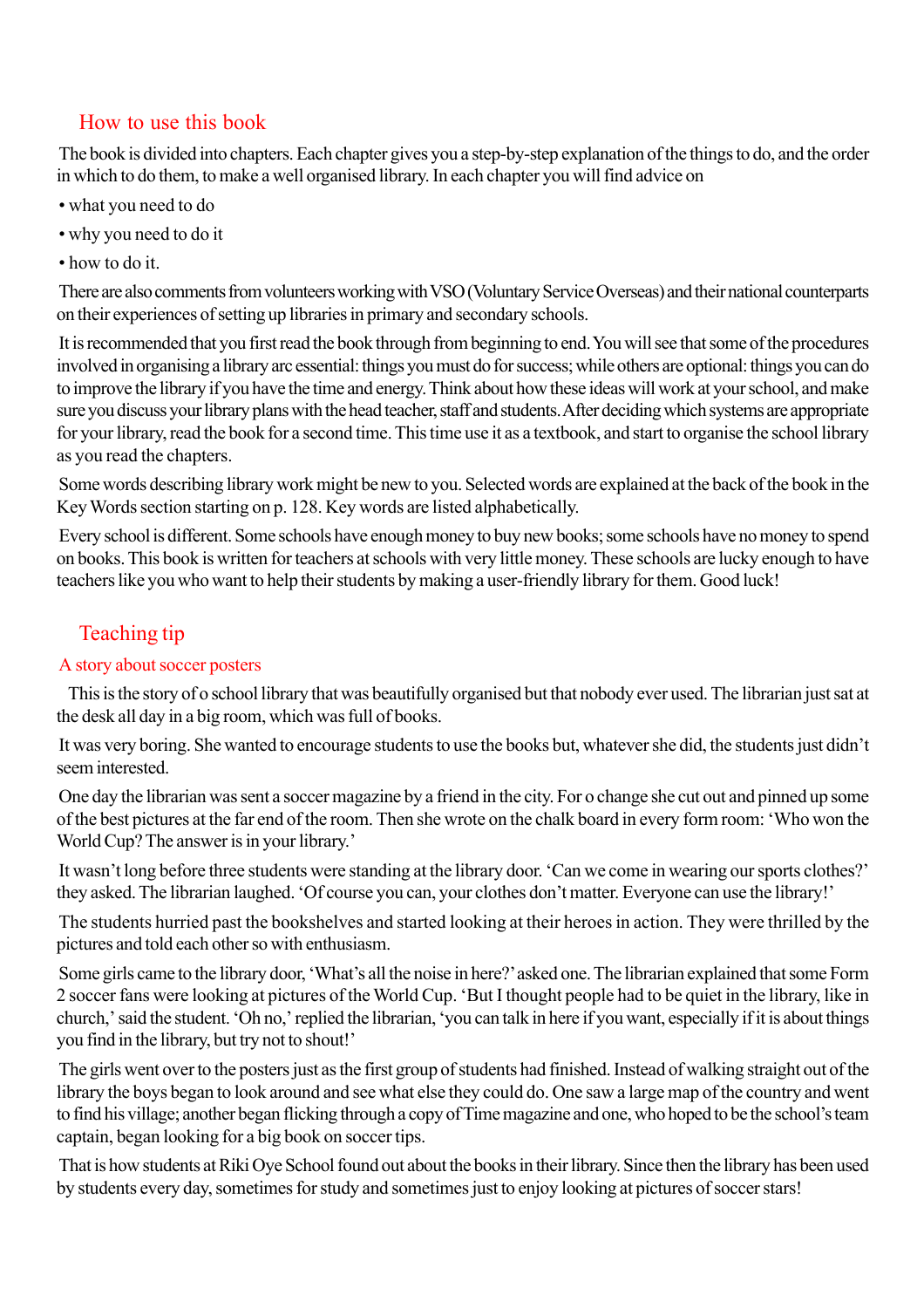## How to use this book

The book is divided into chapters. Each chapter gives you a step-by-step explanation of the things to do, and the order in which to do them, to make a well organised library. In each chapter you will find advice on

- what you need to do
- why you need to do it
- how to do it.

There are also comments from volunteers working with VSO (Voluntary Service Overseas) and their national counterparts on their experiences of setting up libraries in primary and secondary schools.

It is recommended that you first read the book through from beginning to end. You will see that some of the procedures involved in organising a library arc essential: things you must do for success; while others are optional: things you can do to improve the library if you have the time and energy. Think about how these ideas will work at your school, and make sure you discuss your library plans with the head teacher, staff and students. After deciding which systems are appropriate for your library, read the book for a second time. This time use it as a textbook, and start to organise the school library as you read the chapters.

Some words describing library work might be new to you. Selected words are explained at the back of the book in the Key Words section starting on p. 128. Key words are listed alphabetically.

Every school is different. Some schools have enough money to buy new books; some schools have no money to spend on books. This book is written for teachers at schools with very little money. These schools are lucky enough to have teachers like you who want to help their students by making a user-friendly library for them. Good luck!

## Teaching tip

### A story about soccer posters

This is the story of o school library that was beautifully organised but that nobody ever used. The librarian just sat at the desk all day in a big room, which was full of books.

It was very boring. She wanted to encourage students to use the books but, whatever she did, the students just didn't seem interested.

One day the librarian was sent a soccer magazine by a friend in the city. For o change she cut out and pinned up some of the best pictures at the far end of the room. Then she wrote on the chalk board in every form room: 'Who won the World Cup? The answer is in your library.'

It wasn't long before three students were standing at the library door. 'Can we come in wearing our sports clothes?' they asked. The librarian laughed. 'Of course you can, your clothes don't matter. Everyone can use the library!'

The students hurried past the bookshelves and started looking at their heroes in action. They were thrilled by the pictures and told each other so with enthusiasm.

Some girls came to the library door, 'What's all the noise in here?' asked one. The librarian explained that some Form 2 soccer fans were looking at pictures of the World Cup. 'But I thought people had to be quiet in the library, like in church,' said the student. 'Oh no,' replied the librarian, 'you can talk in here if you want, especially if it is about things you find in the library, but try not to shout!'

The girls went over to the posters just as the first group of students had finished. Instead of walking straight out of the library the boys began to look around and see what else they could do. One saw a large map of the country and went to find his village; another began flicking through a copy of Time magazine and one, who hoped to be the school's team captain, began looking for a big book on soccer tips.

That is how students at Riki Oye School found out about the books in their library. Since then the library has been used by students every day, sometimes for study and sometimes just to enjoy looking at pictures of soccer stars!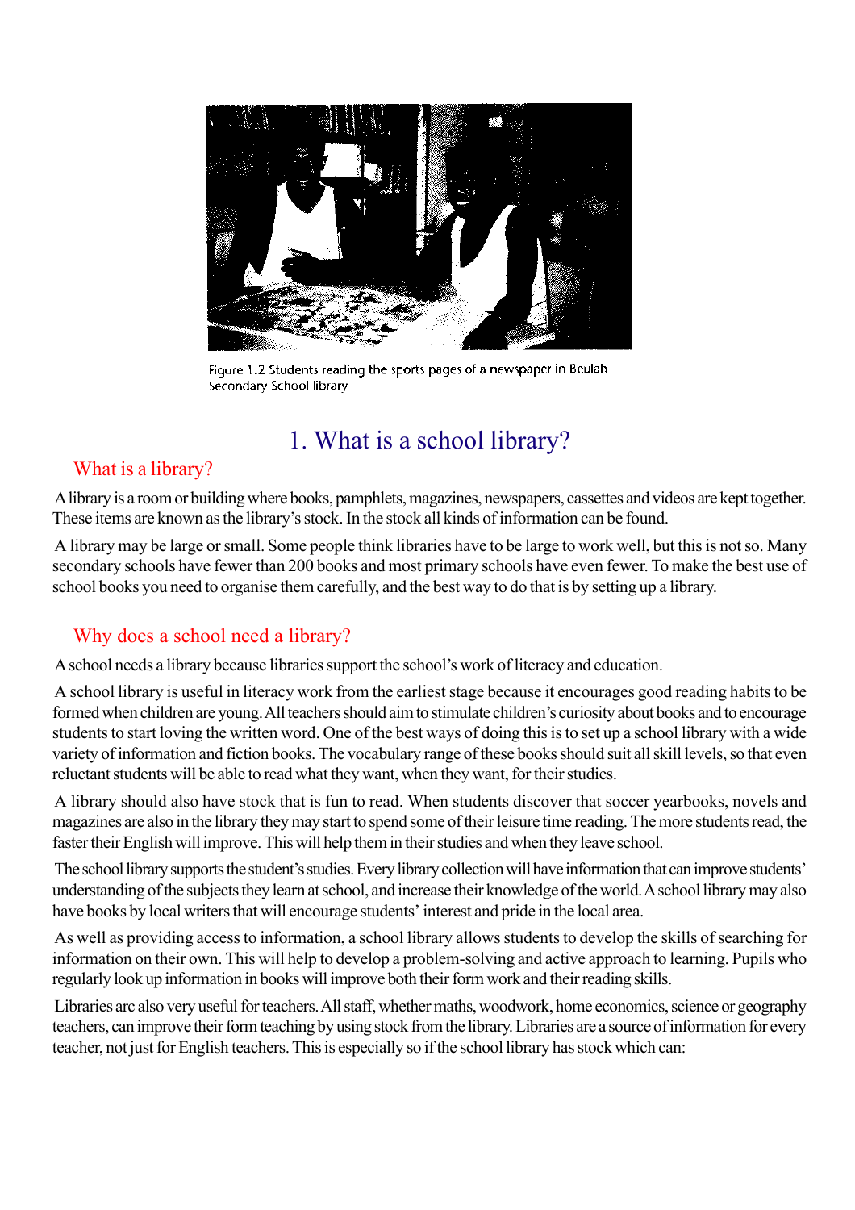Figure 1.2 Students reading the sports pages of a newspaper in Beulah Secondary School library

# 1. What is a school library?

## What is a library?

A library is a room or building where books, pamphlets, magazines, newspapers, cassettes and videos are kept together. These items are known as the library's stock. In the stock all kinds of information can be found.

A library may be large or small. Some people think libraries have to be large to work well, but this is not so. Many secondary schools have fewer than 200 books and most primary schools have even fewer. To make the best use of school books you need to organise them carefully, and the best way to do that is by setting up a library.

## Why does a school need a library?

A school needs a library because libraries support the school's work of literacy and education.

A school library is useful in literacy work from the earliest stage because it encourages good reading habits to be formed when children are young. All teachers should aim to stimulate children's curiosity about books and to encourage students to start loving the written word. One of the best ways of doing this is to set up a school library with a wide variety of information and fiction books. The vocabulary range of these books should suit all skill levels, so that even reluctant students will be able to read what they want, when they want, for their studies.

A library should also have stock that is fun to read. When students discover that soccer yearbooks, novels and magazines are also in the library they may start to spend some of their leisure time reading. The more students read, the faster their English will improve. This will help them in their studies and when they leave school.

The school library supports the student's studies. Every library collection will have information that can improve students' understanding of the subjects they learn at school, and increase their knowledge of the world. A school library may also have books by local writers that will encourage students' interest and pride in the local area.

As well as providing access to information, a school library allows students to develop the skills of searching for information on their own. This will help to develop a problem-solving and active approach to learning. Pupils who regularly look up information in books will improve both their form work and their reading skills.

Libraries arc also very useful for teachers. All staff, whether maths, woodwork, home economics, science or geography teachers, can improve their form teaching by using stock from the library. Libraries are a source of information for every teacher, not just for English teachers. This is especially so if the school library has stock which can: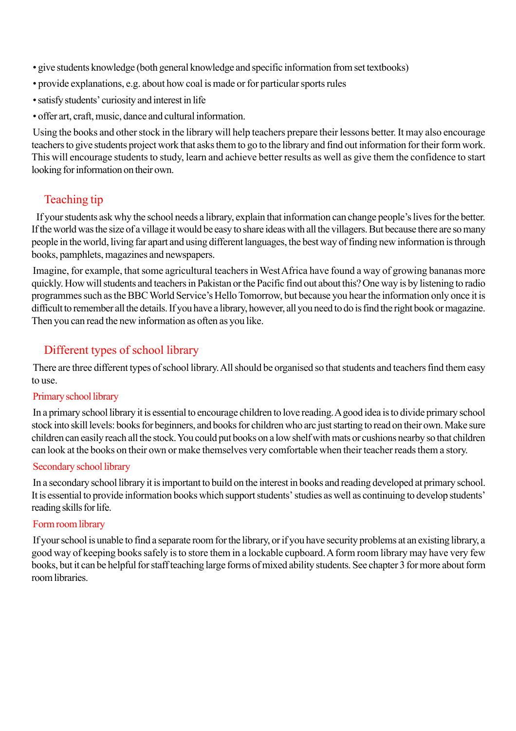- give students knowledge (both general knowledge and specific information from set textbooks)
- provide explanations, e.g. about how coal is made or for particular sports rules
- satisfy students' curiosity and interest in life
- offer art, craft, music, dance and cultural information.

Using the books and other stock in the library will help teachers prepare their lessons better. It may also encourage teachers to give students project work that asks them to go to the library and find out information for their form work. This will encourage students to study, learn and achieve better results as well as give them the confidence to start looking for information on their own.

## Teaching tip

If your students ask why the school needs a library, explain that information can change people's lives for the better. If the world was the size of a village it would be easy to share ideas with all the villagers. But because there are so many people in the world, living far apart and using different languages, the best way of finding new information is through books, pamphlets, magazines and newspapers.

Imagine, for example, that some agricultural teachers in West Africa have found a way of growing bananas more quickly. How will students and teachers in Pakistan or the Pacific find out about this? One way is by listening to radio programmes such as the BBC World Service's Hello Tomorrow, but because you hear the information only once it is difficult to remember all the details. If you have a library, however, all you need to do is find the right book or magazine. Then you can read the new information as often as you like.

## Different types of school library

There are three different types of school library. All should be organised so that students and teachers find them easy to use.

### Primary school library

In a primary school library it is essential to encourage children to love reading. A good idea is to divide primary school stock into skill levels: books for beginners, and books for children who arc just starting to read on their own. Make sure children can easily reach all the stock. You could put books on a low shelf with mats or cushions nearby so that children can look at the books on their own or make themselves very comfortable when their teacher reads them a story.

### Secondary school library

In a secondary school library it is important to build on the interest in books and reading developed at primary school. It is essential to provide information books which support students' studies as well as continuing to develop students' reading skills for life.

### Form room library

If your school is unable to find a separate room for the library, or if you have security problems at an existing library, a good way of keeping books safely is to store them in a lockable cupboard. A form room library may have very few books, but it can be helpful for staff teaching large forms of mixed ability students. See chapter 3 for more about form room libraries.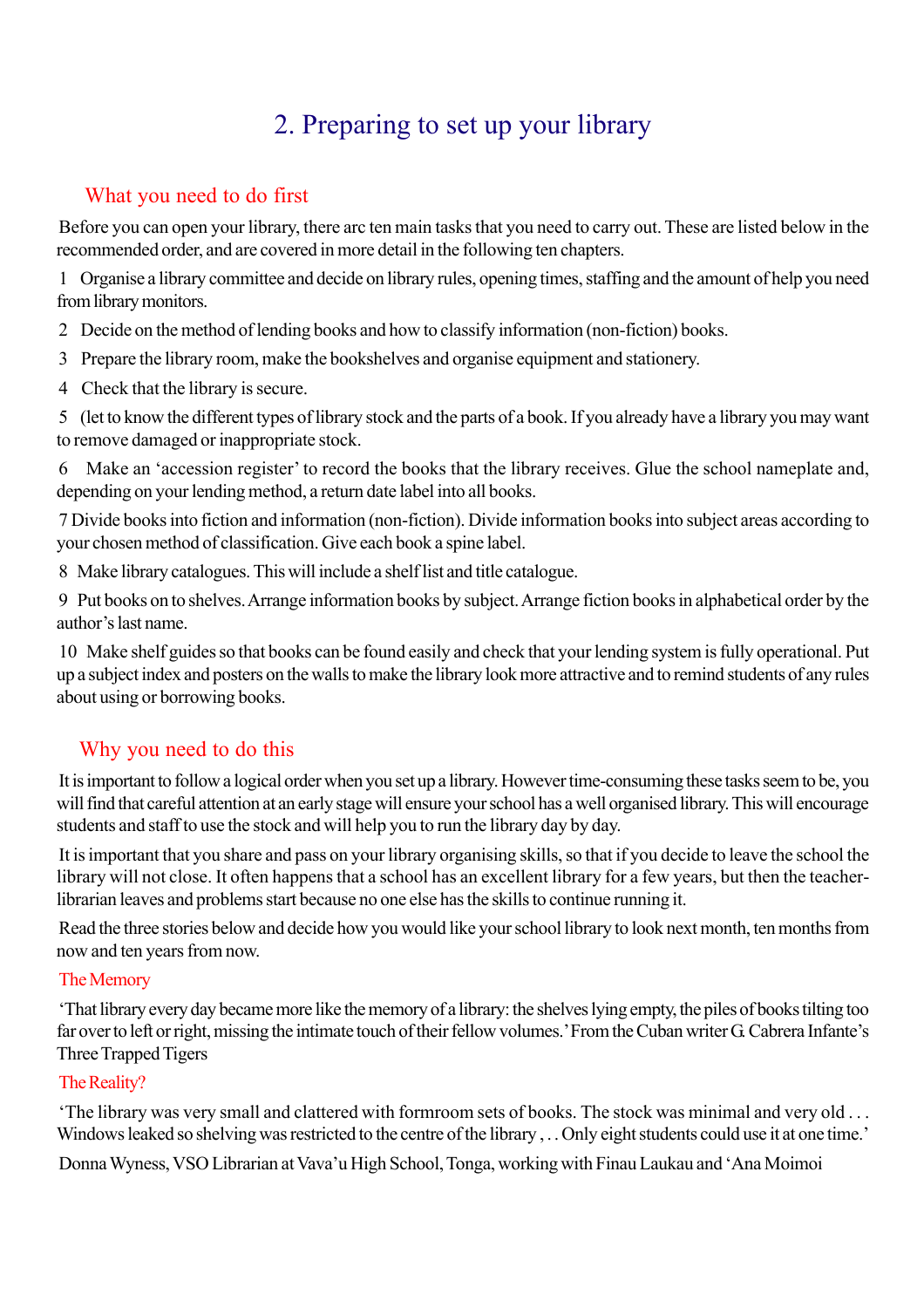# 2. Preparing to set up your library

## What you need to do first

Before you can open your library, there arc ten main tasks that you need to carry out. These are listed below in the recommended order, and are covered in more detail in the following ten chapters.

1 Organise a library committee and decide on library rules, opening times, staffing and the amount of help you need from library monitors.

2 Decide on the method of lending books and how to classify information (non-fiction) books.

3 Prepare the library room, make the bookshelves and organise equipment and stationery.

4 Check that the library is secure.

5 (let to know the different types of library stock and the parts of a book. If you already have a library you may want to remove damaged or inappropriate stock.

6 Make an 'accession register' to record the books that the library receives. Glue the school nameplate and, depending on your lending method, a return date label into all books.

7 Divide books into fiction and information (non-fiction). Divide information books into subject areas according to your chosen method of classification. Give each book a spine label.

8 Make library catalogues. This will include a shelf list and title catalogue.

9 Put books on to shelves. Arrange information books by subject. Arrange fiction books in alphabetical order by the author's last name.

10 Make shelf guides so that books can be found easily and check that your lending system is fully operational. Put up a subject index and posters on the walls to make the library look more attractive and to remind students of any rules about using or borrowing books.

## Why you need to do this

It is important to follow a logical order when you set up a library. However time-consuming these tasks seem to be, you will find that careful attention at an early stage will ensure your school has a well organised library. This will encourage students and staff to use the stock and will help you to run the library day by day.

It is important that you share and pass on your library organising skills, so that if you decide to leave the school the library will not close. It often happens that a school has an excellent library for a few years, but then the teacher-librarian leaves and problems start because no one else has the skills to continue running it.

Read the three stories below and decide how you would like your school library to look next month, ten months from now and ten years from now.

### The Memory

'That library every day became more like the memory of a library: the shelves lying empty, the piles of books tilting too far over to left or right, missing the intimate touch of their fellow volumes.' From the Cuban writer G. Cabrera Infante's Three Trapped Tigers

### The Reality?

'The library was very small and clattered with formroom sets of books. The stock was minimal and very old . . . Windows leaked so shelving was restricted to the centre of the library , . . Only eight students could use it at one time.'

Donna Wyness, VSO Librarian at Vava'u High School, Tonga, working with Finau Laukau and 'Ana Moimoi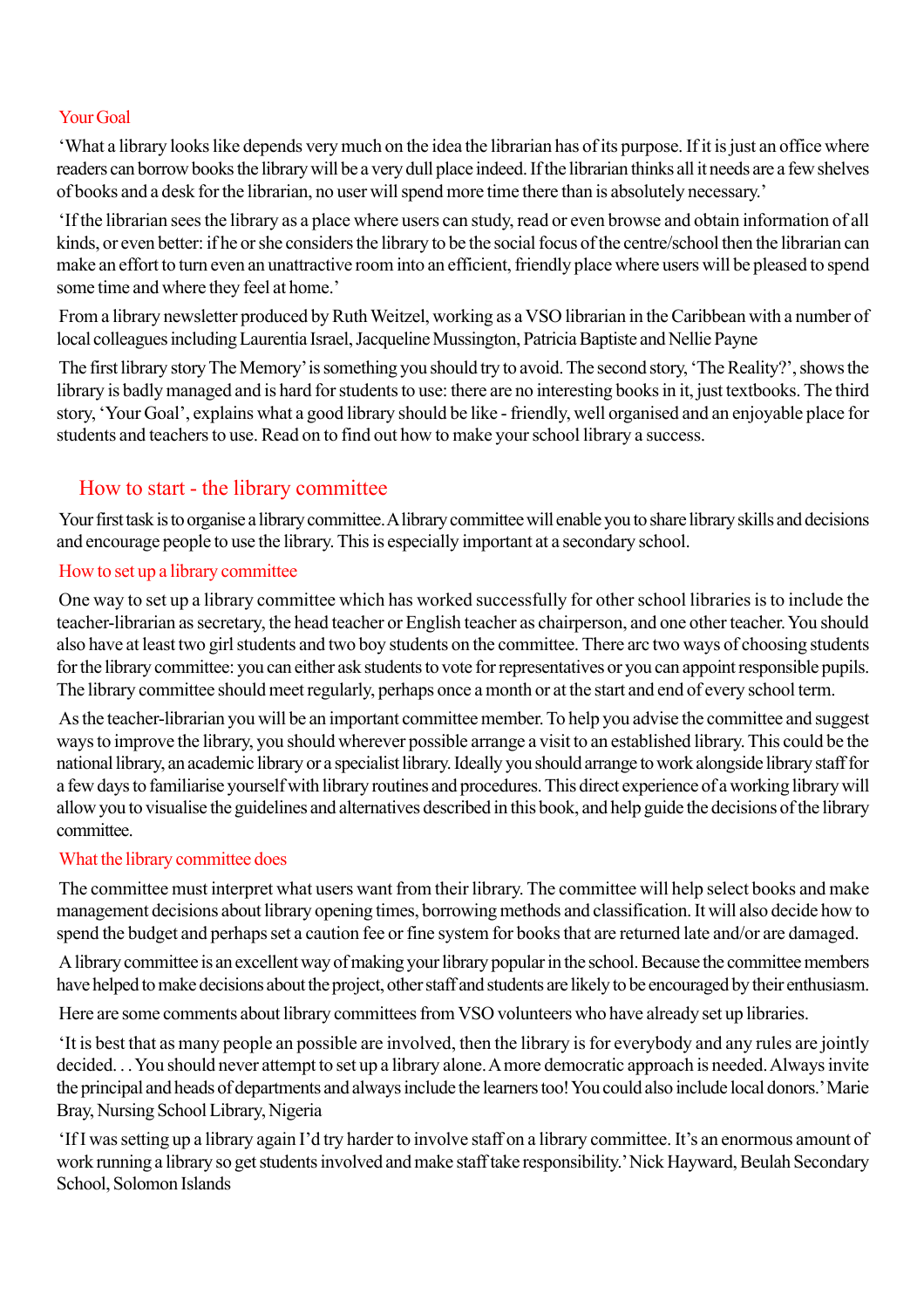### Your Goal

'What a library looks like depends very much on the idea the librarian has of its purpose. If it is just an office where readers can borrow books the library will be a very dull place indeed. If the librarian thinks all it needs are a few shelves of books and a desk for the librarian, no user will spend more time there than is absolutely necessary.'

'If the librarian sees the library as a place where users can study, read or even browse and obtain information of all kinds, or even better: if he or she considers the library to be the social focus of the centre/school then the librarian can make an effort to turn even an unattractive room into an efficient, friendly place where users will be pleased to spend some time and where they feel at home.'

From a library newsletter produced by Ruth Weitzel, working as a VSO librarian in the Caribbean with a number of local colleagues including Laurentia Israel, Jacqueline Mussington, Patricia Baptiste and Nellie Payne

The first library story The Memory' is something you should try to avoid. The second story, 'The Reality?', shows the library is badly managed and is hard for students to use: there are no interesting books in it, just textbooks. The third story, 'Your Goal', explains what a good library should be like - friendly, well organised and an enjoyable place for students and teachers to use. Read on to find out how to make your school library a success.

## How to start - the library committee

Your first task is to organise a library committee. A library committee will enable you to share library skills and decisions and encourage people to use the library. This is especially important at a secondary school.

### How to set up a library committee

One way to set up a library committee which has worked successfully for other school libraries is to include the teacher-librarian as secretary, the head teacher or English teacher as chairperson, and one other teacher. You should also have at least two girl students and two boy students on the committee. There arc two ways of choosing students for the library committee: you can either ask students to vote for representatives or you can appoint responsible pupils. The library committee should meet regularly, perhaps once a month or at the start and end of every school term.

As the teacher-librarian you will be an important committee member. To help you advise the committee and suggest ways to improve the library, you should wherever possible arrange a visit to an established library. This could be the national library, an academic library or a specialist library. Ideally you should arrange to work alongside library staff for a few days to familiarise yourself with library routines and procedures. This direct experience of a working library will allow you to visualise the guidelines and alternatives described in this book, and help guide the decisions of the library committee.

### What the library committee does

The committee must interpret what users want from their library. The committee will help select books and make management decisions about library opening times, borrowing methods and classification. It will also decide how to spend the budget and perhaps set a caution fee or fine system for books that are returned late and/or are damaged.

A library committee is an excellent way of making your library popular in the school. Because the committee members have helped to make decisions about the project, other staff and students are likely to be encouraged by their enthusiasm.

Here are some comments about library committees from VSO volunteers who have already set up libraries.

'It is best that as many people an possible are involved, then the library is for everybody and any rules are jointly decided. . . You should never attempt to set up a library alone. A more democratic approach is needed. Always invite the principal and heads of departments and always include the learners too! You could also include local donors.' Marie Bray, Nursing School Library, Nigeria

'If I was setting up a library again I'd try harder to involve staff on a library committee. It's an enormous amount of work running a library so get students involved and make staff take responsibility.' Nick Hayward, Beulah Secondary School, Solomon Islands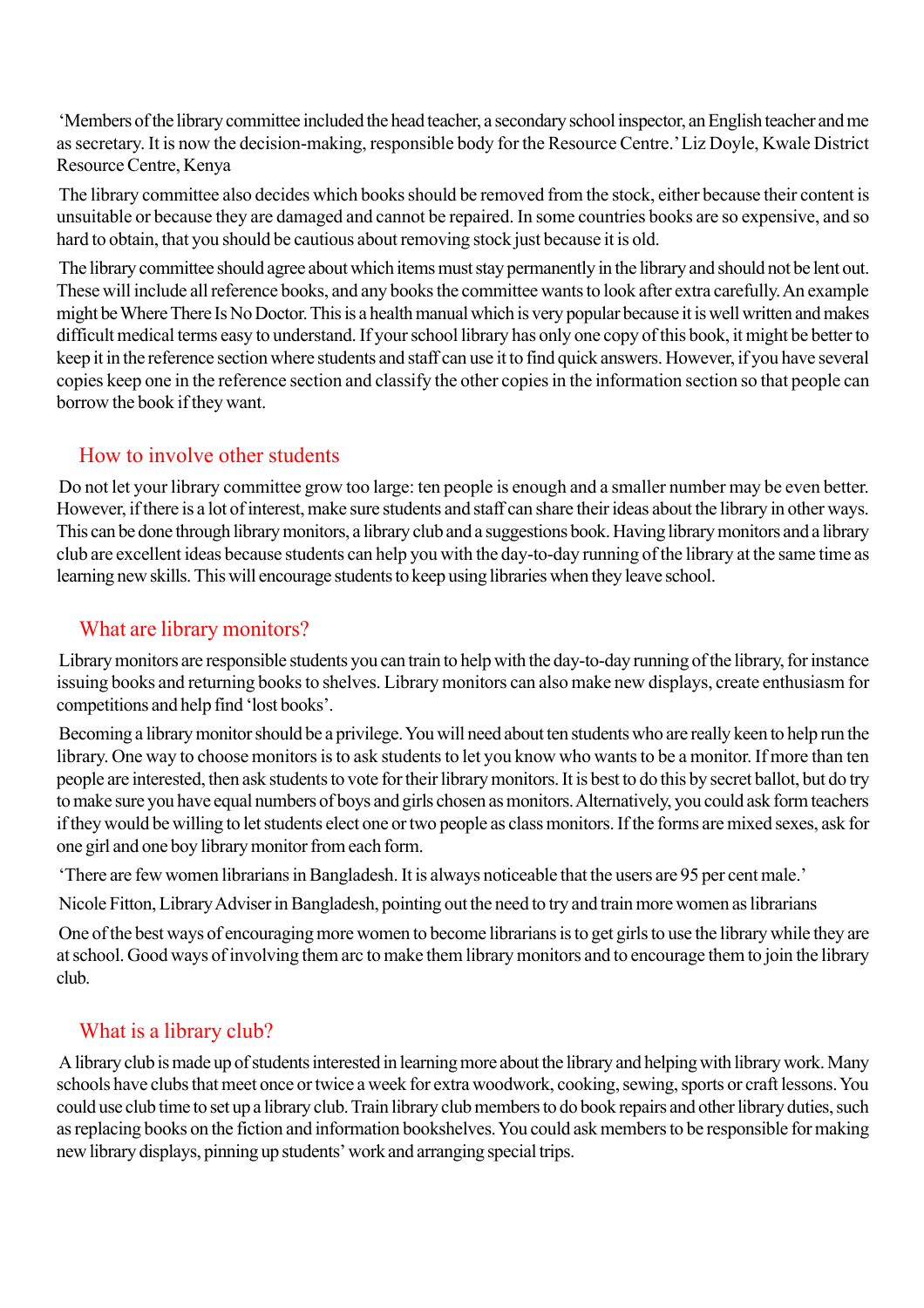'Members of the library committee included the head teacher, a secondary school inspector, an English teacher and me as secretary. It is now the decision-making, responsible body for the Resource Centre.' Liz Doyle, Kwale District Resource Centre, Kenya

The library committee also decides which books should be removed from the stock, either because their content is unsuitable or because they are damaged and cannot be repaired. In some countries books are so expensive, and so hard to obtain, that you should be cautious about removing stock just because it is old.

The library committee should agree about which items must stay permanently in the library and should not be lent out. These will include all reference books, and any books the committee wants to look after extra carefully. An example might be Where There Is No Doctor. This is a health manual which is very popular because it is well written and makes difficult medical terms easy to understand. If your school library has only one copy of this book, it might be better to keep it in the reference section where students and staff can use it to find quick answers. However, if you have several copies keep one in the reference section and classify the other copies in the information section so that people can borrow the book if they want.

## How to involve other students

Do not let your library committee grow too large: ten people is enough and a smaller number may be even better. However, if there is a lot of interest, make sure students and staff can share their ideas about the library in other ways. This can be done through library monitors, a library club and a suggestions book. Having library monitors and a library club are excellent ideas because students can help you with the day-to-day running of the library at the same time as learning new skills. This will encourage students to keep using libraries when they leave school.

## What are library monitors?

Library monitors are responsible students you can train to help with the day-to-day running of the library, for instance issuing books and returning books to shelves. Library monitors can also make new displays, create enthusiasm for competitions and help find 'lost books'.

Becoming a library monitor should be a privilege. You will need about ten students who are really keen to help run the library. One way to choose monitors is to ask students to let you know who wants to be a monitor. If more than ten people are interested, then ask students to vote for their library monitors. It is best to do this by secret ballot, but do try to make sure you have equal numbers of boys and girls chosen as monitors. Alternatively, you could ask form teachers if they would be willing to let students elect one or two people as class monitors. If the forms are mixed sexes, ask for one girl and one boy library monitor from each form.

'There are few women librarians in Bangladesh. It is always noticeable that the users are 95 per cent male.'

Nicole Fitton, Library Adviser in Bangladesh, pointing out the need to try and train more women as librarians

One of the best ways of encouraging more women to become librarians is to get girls to use the library while they are at school. Good ways of involving them arc to make them library monitors and to encourage them to join the library club.

## What is a library club?

A library club is made up of students interested in learning more about the library and helping with library work. Many schools have clubs that meet once or twice a week for extra woodwork, cooking, sewing, sports or craft lessons. You could use club time to set up a library club. Train library club members to do book repairs and other library duties, such as replacing books on the fiction and information bookshelves. You could ask members to be responsible for making new library displays, pinning up students' work and arranging special trips.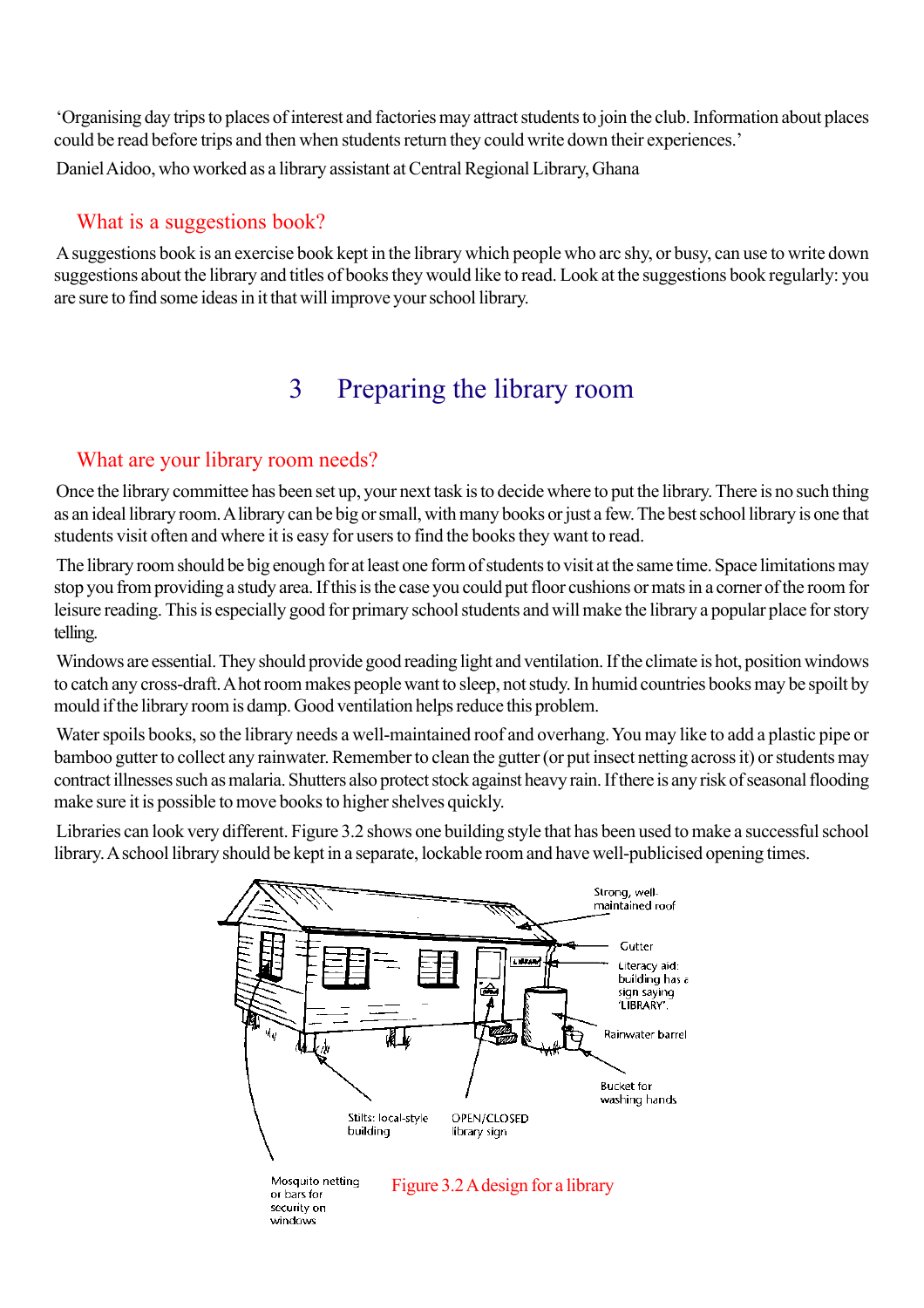'Organising day trips to places of interest and factories may attract students to join the club. Information about places could be read before trips and then when students return they could write down their experiences.'

Daniel Aidoo, who worked as a library assistant at Central Regional Library, Ghana

### What is a suggestions book?

A suggestions book is an exercise book kept in the library which people who arc shy, or busy, can use to write down suggestions about the library and titles of books they would like to read. Look at the suggestions book regularly: you are sure to find some ideas in it that will improve your school library.

## 3 Preparing the library room

### What are your library room needs?

Once the library committee has been set up, your next task is to decide where to put the library. There is no such thing as an ideal library room. A library can be big or small, with many books or just a few. The best school library is one that students visit often and where it is easy for users to find the books they want to read.

The library room should be big enough for at least one form of students to visit at the same time. Space limitations may stop you from providing a study area. If this is the case you could put floor cushions or mats in a corner of the room for leisure reading. This is especially good for primary school students and will make the library a popular place for story telling.

Windows are essential. They should provide good reading light and ventilation. If the climate is hot, position windows to catch any cross-draft. A hot room makes people want to sleep, not study. In humid countries books may be spoilt by mould if the library room is damp. Good ventilation helps reduce this problem.

Water spoils books, so the library needs a well-maintained roof and overhang. You may like to add a plastic pipe or bamboo gutter to collect any rainwater. Remember to clean the gutter (or put insect netting across it) or students may contract illnesses such as malaria. Shutters also protect stock against heavy rain. If there is any risk of seasonal flooding make sure it is possible to move books to higher shelves quickly.

Libraries can look very different. Figure 3.2 shows one building style that has been used to make a successful school library. A school library should be kept in a separate, lockable room and have well-publicised opening times.

Strong, well-maintained roof

Gutter

Literacy aid: building has a sign saying 'LIBRARY'.

Rainwater barrel

Bucket for washing hands

Stilts: local-style building

OPEN/CLOSED library sign

Mosquito netting or bars for security on windows

Figure 3.2 A design for a library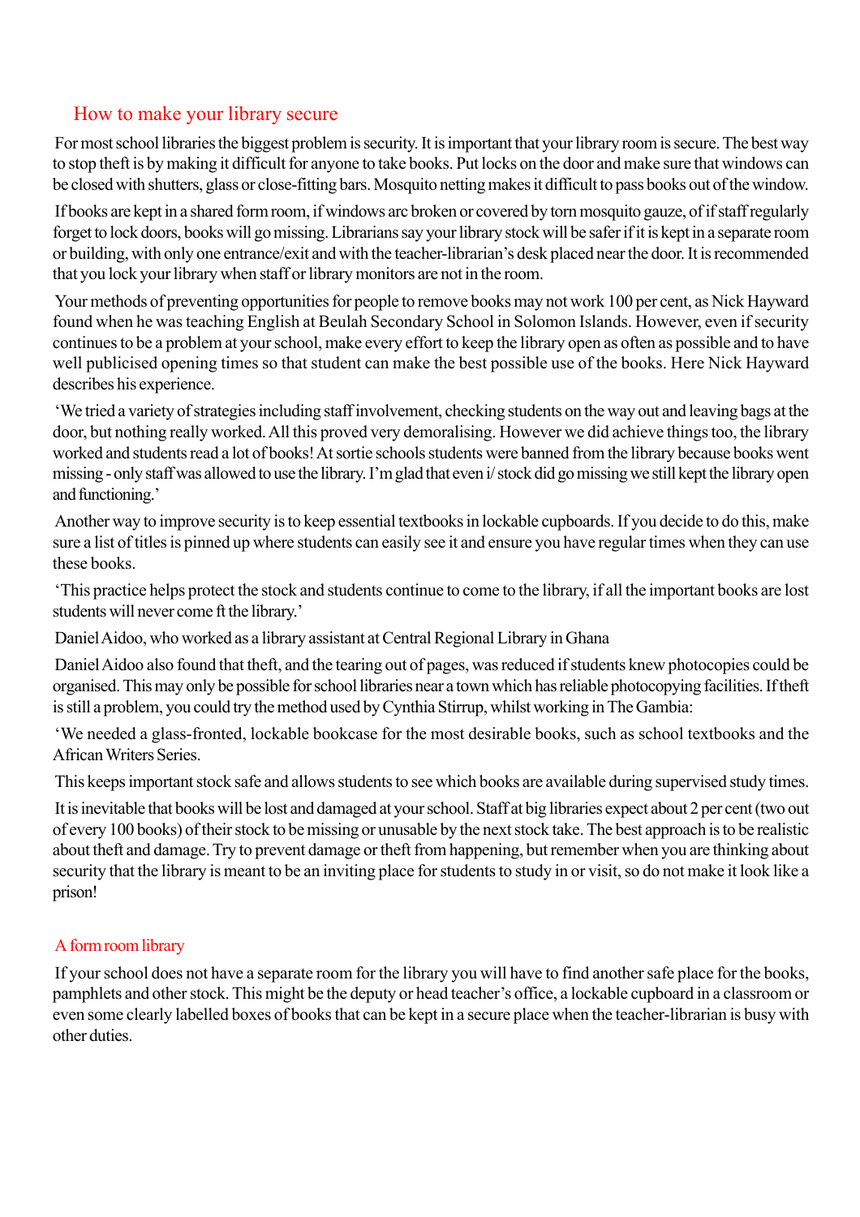## How to make your library secure

For most school libraries the biggest problem is security. It is important that your library room is secure. The best way to stop theft is by making it difficult for anyone to take books. Put locks on the door and make sure that windows can be closed with shutters, glass or close-fitting bars. Mosquito netting makes it difficult to pass books out of the window.

If books are kept in a shared form room, if windows arc broken or covered by torn mosquito gauze, of if staff regularly forget to lock doors, books will go missing. Librarians say your library stock will be safer if it is kept in a separate room or building, with only one entrance/exit and with the teacher-librarian's desk placed near the door. It is recommended that you lock your library when staff or library monitors are not in the room.

Your methods of preventing opportunities for people to remove books may not work 100 per cent, as Nick Hayward found when he was teaching English at Beulah Secondary School in Solomon Islands. However, even if security continues to be a problem at your school, make every effort to keep the library open as often as possible and to have well publicised opening times so that student can make the best possible use of the books. Here Nick Hayward describes his experience.

'We tried a variety of strategies including staff involvement, checking students on the way out and leaving bags at the door, but nothing really worked. All this proved very demoralising. However we did achieve things too, the library worked and students read a lot of books! At sortie schools students were banned from the library because books went missing - only staff was allowed to use the library. I'm glad that even i/ stock did go missing we still kept the library open and functioning.'

Another way to improve security is to keep essential textbooks in lockable cupboards. If you decide to do this, make sure a list of titles is pinned up where students can easily see it and ensure you have regular times when they can use these books.

'This practice helps protect the stock and students continue to come to the library, if all the important books are lost students will never come ft the library.'

Daniel Aidoo, who worked as a library assistant at Central Regional Library in Ghana

Daniel Aidoo also found that theft, and the tearing out of pages, was reduced if students knew photocopies could be organised. This may only be possible for school libraries near a town which has reliable photocopying facilities. If theft is still a problem, you could try the method used by Cynthia Stirrup, whilst working in The Gambia:

'We needed a glass-fronted, lockable bookcase for the most desirable books, such as school textbooks and the African Writers Series.

This keeps important stock safe and allows students to see which books are available during supervised study times.

It is inevitable that books will be lost and damaged at your school. Staff at big libraries expect about 2 per cent (two out of every 100 books) of their stock to be missing or unusable by the next stock take. The best approach is to be realistic about theft and damage. Try to prevent damage or theft from happening, but remember when you are thinking about security that the library is meant to be an inviting place for students to study in or visit, so do not make it look like a prison!

### A form room library

If your school does not have a separate room for the library you will have to find another safe place for the books, pamphlets and other stock. This might be the deputy or head teacher's office, a lockable cupboard in a classroom or even some clearly labelled boxes of books that can be kept in a secure place when the teacher-librarian is busy with other duties.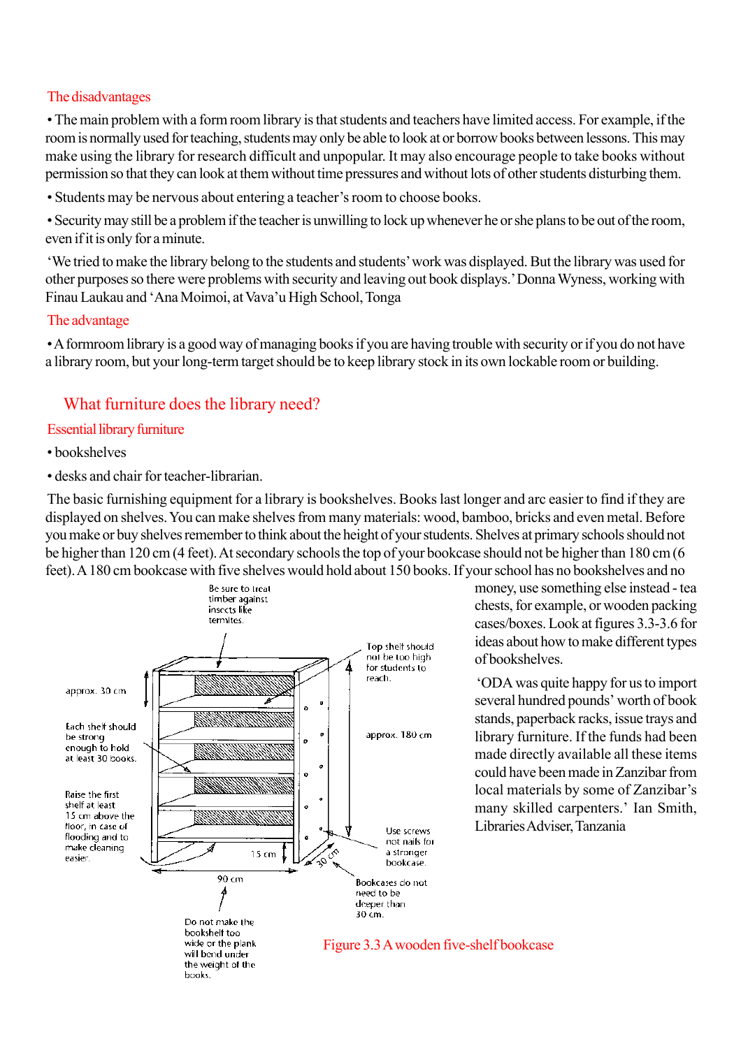### The disadvantages

- The main problem with a form room library is that students and teachers have limited access. For example, if the room is normally used for teaching, students may only be able to look at or borrow books between lessons. This may make using the library for research difficult and unpopular. It may also encourage people to take books without permission so that they can look at them without time pressures and without lots of other students disturbing them.
- Students may be nervous about entering a teacher's room to choose books.
- Security may still be a problem if the teacher is unwilling to lock up whenever he or she plans to be out of the room, even if it is only for a minute.

'We tried to make the library belong to the students and students' work was displayed. But the library was used for other purposes so there were problems with security and leaving out book displays.' Donna Wyness, working with Finau Laukau and 'Ana Moimoi, at Vava'u High School, Tonga

### The advantage

- A formroom library is a good way of managing books if you are having trouble with security or if you do not have a library room, but your long-term target should be to keep library stock in its own lockable room or building.

## What furniture does the library need?

### Essential library furniture

- bookshelves
- desks and chair for teacher-librarian.

The basic furnishing equipment for a library is bookshelves. Books last longer and arc easier to find if they are displayed on shelves. You can make shelves from many materials: wood, bamboo, bricks and even metal. Before you make or buy shelves remember to think about the height of your students. Shelves at primary schools should not be higher than 120 cm (4 feet). At secondary schools the top of your bookcase should not be higher than 180 cm (6 feet). A 180 cm bookcase with five shelves would hold about 150 books. If your school has no bookshelves and no money, use something else instead - tea chests, for example, or wooden packing cases/boxes. Look at figures 3.3-3.6 for ideas about how to make different types of bookshelves.

'ODA was quite happy for us to import several hundred pounds' worth of book stands, paperback racks, issue trays and library furniture. If the funds had been made directly available all these items could have been made in Zanzibar from local materials by some of Zanzibar's many skilled carpenters.' Ian Smith, Libraries Adviser, Tanzania

Figure 3.3 A wooden five-shelf bookcase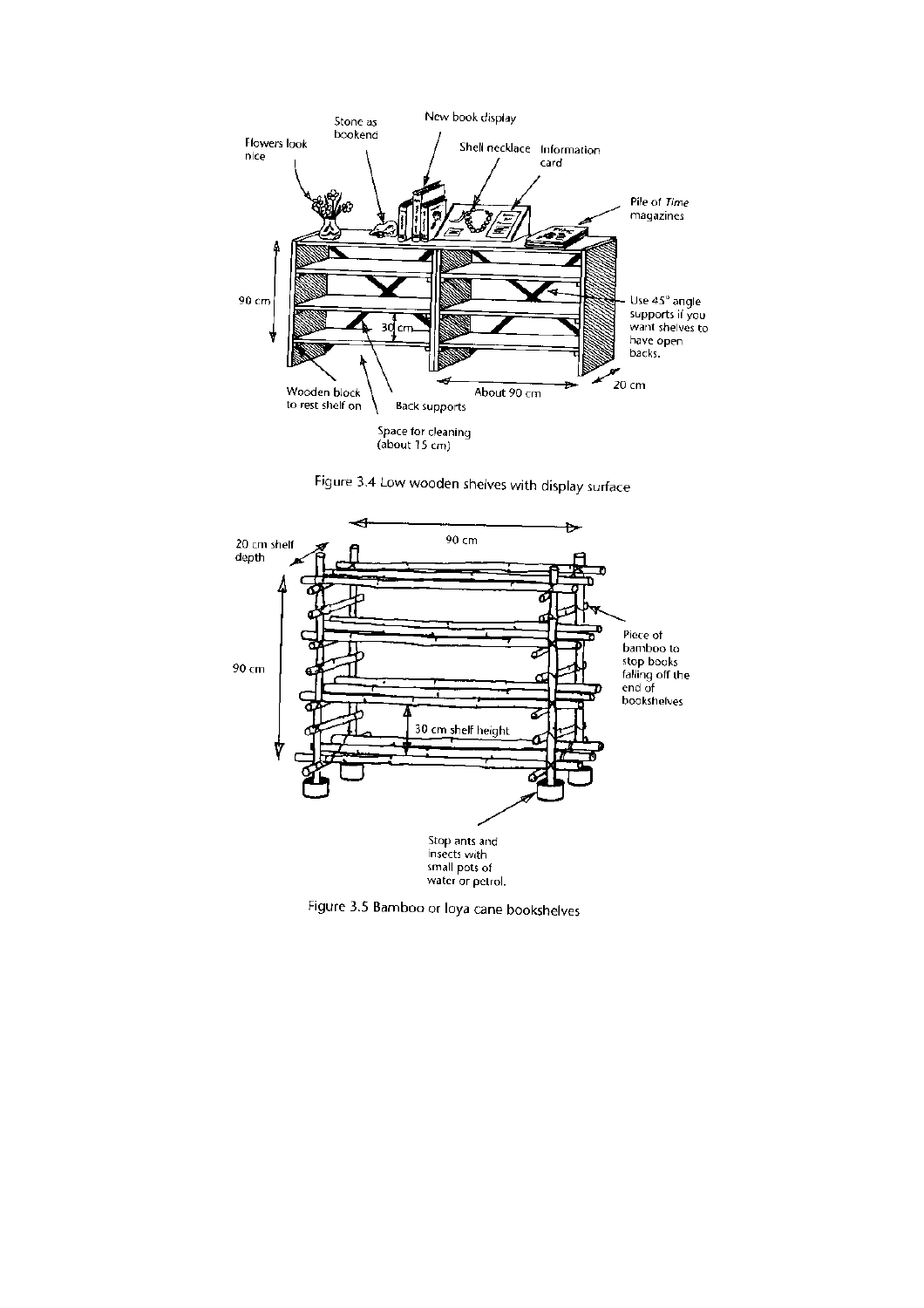Figure 3.4 Low wooden shelves with display surface

Figure 3.5 Bamboo or loya cane bookshelves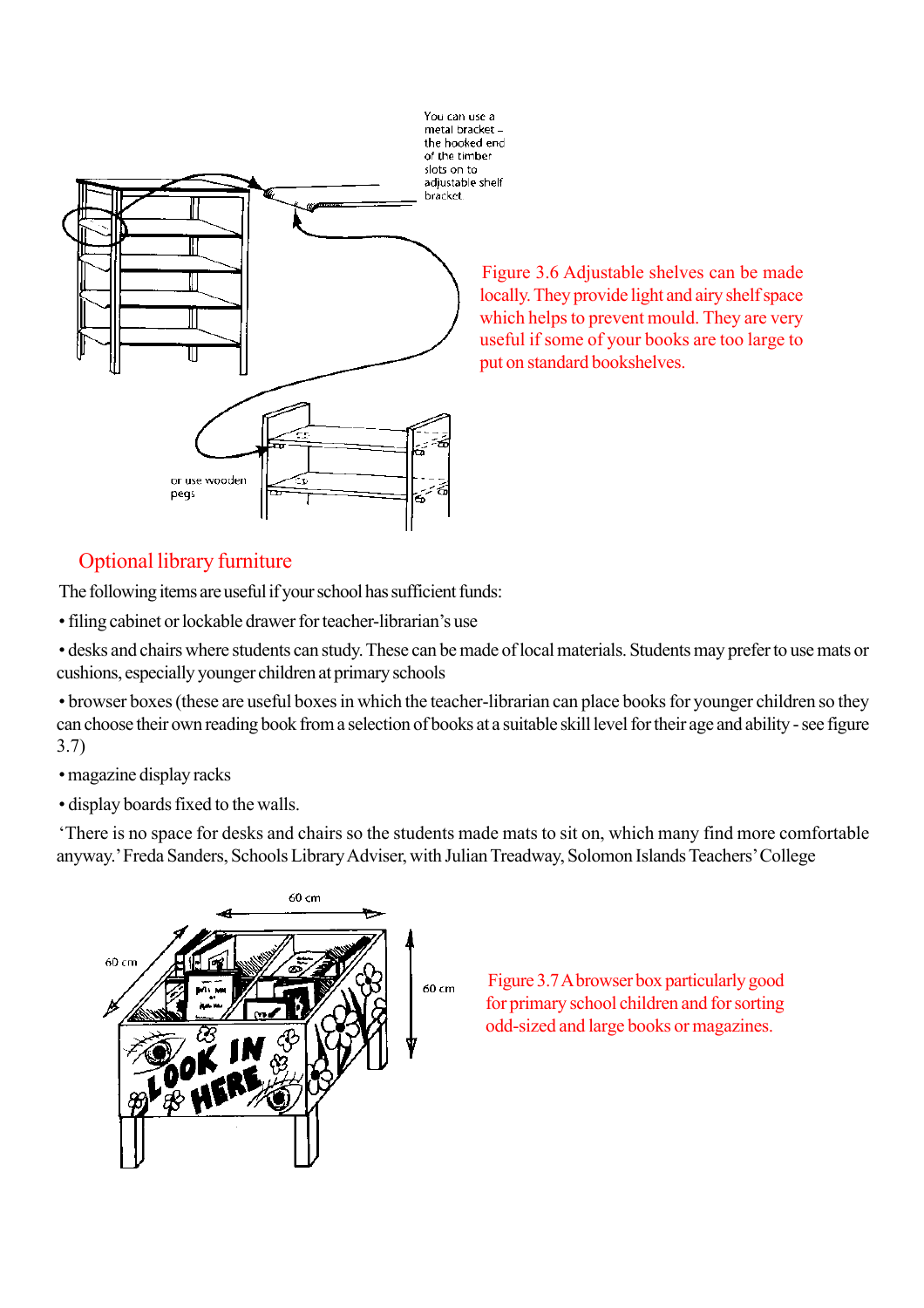You can use a metal bracket – the hooked end of the timber slots on to adjustable shelf bracket

or use wooden pegs

Figure 3.6 Adjustable shelves can be made locally. They provide light and airy shelf space which helps to prevent mould. They are very useful if some of your books are too large to put on standard bookshelves.

## Optional library furniture

The following items are useful if your school has sufficient funds:

- filing cabinet or lockable drawer for teacher-librarian's use
- desks and chairs where students can study. These can be made of local materials. Students may prefer to use mats or cushions, especially younger children at primary schools
- browser boxes (these are useful boxes in which the teacher-librarian can place books for younger children so they can choose their own reading book from a selection of books at a suitable skill level for their age and ability - see figure 3.7)
- magazine display racks
- display boards fixed to the walls.

'There is no space for desks and chairs so the students made mats to sit on, which many find more comfortable anyway.' Freda Sanders, Schools Library Adviser, with Julian Treadway, Solomon Islands Teachers' College

60 cm

60 cm

60 cm

Figure 3.7 A browser box particularly good for primary school children and for sorting odd-sized and large books or magazines.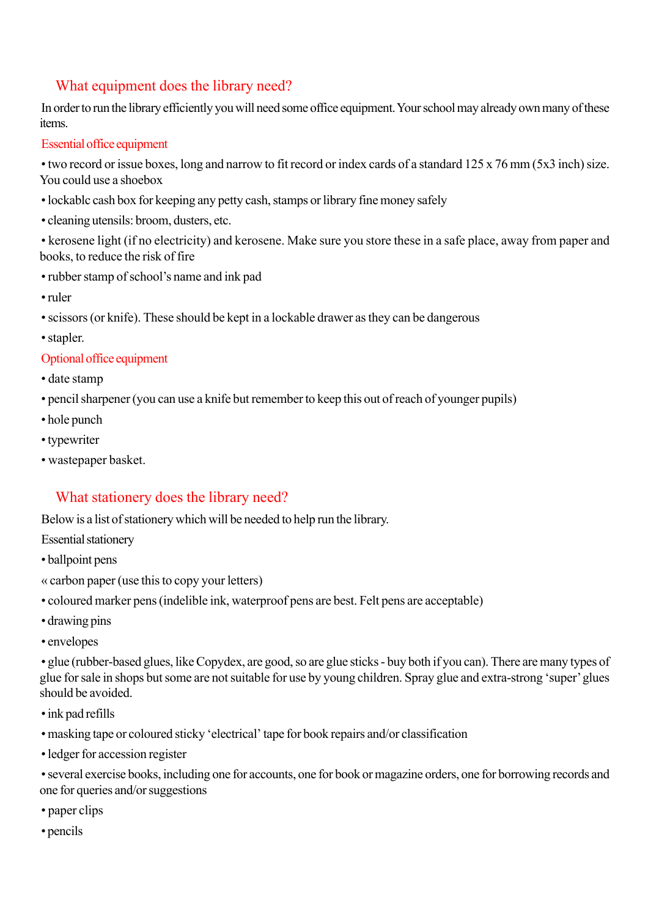## What equipment does the library need?

In order to run the library efficiently you will need some office equipment. Your school may already own many of these items.

### Essential office equipment

- two record or issue boxes, long and narrow to fit record or index cards of a standard 125 x 76 mm (5x3 inch) size. You could use a shoebox
- lockablc cash box for keeping any petty cash, stamps or library fine money safely
- cleaning utensils: broom, dusters, etc.
- kerosene light (if no electricity) and kerosene. Make sure you store these in a safe place, away from paper and books, to reduce the risk of fire
- rubber stamp of school's name and ink pad
- ruler
- scissors (or knife). These should be kept in a lockable drawer as they can be dangerous
- stapler.

### Optional office equipment

- date stamp
- pencil sharpener (you can use a knife but remember to keep this out of reach of younger pupils)
- hole punch
- typewriter
- wastepaper basket.

## What stationery does the library need?

Below is a list of stationery which will be needed to help run the library.

Essential stationery

- ballpoint pens
- carbon paper (use this to copy your letters)
- coloured marker pens (indelible ink, waterproof pens are best. Felt pens are acceptable)
- drawing pins
- envelopes
- glue (rubber-based glues, like Copydex, are good, so are glue sticks - buy both if you can). There are many types of glue for sale in shops but some are not suitable for use by young children. Spray glue and extra-strong 'super' glues should be avoided.
- ink pad refills
- masking tape or coloured sticky 'electrical' tape for book repairs and/or classification
- ledger for accession register
- several exercise books, including one for accounts, one for book or magazine orders, one for borrowing records and one for queries and/or suggestions
- paper clips
- pencils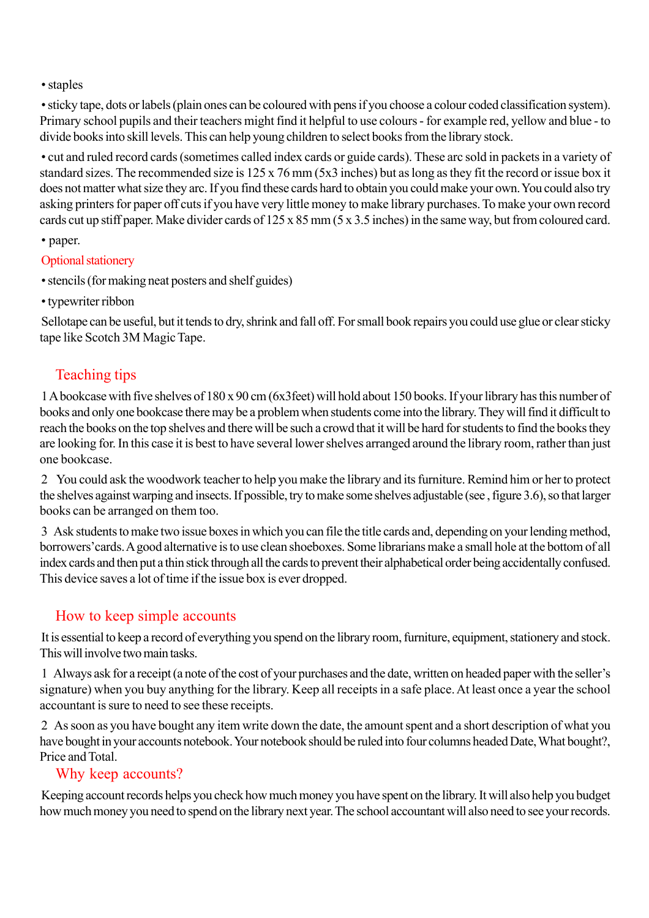- staples
- sticky tape, dots or labels (plain ones can be coloured with pens if you choose a colour coded classification system). Primary school pupils and their teachers might find it helpful to use colours - for example red, yellow and blue - to divide books into skill levels. This can help young children to select books from the library stock.
- cut and ruled record cards (sometimes called index cards or guide cards). These arc sold in packets in a variety of standard sizes. The recommended size is 125 x 76 mm (5x3 inches) but as long as they fit the record or issue box it does not matter what size they arc. If you find these cards hard to obtain you could make your own. You could also try asking printers for paper off cuts if you have very little money to make library purchases. To make your own record cards cut up stiff paper. Make divider cards of 125 x 85 mm (5 x 3.5 inches) in the same way, but from coloured card.
- paper.

Optional stationery

- stencils (for making neat posters and shelf guides)
- typewriter ribbon

Sellotape can be useful, but it tends to dry, shrink and fall off. For small book repairs you could use glue or clear sticky tape like Scotch 3M Magic Tape.

## Teaching tips

1 A bookcase with five shelves of 180 x 90 cm (6x3feet) will hold about 150 books. If your library has this number of books and only one bookcase there may be a problem when students come into the library. They will find it difficult to reach the books on the top shelves and there will be such a crowd that it will be hard for students to find the books they are looking for. In this case it is best to have several lower shelves arranged around the library room, rather than just one bookcase.

2 You could ask the woodwork teacher to help you make the library and its furniture. Remind him or her to protect the shelves against warping and insects. If possible, try to make some shelves adjustable (see , figure 3.6), so that larger books can be arranged on them too.

3 Ask students to make two issue boxes in which you can file the title cards and, depending on your lending method, borrowers' cards. A good alternative is to use clean shoeboxes. Some librarians make a small hole at the bottom of all index cards and then put a thin stick through all the cards to prevent their alphabetical order being accidentally confused. This device saves a lot of time if the issue box is ever dropped.

## How to keep simple accounts

It is essential to keep a record of everything you spend on the library room, furniture, equipment, stationery and stock. This will involve two main tasks.

1 Always ask for a receipt (a note of the cost of your purchases and the date, written on headed paper with the seller's signature) when you buy anything for the library. Keep all receipts in a safe place. At least once a year the school accountant is sure to need to see these receipts.

2 As soon as you have bought any item write down the date, the amount spent and a short description of what you have bought in your accounts notebook. Your notebook should be ruled into four columns headed Date, What bought?, Price and Total.

## Why keep accounts?

Keeping account records helps you check how much money you have spent on the library. It will also help you budget how much money you need to spend on the library next year. The school accountant will also need to see your records.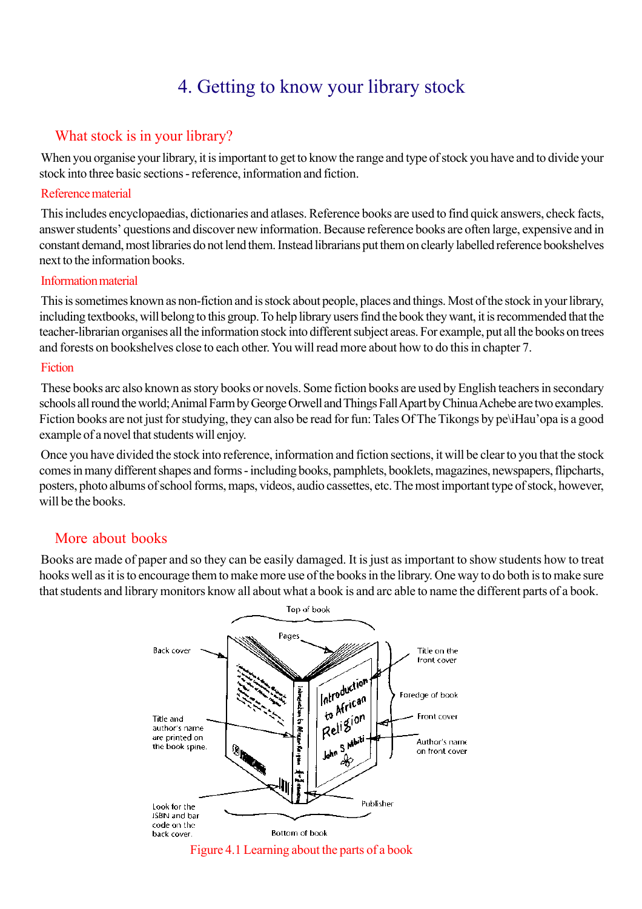# 4. Getting to know your library stock

## What stock is in your library?

When you organise your library, it is important to get to know the range and type of stock you have and to divide your stock into three basic sections - reference, information and fiction.

### Reference material

This includes encyclopaedias, dictionaries and atlases. Reference books are used to find quick answers, check facts, answer students' questions and discover new information. Because reference books are often large, expensive and in constant demand, most libraries do not lend them. Instead librarians put them on clearly labelled reference bookshelves next to the information books.

### Information material

This is sometimes known as non-fiction and is stock about people, places and things. Most of the stock in your library, including textbooks, will belong to this group. To help library users find the book they want, it is recommended that the teacher-librarian organises all the information stock into different subject areas. For example, put all the books on trees and forests on bookshelves close to each other. You will read more about how to do this in chapter 7.

### Fiction

These books arc also known as story books or novels. Some fiction books are used by English teachers in secondary schools all round the world; Animal Farm by George Orwell and Things Fall Apart by Chinua Achebe are two examples. Fiction books are not just for studying, they can also be read for fun: Tales Of The Tikongs by pe\iHau'opa is a good example of a novel that students will enjoy.

Once you have divided the stock into reference, information and fiction sections, it will be clear to you that the stock comes in many different shapes and forms - including books, pamphlets, booklets, magazines, newspapers, flipcharts, posters, photo albums of school forms, maps, videos, audio cassettes, etc. The most important type of stock, however, will be the books.

## More about books

Books are made of paper and so they can be easily damaged. It is just as important to show students how to treat hooks well as it is to encourage them to make more use of the books in the library. One way to do both is to make sure that students and library monitors know all about what a book is and arc able to name the different parts of a book.

Top of book; Pages; Back cover; Title on the front cover; Foredge of book; Front cover; Title and author's name are printed on the book spine.; Author's name on front cover; Look for the ISBN and bar code on the back cover.; Publisher; Bottom of book

Figure 4.1 Learning about the parts of a book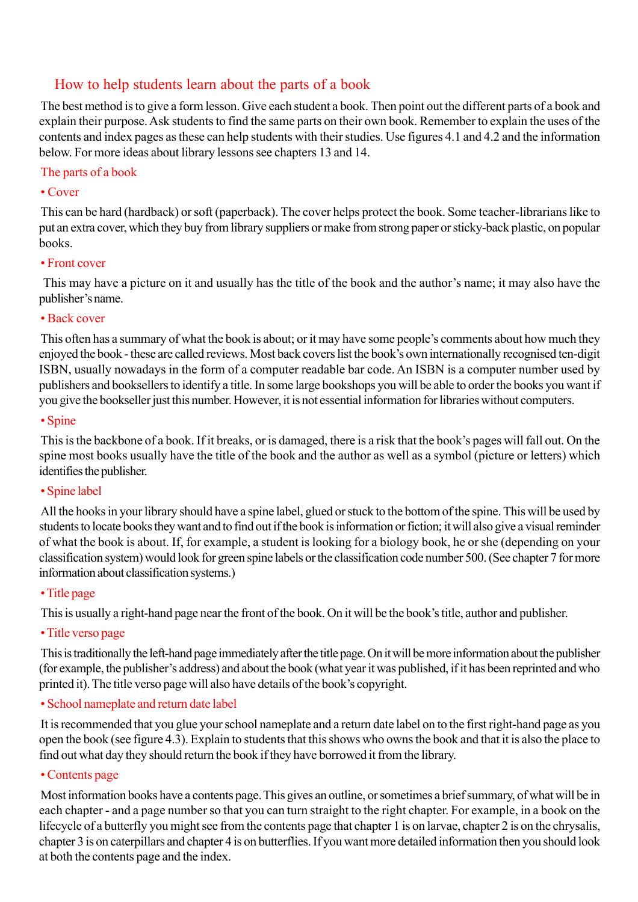## How to help students learn about the parts of a book

The best method is to give a form lesson. Give each student a book. Then point out the different parts of a book and explain their purpose. Ask students to find the same parts on their own book. Remember to explain the uses of the contents and index pages as these can help students with their studies. Use figures 4.1 and 4.2 and the information below. For more ideas about library lessons see chapters 13 and 14.

### The parts of a book

#### • Cover

This can be hard (hardback) or soft (paperback). The cover helps protect the book. Some teacher-librarians like to put an extra cover, which they buy from library suppliers or make from strong paper or sticky-back plastic, on popular books.

#### • Front cover

This may have a picture on it and usually has the title of the book and the author's name; it may also have the publisher's name.

#### • Back cover

This often has a summary of what the book is about; or it may have some people's comments about how much they enjoyed the book - these are called reviews. Most back covers list the book's own internationally recognised ten-digit ISBN, usually nowadays in the form of a computer readable bar code. An ISBN is a computer number used by publishers and booksellers to identify a title. In some large bookshops you will be able to order the books you want if you give the bookseller just this number. However, it is not essential information for libraries without computers.

#### • Spine

This is the backbone of a book. If it breaks, or is damaged, there is a risk that the book's pages will fall out. On the spine most books usually have the title of the book and the author as well as a symbol (picture or letters) which identifies the publisher.

#### • Spine label

All the hooks in your library should have a spine label, glued or stuck to the bottom of the spine. This will be used by students to locate books they want and to find out if the book is information or fiction; it will also give a visual reminder of what the book is about. If, for example, a student is looking for a biology book, he or she (depending on your classification system) would look for green spine labels or the classification code number 500. (See chapter 7 for more information about classification systems.)

#### • Title page

This is usually a right-hand page near the front of the book. On it will be the book's title, author and publisher.

#### • Title verso page

This is traditionally the left-hand page immediately after the title page. On it will be more information about the publisher (for example, the publisher's address) and about the book (what year it was published, if it has been reprinted and who printed it). The title verso page will also have details of the book's copyright.

#### • School nameplate and return date label

It is recommended that you glue your school nameplate and a return date label on to the first right-hand page as you open the book (see figure 4.3). Explain to students that this shows who owns the book and that it is also the place to find out what day they should return the book if they have borrowed it from the library.

#### • Contents page

Most information books have a contents page. This gives an outline, or sometimes a brief summary, of what will be in each chapter - and a page number so that you can turn straight to the right chapter. For example, in a book on the lifecycle of a butterfly you might see from the contents page that chapter 1 is on larvae, chapter 2 is on the chrysalis, chapter 3 is on caterpillars and chapter 4 is on butterflies. If you want more detailed information then you should look at both the contents page and the index.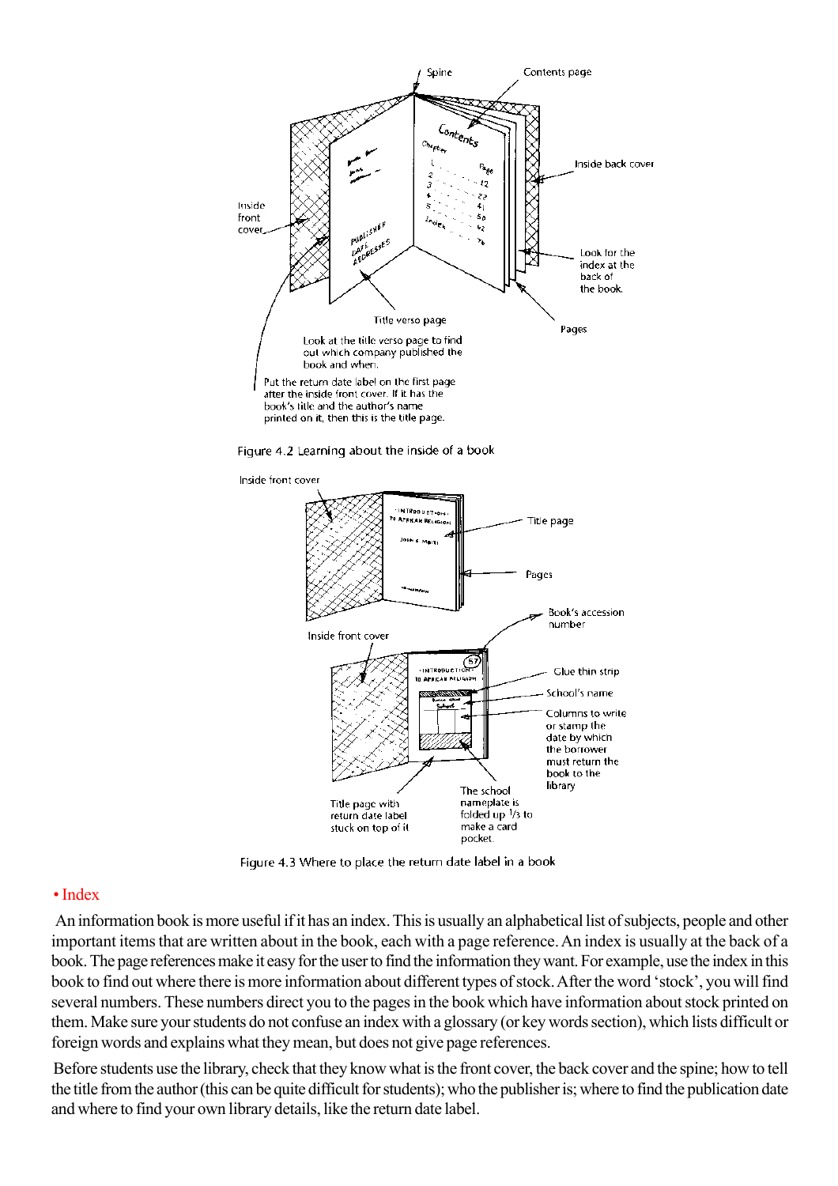Figure 4.2 Learning about the inside of a book

Figure 4.3 Where to place the return date label in a book

• Index

An information book is more useful if it has an index. This is usually an alphabetical list of subjects, people and other important items that are written about in the book, each with a page reference. An index is usually at the back of a book. The page references make it easy for the user to find the information they want. For example, use the index in this book to find out where there is more information about different types of stock. After the word 'stock', you will find several numbers. These numbers direct you to the pages in the book which have information about stock printed on them. Make sure your students do not confuse an index with a glossary (or key words section), which lists difficult or foreign words and explains what they mean, but does not give page references.

Before students use the library, check that they know what is the front cover, the back cover and the spine; how to tell the title from the author (this can be quite difficult for students); who the publisher is; where to find the publication date and where to find your own library details, like the return date label.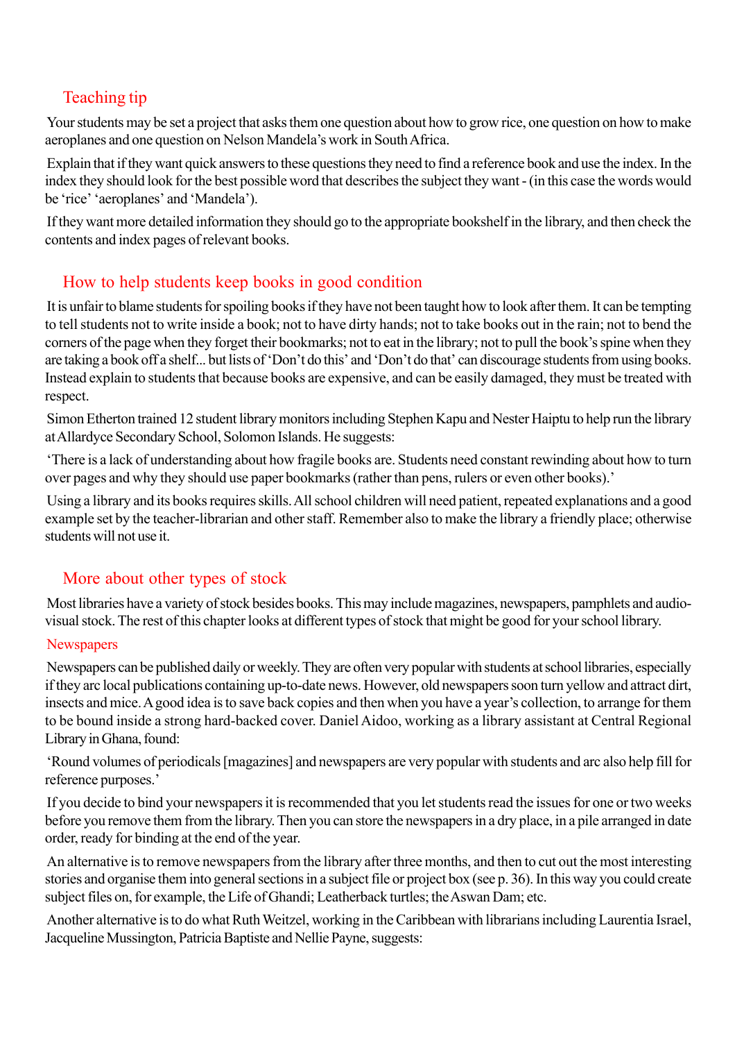## Teaching tip

Your students may be set a project that asks them one question about how to grow rice, one question on how to make aeroplanes and one question on Nelson Mandela's work in South Africa.

Explain that if they want quick answers to these questions they need to find a reference book and use the index. In the index they should look for the best possible word that describes the subject they want - (in this case the words would be 'rice' 'aeroplanes' and 'Mandela').

If they want more detailed information they should go to the appropriate bookshelf in the library, and then check the contents and index pages of relevant books.

## How to help students keep books in good condition

It is unfair to blame students for spoiling books if they have not been taught how to look after them. It can be tempting to tell students not to write inside a book; not to have dirty hands; not to take books out in the rain; not to bend the corners of the page when they forget their bookmarks; not to eat in the library; not to pull the book's spine when they are taking a book off a shelf... but lists of 'Don't do this' and 'Don't do that' can discourage students from using books. Instead explain to students that because books are expensive, and can be easily damaged, they must be treated with respect.

Simon Etherton trained 12 student library monitors including Stephen Kapu and Nester Haiptu to help run the library at Allardyce Secondary School, Solomon Islands. He suggests:

'There is a lack of understanding about how fragile books are. Students need constant rewinding about how to turn over pages and why they should use paper bookmarks (rather than pens, rulers or even other books).'

Using a library and its books requires skills. All school children will need patient, repeated explanations and a good example set by the teacher-librarian and other staff. Remember also to make the library a friendly place; otherwise students will not use it.

## More about other types of stock

Most libraries have a variety of stock besides books. This may include magazines, newspapers, pamphlets and audio-visual stock. The rest of this chapter looks at different types of stock that might be good for your school library.

### Newspapers

Newspapers can be published daily or weekly. They are often very popular with students at school libraries, especially if they arc local publications containing up-to-date news. However, old newspapers soon turn yellow and attract dirt, insects and mice. A good idea is to save back copies and then when you have a year's collection, to arrange for them to be bound inside a strong hard-backed cover. Daniel Aidoo, working as a library assistant at Central Regional Library in Ghana, found:

'Round volumes of periodicals [magazines] and newspapers are very popular with students and arc also help fill for reference purposes.'

If you decide to bind your newspapers it is recommended that you let students read the issues for one or two weeks before you remove them from the library. Then you can store the newspapers in a dry place, in a pile arranged in date order, ready for binding at the end of the year.

An alternative is to remove newspapers from the library after three months, and then to cut out the most interesting stories and organise them into general sections in a subject file or project box (see p. 36). In this way you could create subject files on, for example, the Life of Ghandi; Leatherback turtles; the Aswan Dam; etc.

Another alternative is to do what Ruth Weitzel, working in the Caribbean with librarians including Laurentia Israel, Jacqueline Mussington, Patricia Baptiste and Nellie Payne, suggests: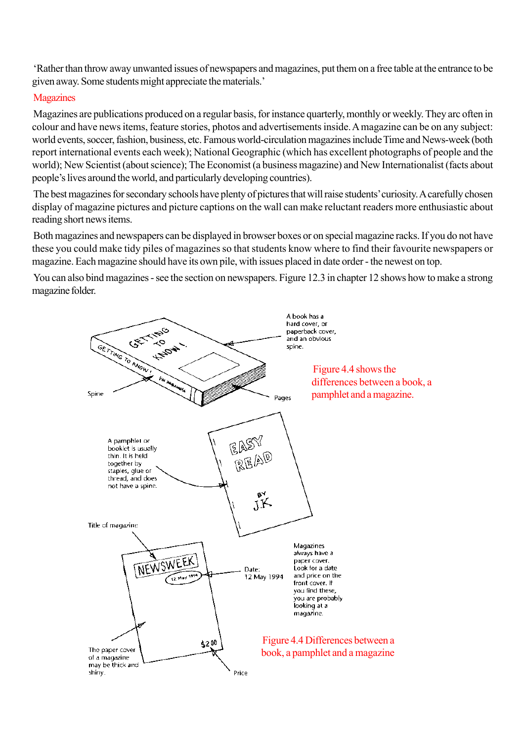'Rather than throw away unwanted issues of newspapers and magazines, put them on a free table at the entrance to be given away. Some students might appreciate the materials.'

## Magazines

Magazines are publications produced on a regular basis, for instance quarterly, monthly or weekly. They arc often in colour and have news items, feature stories, photos and advertisements inside. A magazine can be on any subject: world events, soccer, fashion, business, etc. Famous world-circulation magazines include Time and News-week (both report international events each week); National Geographic (which has excellent photographs of people and the world); New Scientist (about science); The Economist (a business magazine) and New Internationalist (facts about people's lives around the world, and particularly developing countries).

The best magazines for secondary schools have plenty of pictures that will raise students' curiosity. A carefully chosen display of magazine pictures and picture captions on the wall can make reluctant readers more enthusiastic about reading short news items.

Both magazines and newspapers can be displayed in browser boxes or on special magazine racks. If you do not have these you could make tidy piles of magazines so that students know where to find their favourite newspapers or magazine. Each magazine should have its own pile, with issues placed in date order - the newest on top.

You can also bind magazines - see the section on newspapers. Figure 12.3 in chapter 12 shows how to make a strong magazine folder.

Figure 4.4 shows the differences between a book, a pamphlet and a magazine.

A book has a hard cover, or paperback cover, and an obvious spine.

Spine

Pages

A pamphlet or booklet is usually thin. It is held together by staples, glue or thread, and does not have a spine.

Title of magazine

Date: 12 May 1994

Magazines always have a paper cover. Look for a date and price on the front cover. If you find these, you are probably looking at a magazine.

The paper cover of a magazine may be thick and shiny.

Price

Figure 4.4 Differences between a book, a pamphlet and a magazine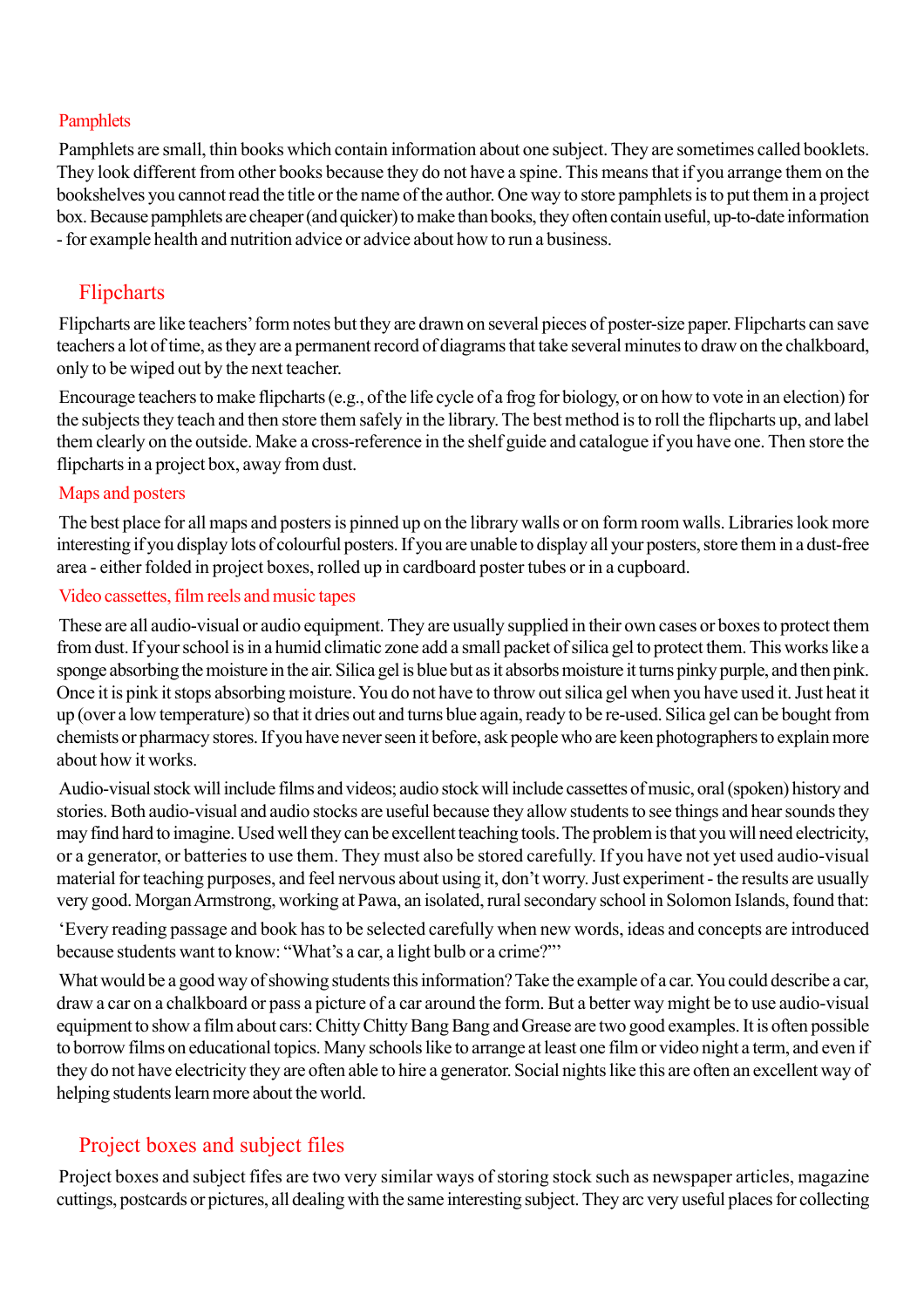### Pamphlets

Pamphlets are small, thin books which contain information about one subject. They are sometimes called booklets. They look different from other books because they do not have a spine. This means that if you arrange them on the bookshelves you cannot read the title or the name of the author. One way to store pamphlets is to put them in a project box. Because pamphlets are cheaper (and quicker) to make than books, they often contain useful, up-to-date information - for example health and nutrition advice or advice about how to run a business.

## Flipcharts

Flipcharts are like teachers' form notes but they are drawn on several pieces of poster-size paper. Flipcharts can save teachers a lot of time, as they are a permanent record of diagrams that take several minutes to draw on the chalkboard, only to be wiped out by the next teacher.

Encourage teachers to make flipcharts (e.g., of the life cycle of a frog for biology, or on how to vote in an election) for the subjects they teach and then store them safely in the library. The best method is to roll the flipcharts up, and label them clearly on the outside. Make a cross-reference in the shelf guide and catalogue if you have one. Then store the flipcharts in a project box, away from dust.

### Maps and posters

The best place for all maps and posters is pinned up on the library walls or on form room walls. Libraries look more interesting if you display lots of colourful posters. If you are unable to display all your posters, store them in a dust-free area - either folded in project boxes, rolled up in cardboard poster tubes or in a cupboard.

### Video cassettes, film reels and music tapes

These are all audio-visual or audio equipment. They are usually supplied in their own cases or boxes to protect them from dust. If your school is in a humid climatic zone add a small packet of silica gel to protect them. This works like a sponge absorbing the moisture in the air. Silica gel is blue but as it absorbs moisture it turns pinky purple, and then pink. Once it is pink it stops absorbing moisture. You do not have to throw out silica gel when you have used it. Just heat it up (over a low temperature) so that it dries out and turns blue again, ready to be re-used. Silica gel can be bought from chemists or pharmacy stores. If you have never seen it before, ask people who are keen photographers to explain more about how it works.

Audio-visual stock will include films and videos; audio stock will include cassettes of music, oral (spoken) history and stories. Both audio-visual and audio stocks are useful because they allow students to see things and hear sounds they may find hard to imagine. Used well they can be excellent teaching tools. The problem is that you will need electricity, or a generator, or batteries to use them. They must also be stored carefully. If you have not yet used audio-visual material for teaching purposes, and feel nervous about using it, don't worry. Just experiment - the results are usually very good. Morgan Armstrong, working at Pawa, an isolated, rural secondary school in Solomon Islands, found that:

'Every reading passage and book has to be selected carefully when new words, ideas and concepts are introduced because students want to know: "What's a car, a light bulb or a crime?"'

What would be a good way of showing students this information? Take the example of a car. You could describe a car, draw a car on a chalkboard or pass a picture of a car around the form. But a better way might be to use audio-visual equipment to show a film about cars: Chitty Chitty Bang Bang and Grease are two good examples. It is often possible to borrow films on educational topics. Many schools like to arrange at least one film or video night a term, and even if they do not have electricity they are often able to hire a generator. Social nights like this are often an excellent way of helping students learn more about the world.

## Project boxes and subject files

Project boxes and subject fifes are two very similar ways of storing stock such as newspaper articles, magazine cuttings, postcards or pictures, all dealing with the same interesting subject. They arc very useful places for collecting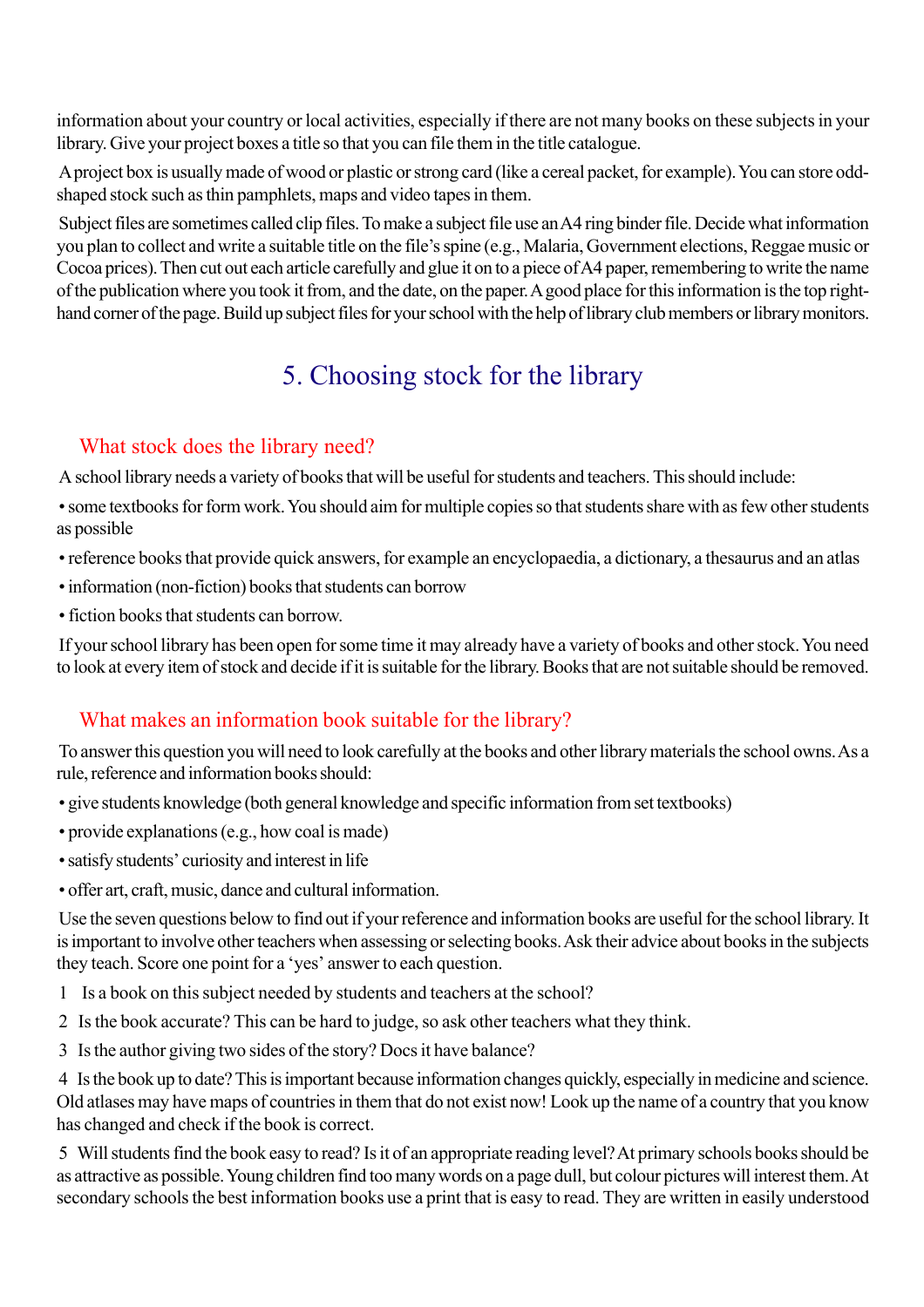information about your country or local activities, especially if there are not many books on these subjects in your library. Give your project boxes a title so that you can file them in the title catalogue.

A project box is usually made of wood or plastic or strong card (like a cereal packet, for example). You can store odd-shaped stock such as thin pamphlets, maps and video tapes in them.

Subject files are sometimes called clip files. To make a subject file use an A4 ring binder file. Decide what information you plan to collect and write a suitable title on the file's spine (e.g., Malaria, Government elections, Reggae music or Cocoa prices). Then cut out each article carefully and glue it on to a piece of A4 paper, remembering to write the name of the publication where you took it from, and the date, on the paper. A good place for this information is the top right-hand corner of the page. Build up subject files for your school with the help of library club members or library monitors.

# 5. Choosing stock for the library

## What stock does the library need?

A school library needs a variety of books that will be useful for students and teachers. This should include:

- some textbooks for form work. You should aim for multiple copies so that students share with as few other students as possible
- reference books that provide quick answers, for example an encyclopaedia, a dictionary, a thesaurus and an atlas
- information (non-fiction) books that students can borrow
- fiction books that students can borrow.

If your school library has been open for some time it may already have a variety of books and other stock. You need to look at every item of stock and decide if it is suitable for the library. Books that are not suitable should be removed.

## What makes an information book suitable for the library?

To answer this question you will need to look carefully at the books and other library materials the school owns. As a rule, reference and information books should:

- give students knowledge (both general knowledge and specific information from set textbooks)
- provide explanations (e.g., how coal is made)
- satisfy students' curiosity and interest in life
- offer art, craft, music, dance and cultural information.

Use the seven questions below to find out if your reference and information books are useful for the school library. It is important to involve other teachers when assessing or selecting books. Ask their advice about books in the subjects they teach. Score one point for a 'yes' answer to each question.

1 Is a book on this subject needed by students and teachers at the school?

2 Is the book accurate? This can be hard to judge, so ask other teachers what they think.

3 Is the author giving two sides of the story? Docs it have balance?

4 Is the book up to date? This is important because information changes quickly, especially in medicine and science. Old atlases may have maps of countries in them that do not exist now! Look up the name of a country that you know has changed and check if the book is correct.

5 Will students find the book easy to read? Is it of an appropriate reading level? At primary schools books should be as attractive as possible. Young children find too many words on a page dull, but colour pictures will interest them. At secondary schools the best information books use a print that is easy to read. They are written in easily understood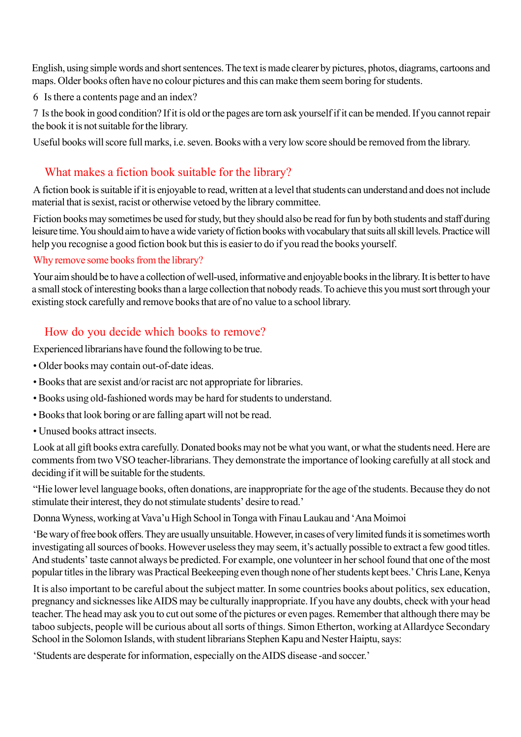English, using simple words and short sentences. The text is made clearer by pictures, photos, diagrams, cartoons and maps. Older books often have no colour pictures and this can make them seem boring for students.

6 Is there a contents page and an index?

7 Is the book in good condition? If it is old or the pages are torn ask yourself if it can be mended. If you cannot repair the book it is not suitable for the library.

Useful books will score full marks, i.e. seven. Books with a very low score should be removed from the library.

## What makes a fiction book suitable for the library?

A fiction book is suitable if it is enjoyable to read, written at a level that students can understand and does not include material that is sexist, racist or otherwise vetoed by the library committee.

Fiction books may sometimes be used for study, but they should also be read for fun by both students and staff during leisure time. You should aim to have a wide variety of fiction books with vocabulary that suits all skill levels. Practice will help you recognise a good fiction book but this is easier to do if you read the books yourself.

### Why remove some books from the library?

Your aim should be to have a collection of well-used, informative and enjoyable books in the library. It is better to have a small stock of interesting books than a large collection that nobody reads. To achieve this you must sort through your existing stock carefully and remove books that are of no value to a school library.

## How do you decide which books to remove?

Experienced librarians have found the following to be true.

- Older books may contain out-of-date ideas.
- Books that are sexist and/or racist arc not appropriate for libraries.
- Books using old-fashioned words may be hard for students to understand.
- Books that look boring or are falling apart will not be read.
- Unused books attract insects.

Look at all gift books extra carefully. Donated books may not be what you want, or what the students need. Here are comments from two VSO teacher-librarians. They demonstrate the importance of looking carefully at all stock and deciding if it will be suitable for the students.

"Hie lower level language books, often donations, are inappropriate for the age of the students. Because they do not stimulate their interest, they do not stimulate students' desire to read.'

Donna Wyness, working at Vava'u High School in Tonga with Finau Laukau and 'Ana Moimoi

'Be wary of free book offers. They are usually unsuitable. However, in cases of very limited funds it is sometimes worth investigating all sources of books. However useless they may seem, it's actually possible to extract a few good titles. And students' taste cannot always be predicted. For example, one volunteer in her school found that one of the most popular titles in the library was Practical Beekeeping even though none of her students kept bees.' Chris Lane, Kenya

It is also important to be careful about the subject matter. In some countries books about politics, sex education, pregnancy and sicknesses like AIDS may be culturally inappropriate. If you have any doubts, check with your head teacher. The head may ask you to cut out some of the pictures or even pages. Remember that although there may be taboo subjects, people will be curious about all sorts of things. Simon Etherton, working at Allardyce Secondary School in the Solomon Islands, with student librarians Stephen Kapu and Nester Haiptu, says:

'Students are desperate for information, especially on the AIDS disease -and soccer.'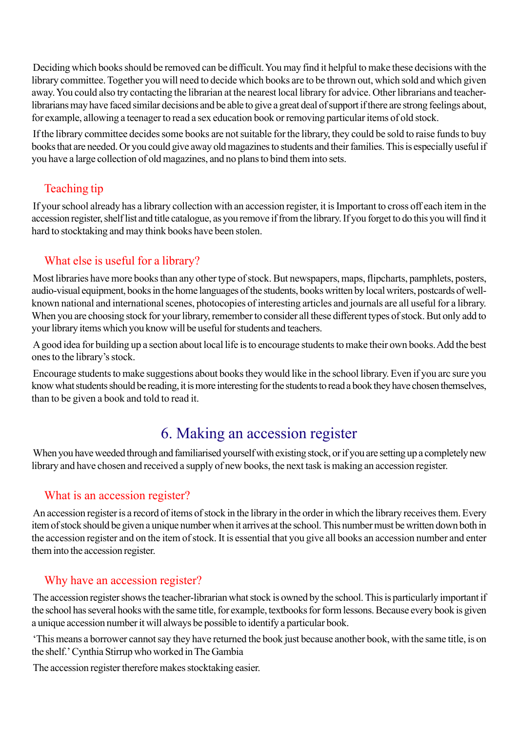Deciding which books should be removed can be difficult. You may find it helpful to make these decisions with the library committee. Together you will need to decide which books are to be thrown out, which sold and which given away. You could also try contacting the librarian at the nearest local library for advice. Other librarians and teacher-librarians may have faced similar decisions and be able to give a great deal of support if there are strong feelings about, for example, allowing a teenager to read a sex education book or removing particular items of old stock.

If the library committee decides some books are not suitable for the library, they could be sold to raise funds to buy books that are needed. Or you could give away old magazines to students and their families. This is especially useful if you have a large collection of old magazines, and no plans to bind them into sets.

### Teaching tip

If your school already has a library collection with an accession register, it is Important to cross off each item in the accession register, shelf list and title catalogue, as you remove if from the library. If you forget to do this you will find it hard to stocktaking and may think books have been stolen.

### What else is useful for a library?

Most libraries have more books than any other type of stock. But newspapers, maps, flipcharts, pamphlets, posters, audio-visual equipment, books in the home languages of the students, books written by local writers, postcards of well-known national and international scenes, photocopies of interesting articles and journals are all useful for a library. When you are choosing stock for your library, remember to consider all these different types of stock. But only add to your library items which you know will be useful for students and teachers.

A good idea for building up a section about local life is to encourage students to make their own books. Add the best ones to the library's stock.

Encourage students to make suggestions about books they would like in the school library. Even if you arc sure you know what students should be reading, it is more interesting for the students to read a book they have chosen themselves, than to be given a book and told to read it.

## 6. Making an accession register

When you have weeded through and familiarised yourself with existing stock, or if you are setting up a completely new library and have chosen and received a supply of new books, the next task is making an accession register.

### What is an accession register?

An accession register is a record of items of stock in the library in the order in which the library receives them. Every item of stock should be given a unique number when it arrives at the school. This number must be written down both in the accession register and on the item of stock. It is essential that you give all books an accession number and enter them into the accession register.

### Why have an accession register?

The accession register shows the teacher-librarian what stock is owned by the school. This is particularly important if the school has several hooks with the same title, for example, textbooks for form lessons. Because every book is given a unique accession number it will always be possible to identify a particular book.

'This means a borrower cannot say they have returned the book just because another book, with the same title, is on the shelf.' Cynthia Stirrup who worked in The Gambia

The accession register therefore makes stocktaking easier.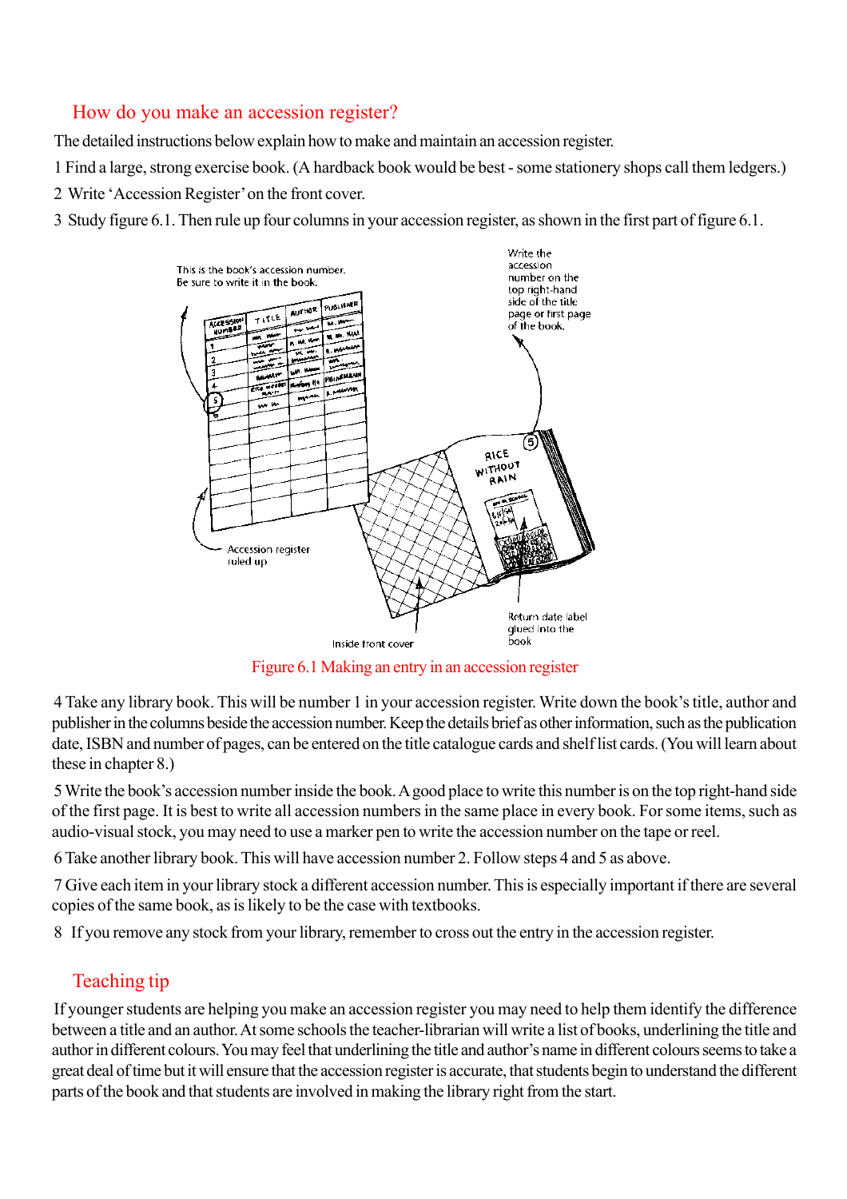## How do you make an accession register?

The detailed instructions below explain how to make and maintain an accession register.

1 Find a large, strong exercise book. (A hardback book would be best - some stationery shops call them ledgers.)

2 Write 'Accession Register' on the front cover.

3 Study figure 6.1. Then rule up four columns in your accession register, as shown in the first part of figure 6.1.

Figure 6.1 Making an entry in an accession register

4 Take any library book. This will be number 1 in your accession register. Write down the book's title, author and publisher in the columns beside the accession number. Keep the details brief as other information, such as the publication date, ISBN and number of pages, can be entered on the title catalogue cards and shelf list cards. (You will learn about these in chapter 8.)

5 Write the book's accession number inside the book. A good place to write this number is on the top right-hand side of the first page. It is best to write all accession numbers in the same place in every book. For some items, such as audio-visual stock, you may need to use a marker pen to write the accession number on the tape or reel.

6 Take another library book. This will have accession number 2. Follow steps 4 and 5 as above.

7 Give each item in your library stock a different accession number. This is especially important if there are several copies of the same book, as is likely to be the case with textbooks.

8 If you remove any stock from your library, remember to cross out the entry in the accession register.

## Teaching tip

If younger students are helping you make an accession register you may need to help them identify the difference between a title and an author. At some schools the teacher-librarian will write a list of books, underlining the title and author in different colours. You may feel that underlining the title and author's name in different colours seems to take a great deal of time but it will ensure that the accession register is accurate, that students begin to understand the different parts of the book and that students are involved in making the library right from the start.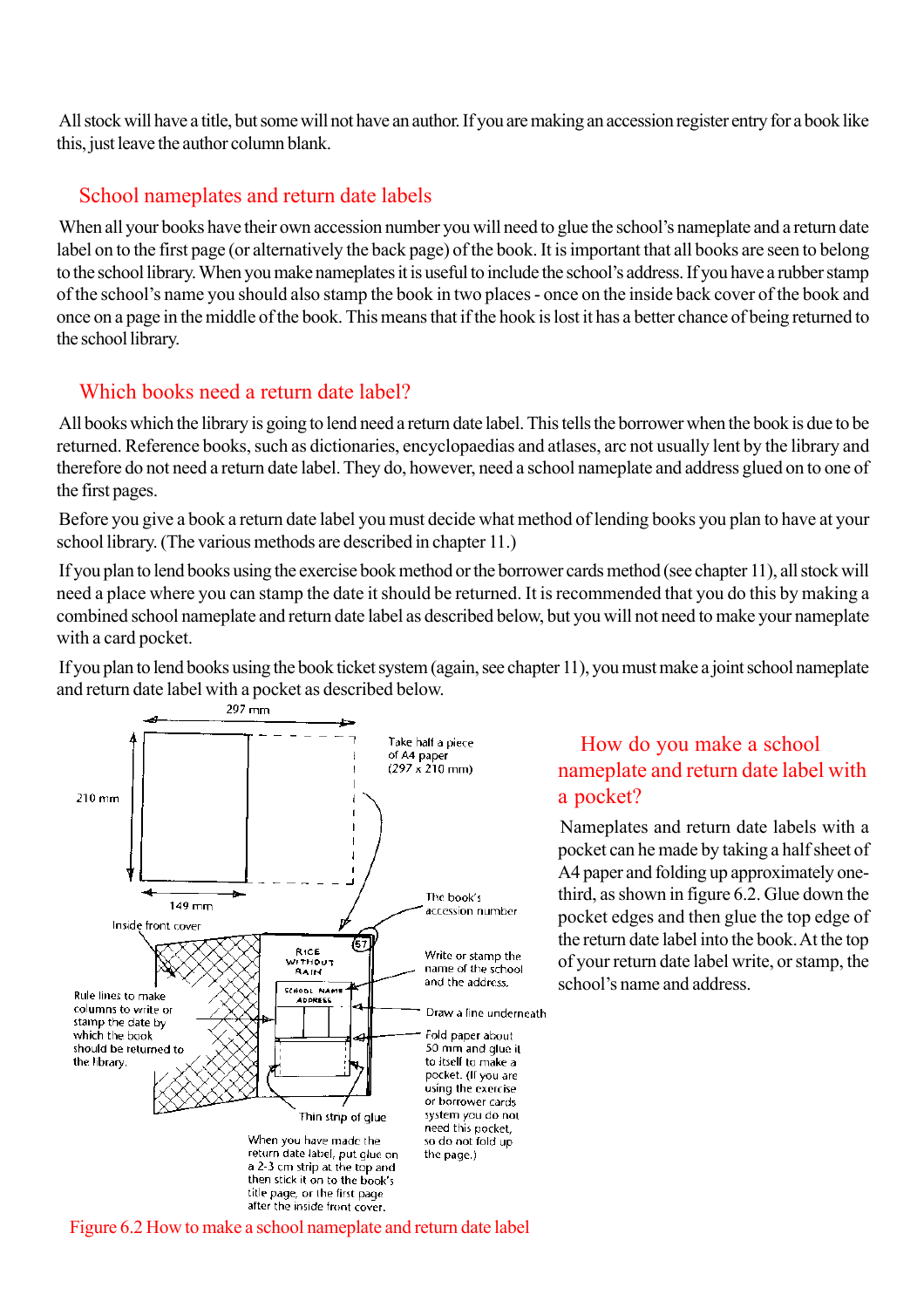All stock will have a title, but some will not have an author. If you are making an accession register entry for a book like this, just leave the author column blank.

## School nameplates and return date labels

When all your books have their own accession number you will need to glue the school's nameplate and a return date label on to the first page (or alternatively the back page) of the book. It is important that all books are seen to belong to the school library. When you make nameplates it is useful to include the school's address. If you have a rubber stamp of the school's name you should also stamp the book in two places - once on the inside back cover of the book and once on a page in the middle of the book. This means that if the hook is lost it has a better chance of being returned to the school library.

## Which books need a return date label?

All books which the library is going to lend need a return date label. This tells the borrower when the book is due to be returned. Reference books, such as dictionaries, encyclopaedias and atlases, arc not usually lent by the library and therefore do not need a return date label. They do, however, need a school nameplate and address glued on to one of the first pages.

Before you give a book a return date label you must decide what method of lending books you plan to have at your school library. (The various methods are described in chapter 11.)

If you plan to lend books using the exercise book method or the borrower cards method (see chapter 11), all stock will need a place where you can stamp the date it should be returned. It is recommended that you do this by making a combined school nameplate and return date label as described below, but you will not need to make your nameplate with a card pocket.

If you plan to lend books using the book ticket system (again, see chapter 11), you must make a joint school nameplate and return date label with a pocket as described below.

297 mm

210 mm

149 mm

Take half a piece of A4 paper (297 x 210 mm)

Inside front cover

RICE WITHOUT RAIN

57

SCHOOL NAME ADDRESS

The book's accession number

Write or stamp the name of the school and the address.

Draw a line underneath

Rule lines to make columns to write or stamp the date by which the book should be returned to the library.

Fold paper about 50 mm and glue it to itself to make a pocket. (If you are using the exercise or borrower cards system you do not need this pocket, so do not fold up the page.)

Thin strip of glue

When you have made the return date label, put glue on a 2-3 cm strip at the top and then stick it on to the book's title page, or the first page after the inside front cover.

Figure 6.2 How to make a school nameplate and return date label

## How do you make a school nameplate and return date label with a pocket?

Nameplates and return date labels with a pocket can he made by taking a half sheet of A4 paper and folding up approximately one-third, as shown in figure 6.2. Glue down the pocket edges and then glue the top edge of the return date label into the book. At the top of your return date label write, or stamp, the school's name and address.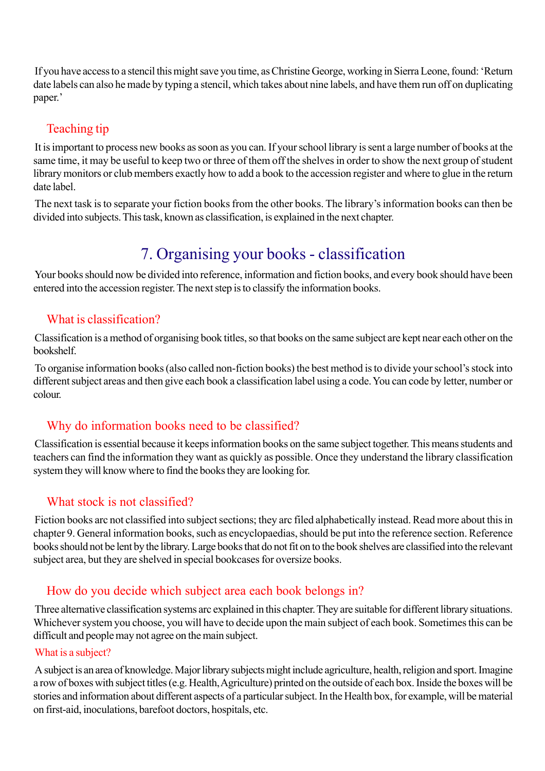If you have access to a stencil this might save you time, as Christine George, working in Sierra Leone, found: 'Return date labels can also he made by typing a stencil, which takes about nine labels, and have them run off on duplicating paper.'

### Teaching tip

It is important to process new books as soon as you can. If your school library is sent a large number of books at the same time, it may be useful to keep two or three of them off the shelves in order to show the next group of student library monitors or club members exactly how to add a book to the accession register and where to glue in the return date label.

The next task is to separate your fiction books from the other books. The library's information books can then be divided into subjects. This task, known as classification, is explained in the next chapter.

# 7. Organising your books - classification

Your books should now be divided into reference, information and fiction books, and every book should have been entered into the accession register. The next step is to classify the information books.

## What is classification?

Classification is a method of organising book titles, so that books on the same subject are kept near each other on the bookshelf.

To organise information books (also called non-fiction books) the best method is to divide your school's stock into different subject areas and then give each book a classification label using a code. You can code by letter, number or colour.

## Why do information books need to be classified?

Classification is essential because it keeps information books on the same subject together. This means students and teachers can find the information they want as quickly as possible. Once they understand the library classification system they will know where to find the books they are looking for.

## What stock is not classified?

Fiction books arc not classified into subject sections; they arc filed alphabetically instead. Read more about this in chapter 9. General information books, such as encyclopaedias, should be put into the reference section. Reference books should not be lent by the library. Large books that do not fit on to the book shelves are classified into the relevant subject area, but they are shelved in special bookcases for oversize books.

## How do you decide which subject area each book belongs in?

Three alternative classification systems arc explained in this chapter. They are suitable for different library situations. Whichever system you choose, you will have to decide upon the main subject of each book. Sometimes this can be difficult and people may not agree on the main subject.

### What is a subject?

A subject is an area of knowledge. Major library subjects might include agriculture, health, religion and sport. Imagine a row of boxes with subject titles (e.g. Health, Agriculture) printed on the outside of each box. Inside the boxes will be stories and information about different aspects of a particular subject. In the Health box, for example, will be material on first-aid, inoculations, barefoot doctors, hospitals, etc.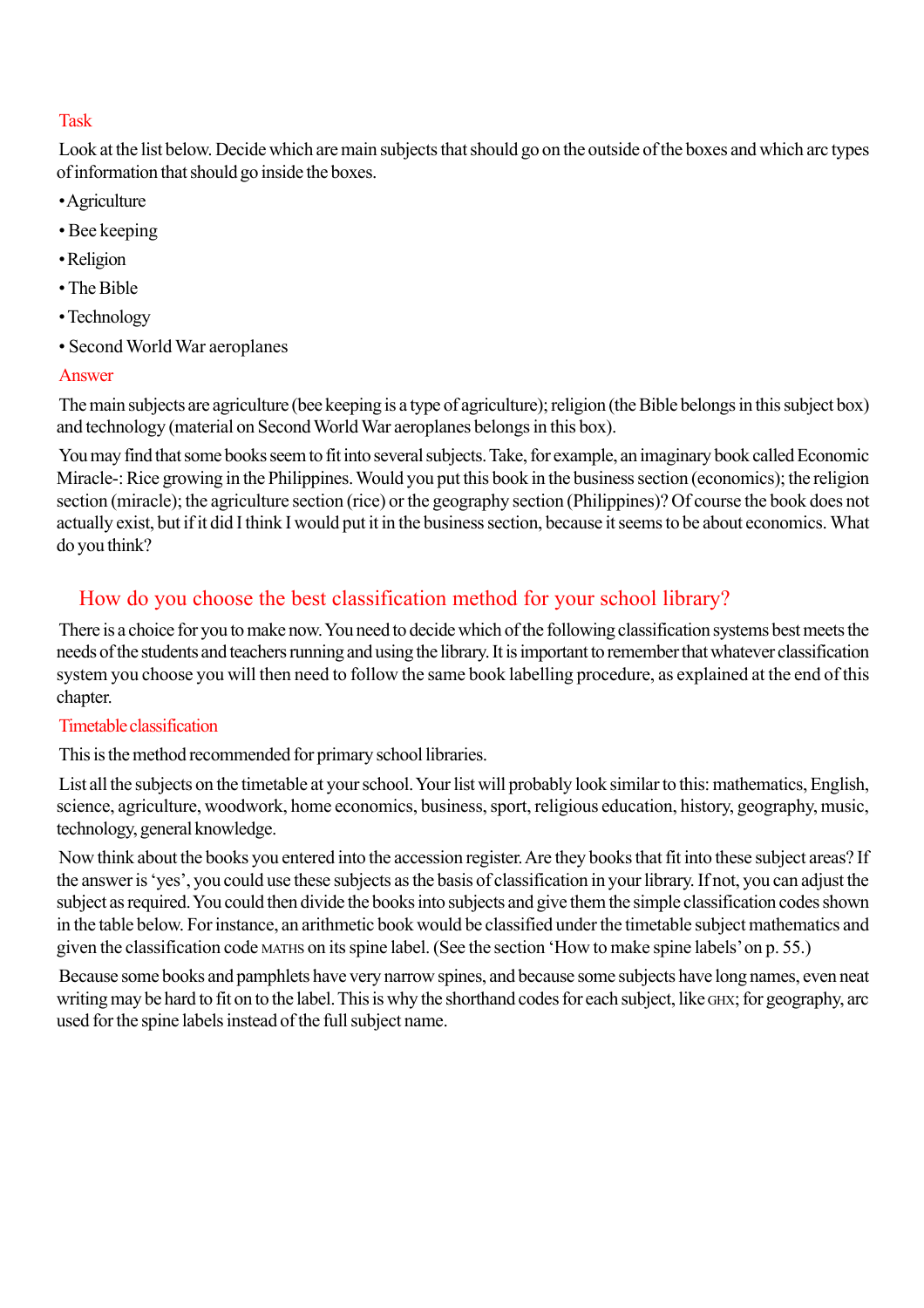### Task

Look at the list below. Decide which are main subjects that should go on the outside of the boxes and which arc types of information that should go inside the boxes.

- Agriculture
- Bee keeping
- Religion
- The Bible
- Technology
- Second World War aeroplanes

### Answer

The main subjects are agriculture (bee keeping is a type of agriculture); religion (the Bible belongs in this subject box) and technology (material on Second World War aeroplanes belongs in this box).

You may find that some books seem to fit into several subjects. Take, for example, an imaginary book called Economic Miracle-: Rice growing in the Philippines. Would you put this book in the business section (economics); the religion section (miracle); the agriculture section (rice) or the geography section (Philippines)? Of course the book does not actually exist, but if it did I think I would put it in the business section, because it seems to be about economics. What do you think?

## How do you choose the best classification method for your school library?

There is a choice for you to make now. You need to decide which of the following classification systems best meets the needs of the students and teachers running and using the library. It is important to remember that whatever classification system you choose you will then need to follow the same book labelling procedure, as explained at the end of this chapter.

### Timetable classification

This is the method recommended for primary school libraries.

List all the subjects on the timetable at your school. Your list will probably look similar to this: mathematics, English, science, agriculture, woodwork, home economics, business, sport, religious education, history, geography, music, technology, general knowledge.

Now think about the books you entered into the accession register. Are they books that fit into these subject areas? If the answer is 'yes', you could use these subjects as the basis of classification in your library. If not, you can adjust the subject as required. You could then divide the books into subjects and give them the simple classification codes shown in the table below. For instance, an arithmetic book would be classified under the timetable subject mathematics and given the classification code MATHS on its spine label. (See the section 'How to make spine labels' on p. 55.)

Because some books and pamphlets have very narrow spines, and because some subjects have long names, even neat writing may be hard to fit on to the label. This is why the shorthand codes for each subject, like GHX; for geography, arc used for the spine labels instead of the full subject name.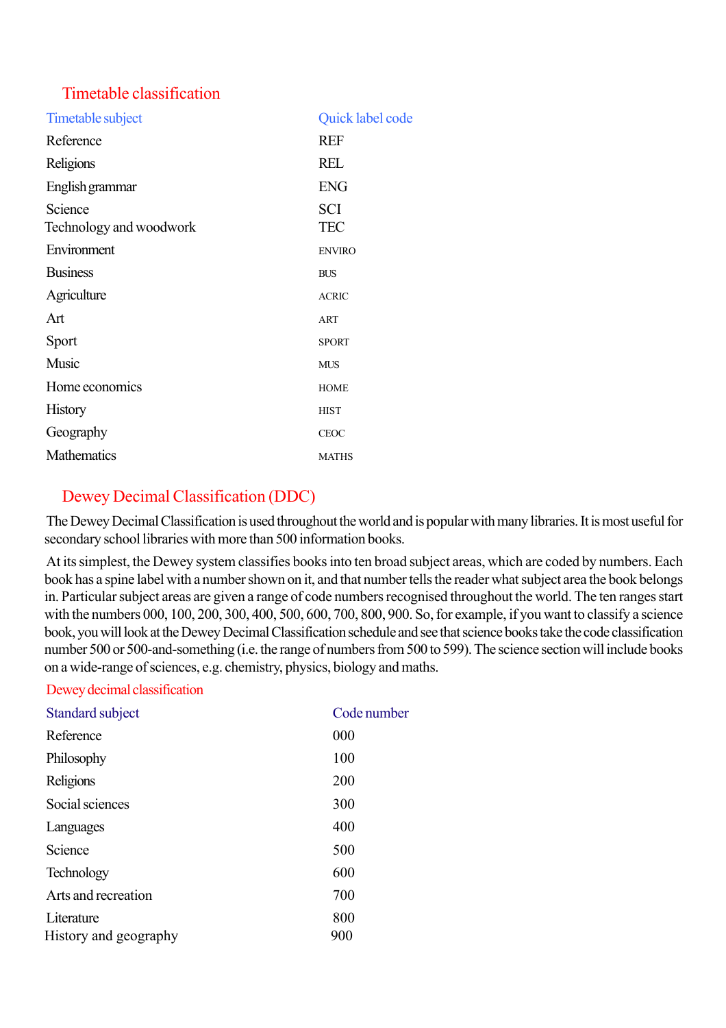## Timetable classification

| Timetable subject | Quick label code |
|---|---|
| Reference | REF |
| Religions | REL |
| English grammar | ENG |
| Science | SCI |
| Technology and woodwork | TEC |
| Environment | ENVIRO |
| Business | BUS |
| Agriculture | ACRIC |
| Art | ART |
| Sport | SPORT |
| Music | MUS |
| Home economics | HOME |
| History | HIST |
| Geography | CEOC |
| Mathematics | MATHS |

## Dewey Decimal Classification (DDC)

The Dewey Decimal Classification is used throughout the world and is popular with many libraries. It is most useful for secondary school libraries with more than 500 information books.

At its simplest, the Dewey system classifies books into ten broad subject areas, which are coded by numbers. Each book has a spine label with a number shown on it, and that number tells the reader what subject area the book belongs in. Particular subject areas are given a range of code numbers recognised throughout the world. The ten ranges start with the numbers 000, 100, 200, 300, 400, 500, 600, 700, 800, 900. So, for example, if you want to classify a science book, you will look at the Dewey Decimal Classification schedule and see that science books take the code classification number 500 or 500-and-something (i.e. the range of numbers from 500 to 599). The science section will include books on a wide-range of sciences, e.g. chemistry, physics, biology and maths.

### Dewey decimal classification

| Standard subject | Code number |
|---|---|
| Reference | 000 |
| Philosophy | 100 |
| Religions | 200 |
| Social sciences | 300 |
| Languages | 400 |
| Science | 500 |
| Technology | 600 |
| Arts and recreation | 700 |
| Literature | 800 |
| History and geography | 900 |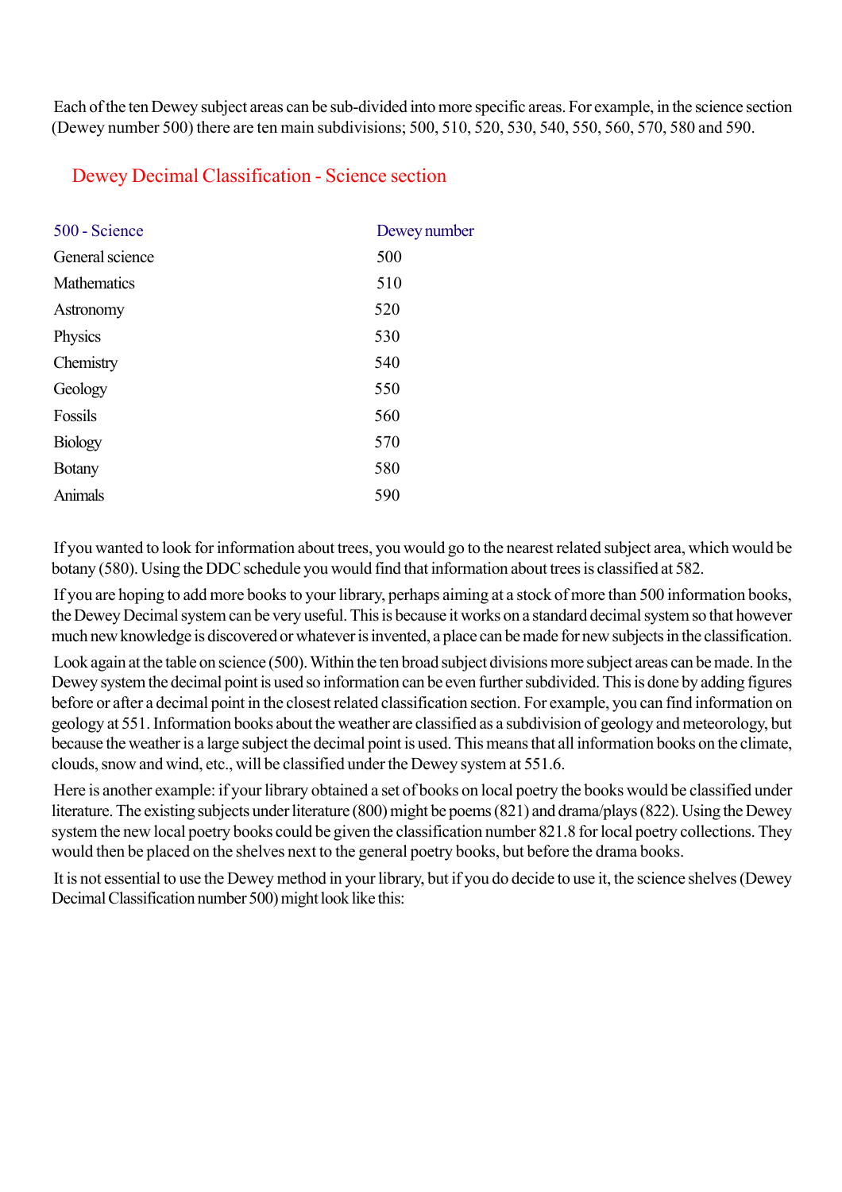Each of the ten Dewey subject areas can be sub-divided into more specific areas. For example, in the science section (Dewey number 500) there are ten main subdivisions; 500, 510, 520, 530, 540, 550, 560, 570, 580 and 590.

## Dewey Decimal Classification - Science section

| 500 - Science | Dewey number |
|---|---|
| General science | 500 |
| Mathematics | 510 |
| Astronomy | 520 |
| Physics | 530 |
| Chemistry | 540 |
| Geology | 550 |
| Fossils | 560 |
| Biology | 570 |
| Botany | 580 |
| Animals | 590 |

If you wanted to look for information about trees, you would go to the nearest related subject area, which would be botany (580). Using the DDC schedule you would find that information about trees is classified at 582.

If you are hoping to add more books to your library, perhaps aiming at a stock of more than 500 information books, the Dewey Decimal system can be very useful. This is because it works on a standard decimal system so that however much new knowledge is discovered or whatever is invented, a place can be made for new subjects in the classification.

Look again at the table on science (500). Within the ten broad subject divisions more subject areas can be made. In the Dewey system the decimal point is used so information can be even further subdivided. This is done by adding figures before or after a decimal point in the closest related classification section. For example, you can find information on geology at 551. Information books about the weather are classified as a subdivision of geology and meteorology, but because the weather is a large subject the decimal point is used. This means that all information books on the climate, clouds, snow and wind, etc., will be classified under the Dewey system at 551.6.

Here is another example: if your library obtained a set of books on local poetry the books would be classified under literature. The existing subjects under literature (800) might be poems (821) and drama/plays (822). Using the Dewey system the new local poetry books could be given the classification number 821.8 for local poetry collections. They would then be placed on the shelves next to the general poetry books, but before the drama books.

It is not essential to use the Dewey method in your library, but if you do decide to use it, the science shelves (Dewey Decimal Classification number 500) might look like this: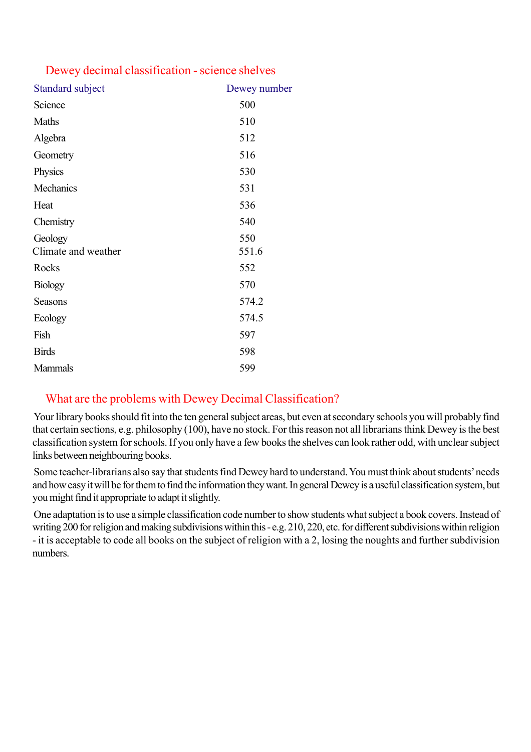## Dewey decimal classification - science shelves

| Standard subject | Dewey number |
| --- | --- |
| Science | 500 |
| Maths | 510 |
| Algebra | 512 |
| Geometry | 516 |
| Physics | 530 |
| Mechanics | 531 |
| Heat | 536 |
| Chemistry | 540 |
| Geology | 550 |
| Climate and weather | 551.6 |
| Rocks | 552 |
| Biology | 570 |
| Seasons | 574.2 |
| Ecology | 574.5 |
| Fish | 597 |
| Birds | 598 |
| Mammals | 599 |

## What are the problems with Dewey Decimal Classification?

Your library books should fit into the ten general subject areas, but even at secondary schools you will probably find that certain sections, e.g. philosophy (100), have no stock. For this reason not all librarians think Dewey is the best classification system for schools. If you only have a few books the shelves can look rather odd, with unclear subject links between neighbouring books.

Some teacher-librarians also say that students find Dewey hard to understand. You must think about students' needs and how easy it will be for them to find the information they want. In general Dewey is a useful classification system, but you might find it appropriate to adapt it slightly.

One adaptation is to use a simple classification code number to show students what subject a book covers. Instead of writing 200 for religion and making subdivisions within this - e.g. 210, 220, etc. for different subdivisions within religion - it is acceptable to code all books on the subject of religion with a 2, losing the noughts and further subdivision numbers.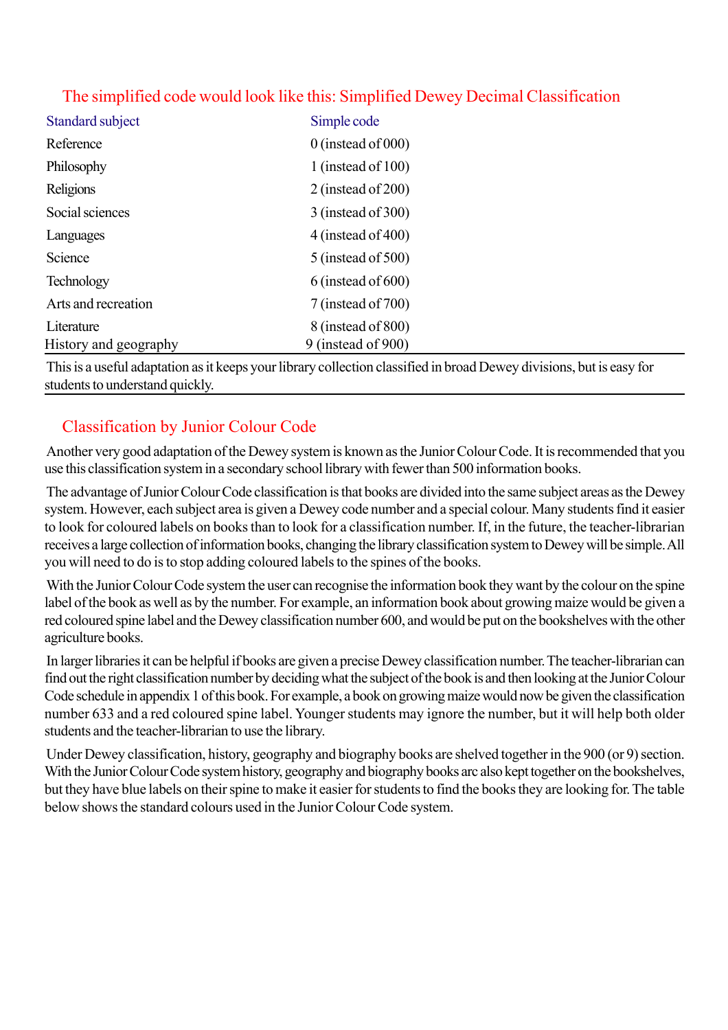## The simplified code would look like this: Simplified Dewey Decimal Classification

| Standard subject | Simple code |
|---|---|
| Reference | 0 (instead of 000) |
| Philosophy | 1 (instead of 100) |
| Religions | 2 (instead of 200) |
| Social sciences | 3 (instead of 300) |
| Languages | 4 (instead of 400) |
| Science | 5 (instead of 500) |
| Technology | 6 (instead of 600) |
| Arts and recreation | 7 (instead of 700) |
| Literature | 8 (instead of 800) |
| History and geography | 9 (instead of 900) |

This is a useful adaptation as it keeps your library collection classified in broad Dewey divisions, but is easy for students to understand quickly.

## Classification by Junior Colour Code

Another very good adaptation of the Dewey system is known as the Junior Colour Code. It is recommended that you use this classification system in a secondary school library with fewer than 500 information books.

The advantage of Junior Colour Code classification is that books are divided into the same subject areas as the Dewey system. However, each subject area is given a Dewey code number and a special colour. Many students find it easier to look for coloured labels on books than to look for a classification number. If, in the future, the teacher-librarian receives a large collection of information books, changing the library classification system to Dewey will be simple. All you will need to do is to stop adding coloured labels to the spines of the books.

With the Junior Colour Code system the user can recognise the information book they want by the colour on the spine label of the book as well as by the number. For example, an information book about growing maize would be given a red coloured spine label and the Dewey classification number 600, and would be put on the bookshelves with the other agriculture books.

In larger libraries it can be helpful if books are given a precise Dewey classification number. The teacher-librarian can find out the right classification number by deciding what the subject of the book is and then looking at the Junior Colour Code schedule in appendix 1 of this book. For example, a book on growing maize would now be given the classification number 633 and a red coloured spine label. Younger students may ignore the number, but it will help both older students and the teacher-librarian to use the library.

Under Dewey classification, history, geography and biography books are shelved together in the 900 (or 9) section. With the Junior Colour Code system history, geography and biography books arc also kept together on the bookshelves, but they have blue labels on their spine to make it easier for students to find the books they are looking for. The table below shows the standard colours used in the Junior Colour Code system.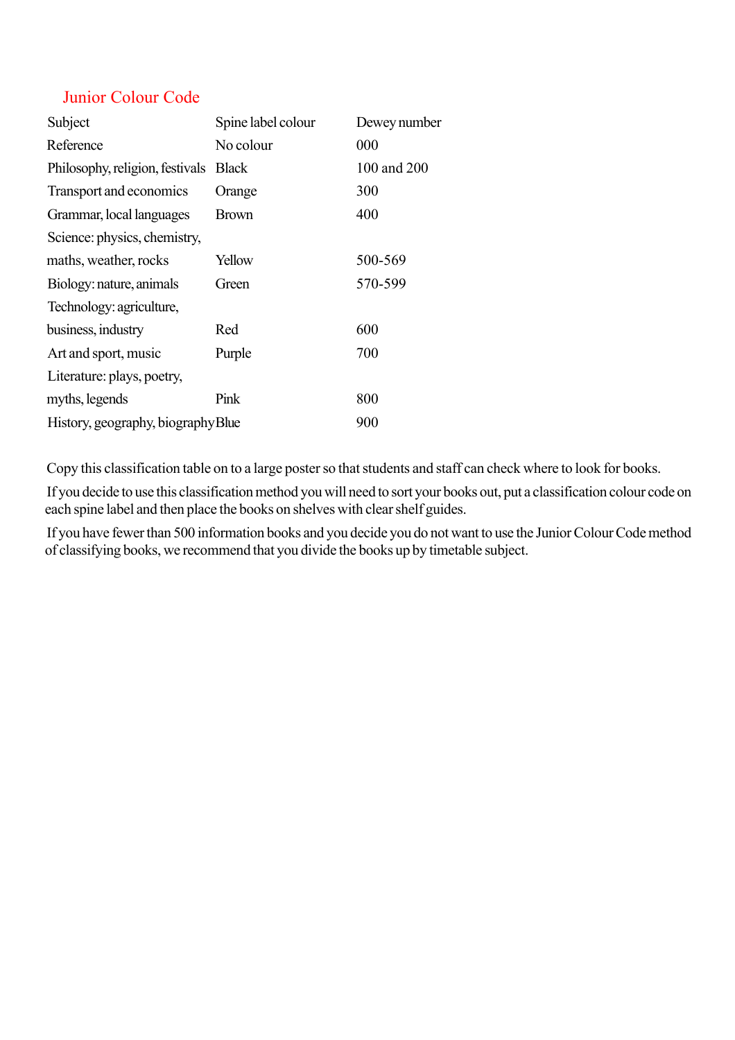## Junior Colour Code

| Subject | Spine label colour | Dewey number |
|---|---|---|
| Reference | No colour | 000 |
| Philosophy, religion, festivals | Black | 100 and 200 |
| Transport and economics | Orange | 300 |
| Grammar, local languages | Brown | 400 |
| Science: physics, chemistry, maths, weather, rocks | Yellow | 500-569 |
| Biology: nature, animals | Green | 570-599 |
| Technology: agriculture, business, industry | Red | 600 |
| Art and sport, music | Purple | 700 |
| Literature: plays, poetry, myths, legends | Pink | 800 |
| History, geography, biography | Blue | 900 |

Copy this classification table on to a large poster so that students and staff can check where to look for books.

If you decide to use this classification method you will need to sort your books out, put a classification colour code on each spine label and then place the books on shelves with clear shelf guides.

If you have fewer than 500 information books and you decide you do not want to use the Junior Colour Code method of classifying books, we recommend that you divide the books up by timetable subject.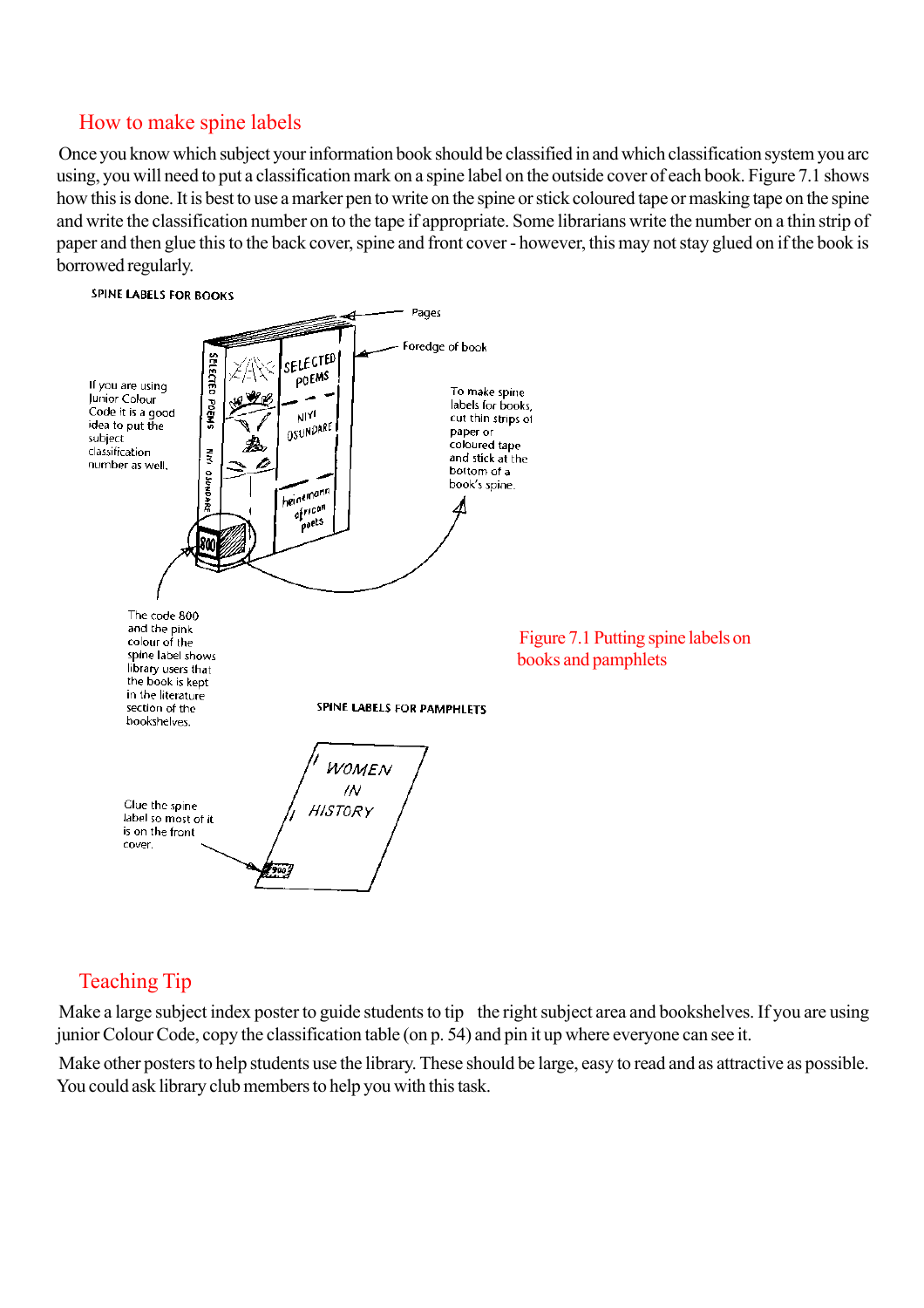## How to make spine labels

Once you know which subject your information book should be classified in and which classification system you arc using, you will need to put a classification mark on a spine label on the outside cover of each book. Figure 7.1 shows how this is done. It is best to use a marker pen to write on the spine or stick coloured tape or masking tape on the spine and write the classification number on to the tape if appropriate. Some librarians write the number on a thin strip of paper and then glue this to the back cover, spine and front cover - however, this may not stay glued on if the book is borrowed regularly.

SPINE LABELS FOR BOOKS

Pages

Foredge of book

If you are using Junior Colour Code it is a good idea to put the subject classification number as well.

To make spine labels for books, cut thin strips of paper or coloured tape and stick at the bottom of a book's spine.

The code 800 and the pink colour of the spine label shows library users that the book is kept in the literature section of the bookshelves.

SPINE LABELS FOR PAMPHLETS

Glue the spine label so most of it is on the front cover.

Figure 7.1 Putting spine labels on books and pamphlets

## Teaching Tip

Make a large subject index poster to guide students to tip the right subject area and bookshelves. If you are using junior Colour Code, copy the classification table (on p. 54) and pin it up where everyone can see it.

Make other posters to help students use the library. These should be large, easy to read and as attractive as possible. You could ask library club members to help you with this task.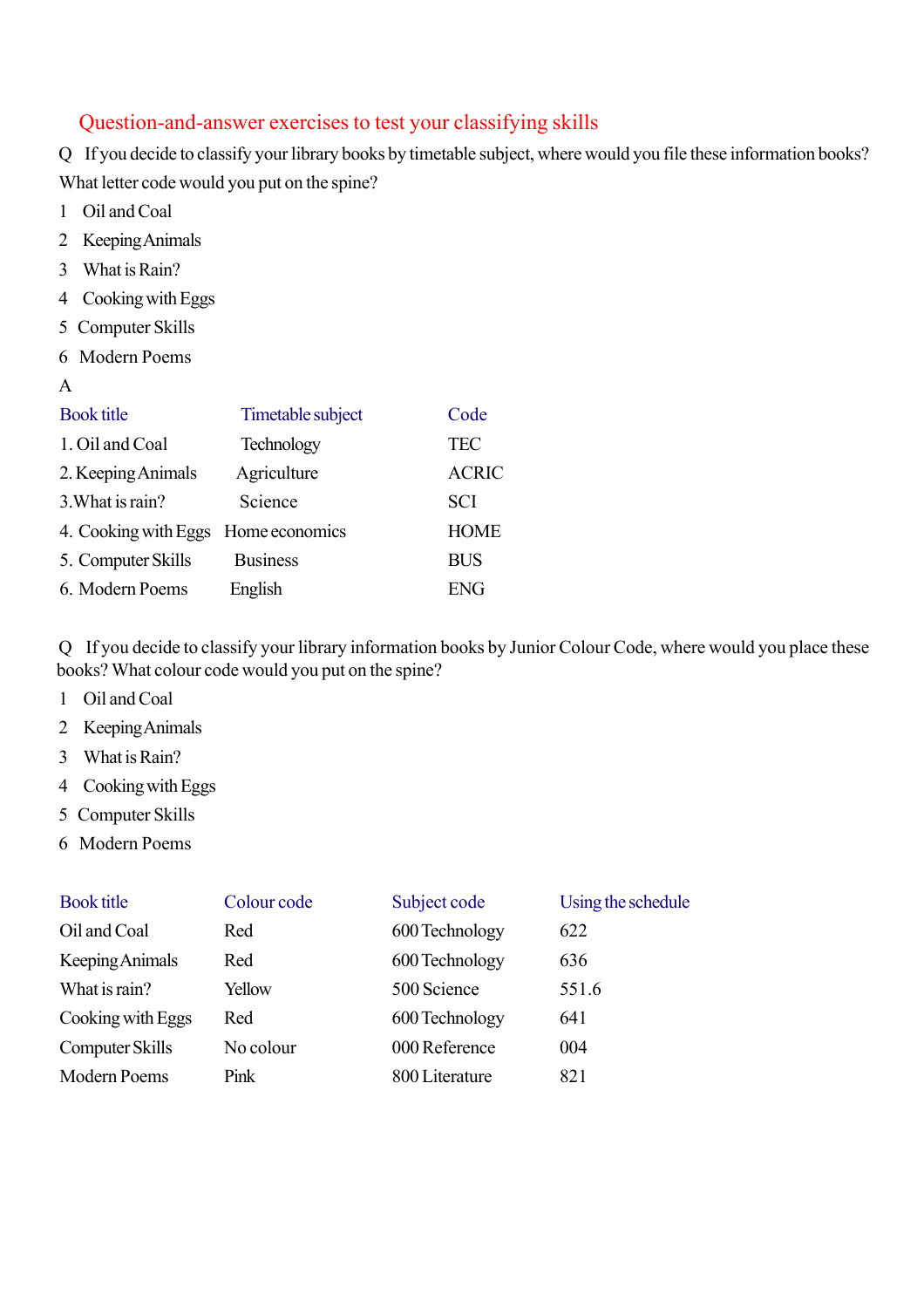## Question-and-answer exercises to test your classifying skills

Q If you decide to classify your library books by timetable subject, where would you file these information books? What letter code would you put on the spine?

1 Oil and Coal
2 Keeping Animals
3 What is Rain?
4 Cooking with Eggs
5 Computer Skills
6 Modern Poems

A

| Book title | Timetable subject | Code |
|---|---|---|
| 1. Oil and Coal | Technology | TEC |
| 2. Keeping Animals | Agriculture | ACRIC |
| 3.What is rain? | Science | SCI |
| 4. Cooking with Eggs | Home economics | HOME |
| 5. Computer Skills | Business | BUS |
| 6. Modern Poems | English | ENG |

Q If you decide to classify your library information books by Junior Colour Code, where would you place these books? What colour code would you put on the spine?

1 Oil and Coal
2 Keeping Animals
3 What is Rain?
4 Cooking with Eggs
5 Computer Skills
6 Modern Poems

| Book title | Colour code | Subject code | Using the schedule |
|---|---|---|---|
| Oil and Coal | Red | 600 Technology | 622 |
| Keeping Animals | Red | 600 Technology | 636 |
| What is rain? | Yellow | 500 Science | 551.6 |
| Cooking with Eggs | Red | 600 Technology | 641 |
| Computer Skills | No colour | 000 Reference | 004 |
| Modern Poems | Pink | 800 Literature | 821 |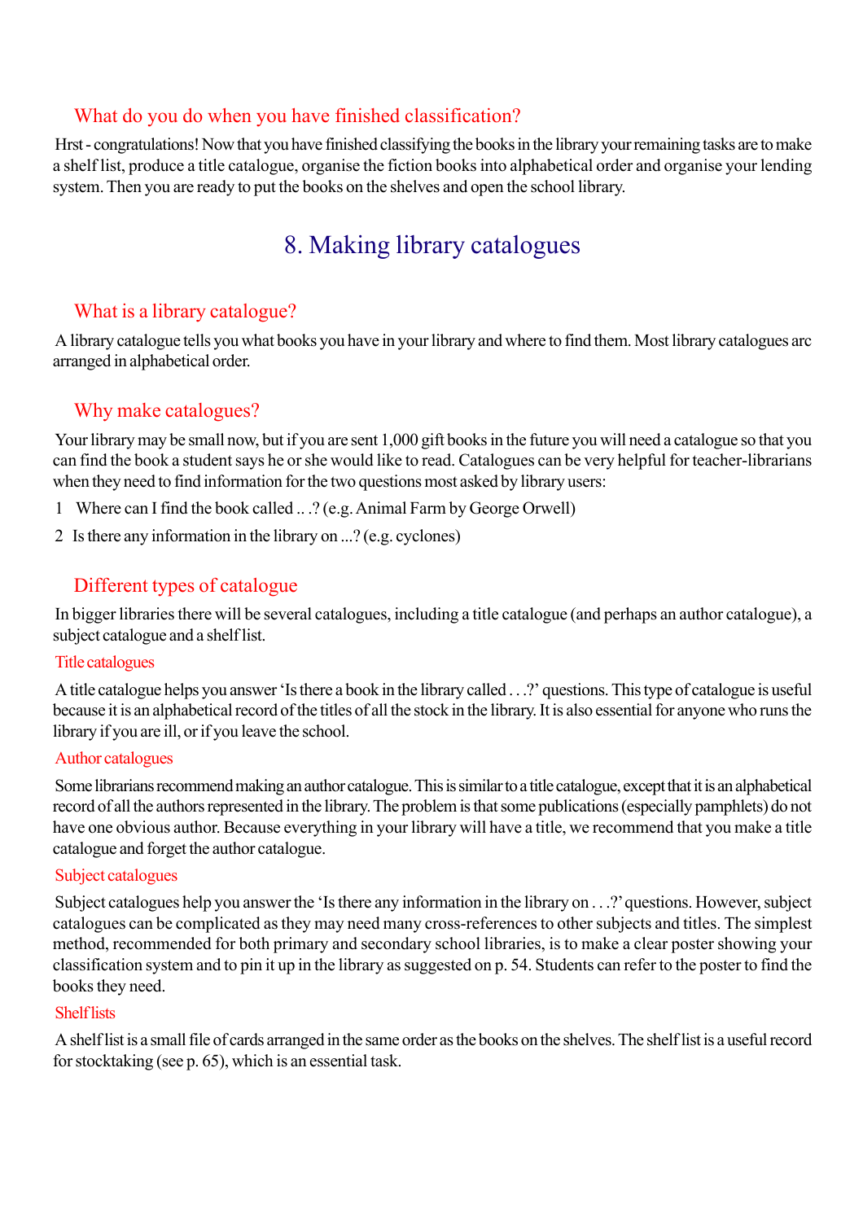## What do you do when you have finished classification?

Hrst - congratulations! Now that you have finished classifying the books in the library your remaining tasks are to make a shelf list, produce a title catalogue, organise the fiction books into alphabetical order and organise your lending system. Then you are ready to put the books on the shelves and open the school library.

# 8. Making library catalogues

## What is a library catalogue?

A library catalogue tells you what books you have in your library and where to find them. Most library catalogues arc arranged in alphabetical order.

## Why make catalogues?

Your library may be small now, but if you are sent 1,000 gift books in the future you will need a catalogue so that you can find the book a student says he or she would like to read. Catalogues can be very helpful for teacher-librarians when they need to find information for the two questions most asked by library users:

1. Where can I find the book called .. .? (e.g. Animal Farm by George Orwell)
2. Is there any information in the library on ...? (e.g. cyclones)

## Different types of catalogue

In bigger libraries there will be several catalogues, including a title catalogue (and perhaps an author catalogue), a subject catalogue and a shelf list.

### Title catalogues

A title catalogue helps you answer 'Is there a book in the library called . . .?' questions. This type of catalogue is useful because it is an alphabetical record of the titles of all the stock in the library. It is also essential for anyone who runs the library if you are ill, or if you leave the school.

### Author catalogues

Some librarians recommend making an author catalogue. This is similar to a title catalogue, except that it is an alphabetical record of all the authors represented in the library. The problem is that some publications (especially pamphlets) do not have one obvious author. Because everything in your library will have a title, we recommend that you make a title catalogue and forget the author catalogue.

### Subject catalogues

Subject catalogues help you answer the 'Is there any information in the library on . . .?' questions. However, subject catalogues can be complicated as they may need many cross-references to other subjects and titles. The simplest method, recommended for both primary and secondary school libraries, is to make a clear poster showing your classification system and to pin it up in the library as suggested on p. 54. Students can refer to the poster to find the books they need.

### Shelf lists

A shelf list is a small file of cards arranged in the same order as the books on the shelves. The shelf list is a useful record for stocktaking (see p. 65), which is an essential task.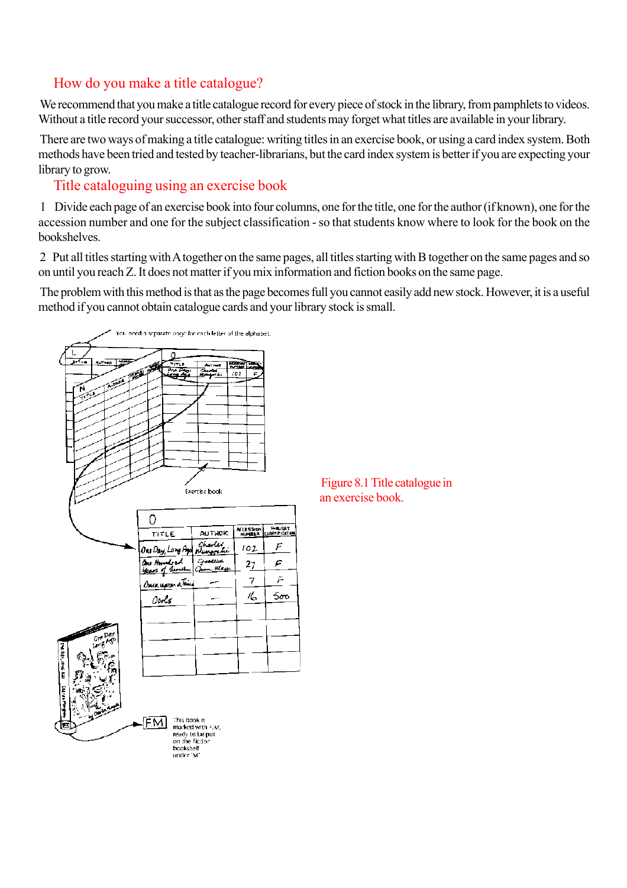## How do you make a title catalogue?

We recommend that you make a title catalogue record for every piece of stock in the library, from pamphlets to videos. Without a title record your successor, other staff and students may forget what titles are available in your library.

There are two ways of making a title catalogue: writing titles in an exercise book, or using a card index system. Both methods have been tried and tested by teacher-librarians, but the card index system is better if you are expecting your library to grow.

## Title cataloguing using an exercise book

1 Divide each page of an exercise book into four columns, one for the title, one for the author (if known), one for the accession number and one for the subject classification - so that students know where to look for the book on the bookshelves.

2 Put all titles starting with A together on the same pages, all titles starting with B together on the same pages and so on until you reach Z. It does not matter if you mix information and fiction books on the same page.

The problem with this method is that as the page becomes full you cannot easily add new stock. However, it is a useful method if you cannot obtain catalogue cards and your library stock is small.

You need a separate page for each letter of the alphabet.

Exercise book

O

| TITLE | AUTHOR | ACCESSION NUMBER | SUBJECT CLASSIFICATION |
|---|---|---|---|
| One Day, Long Ago | Charles Mungoshi | 102 | F |
| One Hundred Years of Solitude | Gabriel Garcia Marquez | 27 | F |
| Once upon a Time | – | 7 | F |
| Owls | – | 16 | 500 |

FM This book is marked with F.M. ready to be put on the Fiction bookshelf under 'M'

Figure 8.1 Title catalogue in an exercise book.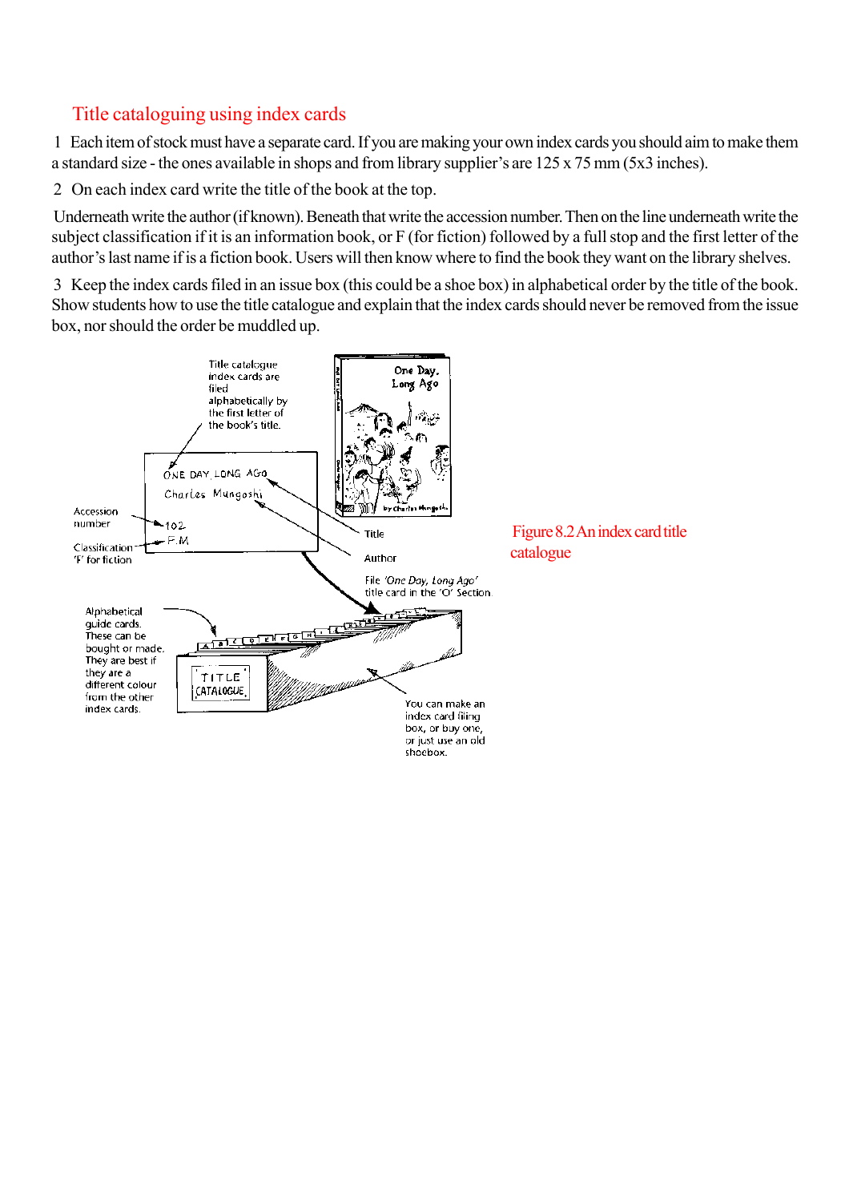## Title cataloguing using index cards

1 Each item of stock must have a separate card. If you are making your own index cards you should aim to make them a standard size - the ones available in shops and from library supplier's are 125 x 75 mm (5x3 inches).

2 On each index card write the title of the book at the top.

Underneath write the author (if known). Beneath that write the accession number. Then on the line underneath write the subject classification if it is an information book, or F (for fiction) followed by a full stop and the first letter of the author's last name if is a fiction book. Users will then know where to find the book they want on the library shelves.

3 Keep the index cards filed in an issue box (this could be a shoe box) in alphabetical order by the title of the book. Show students how to use the title catalogue and explain that the index cards should never be removed from the issue box, nor should the order be muddled up.

Title catalogue index cards are filed alphabetically by the first letter of the book's title.

ONE DAY, LONG AGO
Charles Mungoshi
102
F.M

Accession number

Classification 'F' for fiction

Title

Author

File *'One Day, Long Ago'* title card in the 'O' Section

Alphabetical guide cards. These can be bought or made. They are best if they are a different colour from the other index cards.

TITLE CATALOGUE

You can make an index card filing box, or buy one, or just use an old shoebox.

Figure 8.2 An index card title catalogue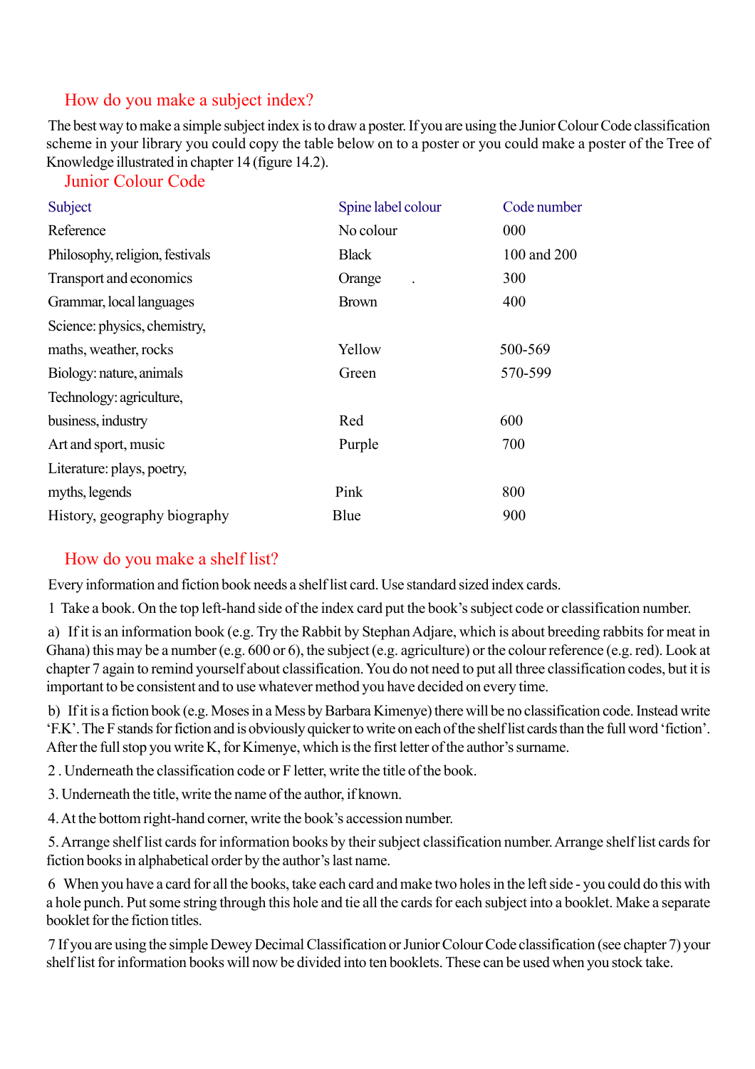## How do you make a subject index?

The best way to make a simple subject index is to draw a poster. If you are using the Junior Colour Code classification scheme in your library you could copy the table below on to a poster or you could make a poster of the Tree of Knowledge illustrated in chapter 14 (figure 14.2).

### Junior Colour Code

| Subject | Spine label colour | Code number |
|---|---|---|
| Reference | No colour | 000 |
| Philosophy, religion, festivals | Black | 100 and 200 |
| Transport and economics | Orange . | 300 |
| Grammar, local languages | Brown | 400 |
| Science: physics, chemistry, maths, weather, rocks | Yellow | 500-569 |
| Biology: nature, animals | Green | 570-599 |
| Technology: agriculture, business, industry | Red | 600 |
| Art and sport, music | Purple | 700 |
| Literature: plays, poetry, myths, legends | Pink | 800 |
| History, geography biography | Blue | 900 |

## How do you make a shelf list?

Every information and fiction book needs a shelf list card. Use standard sized index cards.

1 Take a book. On the top left-hand side of the index card put the book's subject code or classification number.

a) If it is an information book (e.g. Try the Rabbit by Stephan Adjare, which is about breeding rabbits for meat in Ghana) this may be a number (e.g. 600 or 6), the subject (e.g. agriculture) or the colour reference (e.g. red). Look at chapter 7 again to remind yourself about classification. You do not need to put all three classification codes, but it is important to be consistent and to use whatever method you have decided on every time.

b) If it is a fiction book (e.g. Moses in a Mess by Barbara Kimenye) there will be no classification code. Instead write 'F.K'. The F stands for fiction and is obviously quicker to write on each of the shelf list cards than the full word 'fiction'. After the full stop you write K, for Kimenye, which is the first letter of the author's surname.

2 . Underneath the classification code or F letter, write the title of the book.

3. Underneath the title, write the name of the author, if known.

4. At the bottom right-hand corner, write the book's accession number.

5. Arrange shelf list cards for information books by their subject classification number. Arrange shelf list cards for fiction books in alphabetical order by the author's last name.

6 When you have a card for all the books, take each card and make two holes in the left side - you could do this with a hole punch. Put some string through this hole and tie all the cards for each subject into a booklet. Make a separate booklet for the fiction titles.

7 If you are using the simple Dewey Decimal Classification or Junior Colour Code classification (see chapter 7) your shelf list for information books will now be divided into ten booklets. These can be used when you stock take.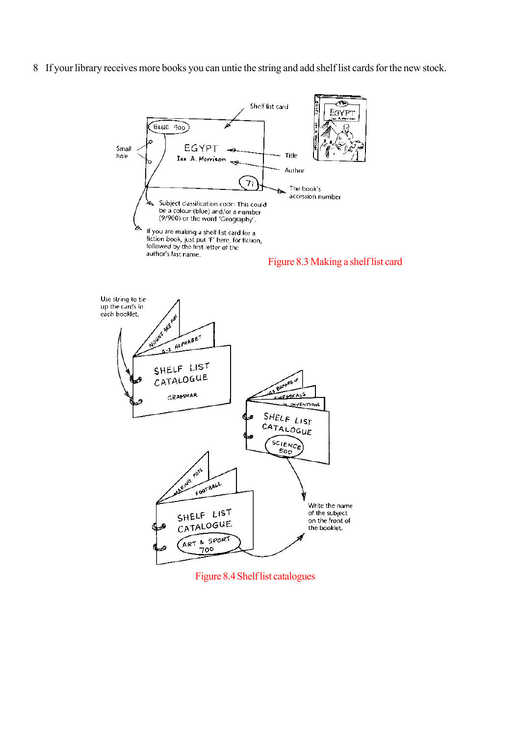8 If your library receives more books you can untie the string and add shelf list cards for the new stock.

Figure 8.3 Making a shelf list card

Figure 8.4 Shelf list catalogues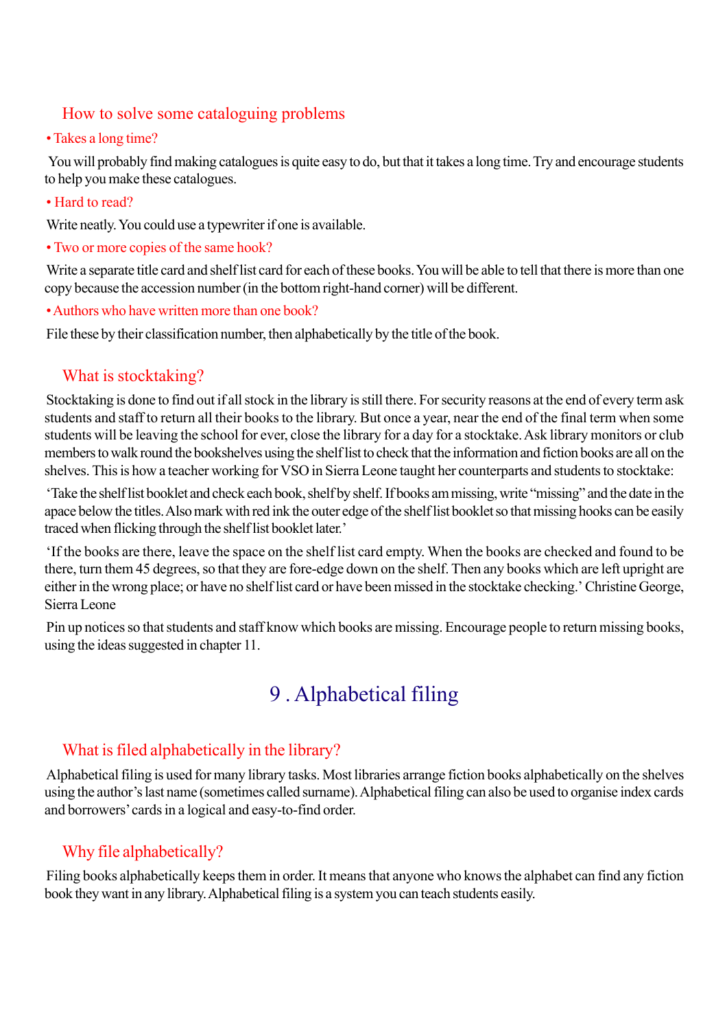## How to solve some cataloguing problems

• Takes a long time?

You will probably find making catalogues is quite easy to do, but that it takes a long time. Try and encourage students to help you make these catalogues.

• Hard to read?

Write neatly. You could use a typewriter if one is available.

• Two or more copies of the same hook?

Write a separate title card and shelf list card for each of these books. You will be able to tell that there is more than one copy because the accession number (in the bottom right-hand corner) will be different.

• Authors who have written more than one book?

File these by their classification number, then alphabetically by the title of the book.

## What is stocktaking?

Stocktaking is done to find out if all stock in the library is still there. For security reasons at the end of every term ask students and staff to return all their books to the library. But once a year, near the end of the final term when some students will be leaving the school for ever, close the library for a day for a stocktake. Ask library monitors or club members to walk round the bookshelves using the shelf list to check that the information and fiction books are all on the shelves. This is how a teacher working for VSO in Sierra Leone taught her counterparts and students to stocktake:

'Take the shelf list booklet and check each book, shelf by shelf. If books am missing, write "missing" and the date in the apace below the titles. Also mark with red ink the outer edge of the shelf list booklet so that missing hooks can be easily traced when flicking through the shelf list booklet later.'

'If the books are there, leave the space on the shelf list card empty. When the books are checked and found to be there, turn them 45 degrees, so that they are fore-edge down on the shelf. Then any books which are left upright are either in the wrong place; or have no shelf list card or have been missed in the stocktake checking.' Christine George, Sierra Leone

Pin up notices so that students and staff know which books are missing. Encourage people to return missing books, using the ideas suggested in chapter 11.

# 9 . Alphabetical filing

## What is filed alphabetically in the library?

Alphabetical filing is used for many library tasks. Most libraries arrange fiction books alphabetically on the shelves using the author's last name (sometimes called surname). Alphabetical filing can also be used to organise index cards and borrowers' cards in a logical and easy-to-find order.

## Why file alphabetically?

Filing books alphabetically keeps them in order. It means that anyone who knows the alphabet can find any fiction book they want in any library. Alphabetical filing is a system you can teach students easily.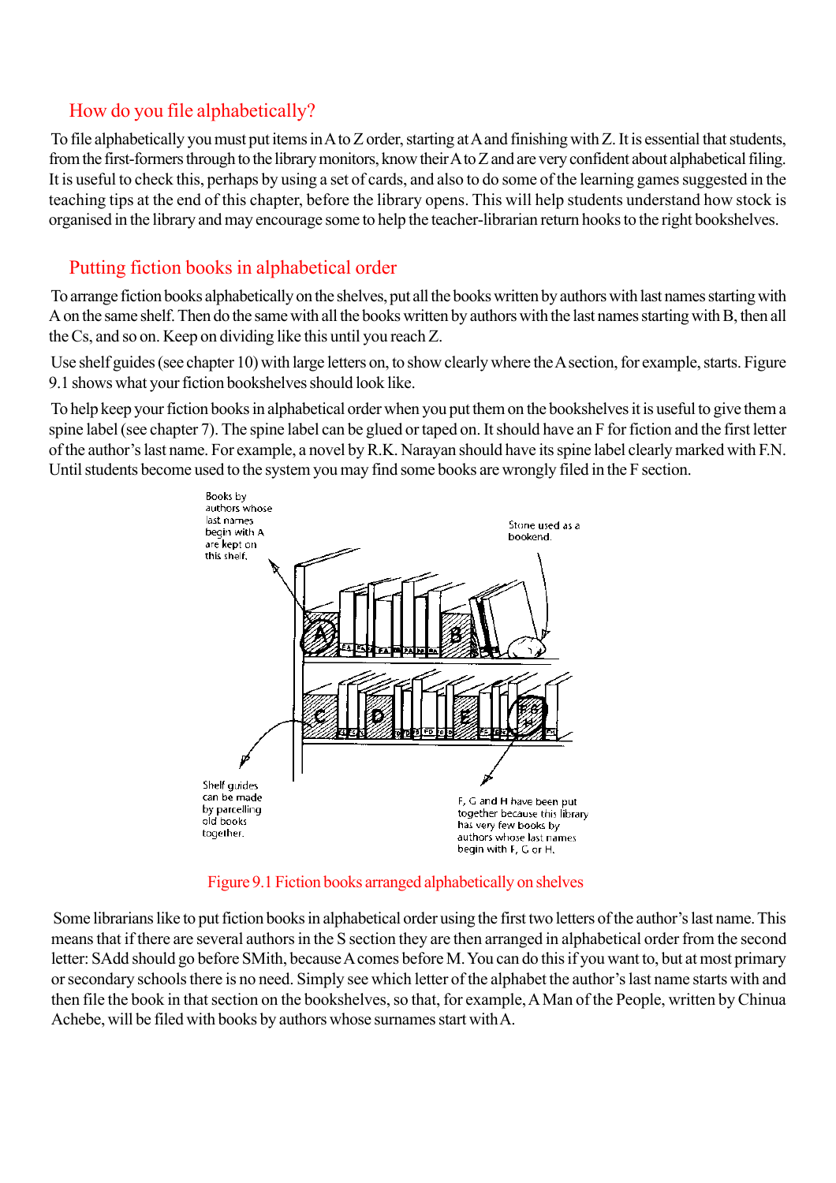## How do you file alphabetically?

To file alphabetically you must put items in A to Z order, starting at A and finishing with Z. It is essential that students, from the first-formers through to the library monitors, know their A to Z and are very confident about alphabetical filing. It is useful to check this, perhaps by using a set of cards, and also to do some of the learning games suggested in the teaching tips at the end of this chapter, before the library opens. This will help students understand how stock is organised in the library and may encourage some to help the teacher-librarian return hooks to the right bookshelves.

## Putting fiction books in alphabetical order

To arrange fiction books alphabetically on the shelves, put all the books written by authors with last names starting with A on the same shelf. Then do the same with all the books written by authors with the last names starting with B, then all the Cs, and so on. Keep on dividing like this until you reach Z.

Use shelf guides (see chapter 10) with large letters on, to show clearly where the A section, for example, starts. Figure 9.1 shows what your fiction bookshelves should look like.

To help keep your fiction books in alphabetical order when you put them on the bookshelves it is useful to give them a spine label (see chapter 7). The spine label can be glued or taped on. It should have an F for fiction and the first letter of the author's last name. For example, a novel by R.K. Narayan should have its spine label clearly marked with F.N. Until students become used to the system you may find some books are wrongly filed in the F section.

Figure 9.1 Fiction books arranged alphabetically on shelves

Some librarians like to put fiction books in alphabetical order using the first two letters of the author's last name. This means that if there are several authors in the S section they are then arranged in alphabetical order from the second letter: SAdd should go before SMith, because A comes before M. You can do this if you want to, but at most primary or secondary schools there is no need. Simply see which letter of the alphabet the author's last name starts with and then file the book in that section on the bookshelves, so that, for example, A Man of the People, written by Chinua Achebe, will be filed with books by authors whose surnames start with A.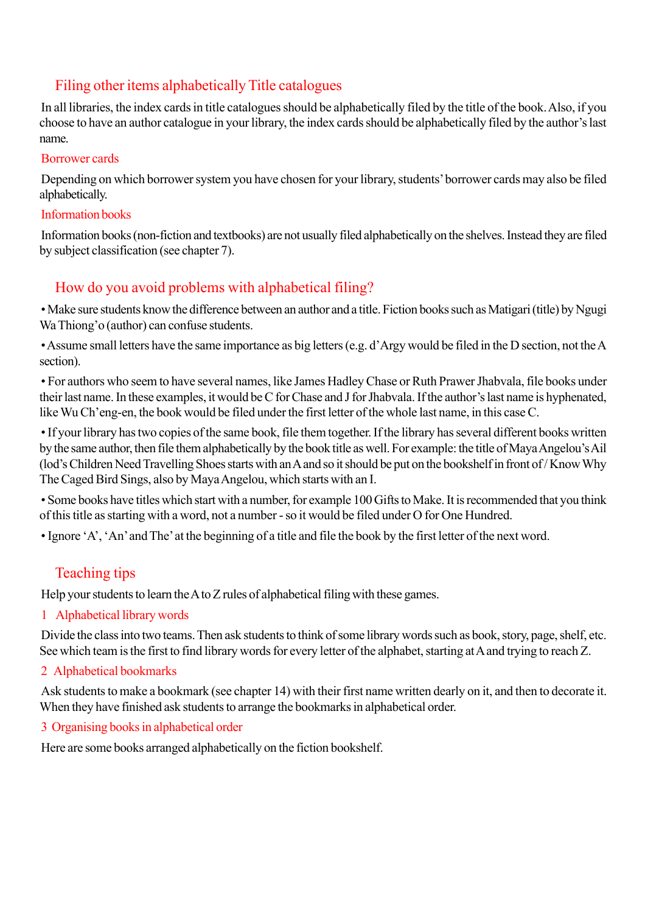## Filing other items alphabetically Title catalogues

In all libraries, the index cards in title catalogues should be alphabetically filed by the title of the book. Also, if you choose to have an author catalogue in your library, the index cards should be alphabetically filed by the author's last name.

### Borrower cards

Depending on which borrower system you have chosen for your library, students' borrower cards may also be filed alphabetically.

### Information books

Information books (non-fiction and textbooks) are not usually filed alphabetically on the shelves. Instead they are filed by subject classification (see chapter 7).

## How do you avoid problems with alphabetical filing?

- Make sure students know the difference between an author and a title. Fiction books such as Matigari (title) by Ngugi Wa Thiong'o (author) can confuse students.
- Assume small letters have the same importance as big letters (e.g. d'Argy would be filed in the D section, not the A section).
- For authors who seem to have several names, like James Hadley Chase or Ruth Prawer Jhabvala, file books under their last name. In these examples, it would be C for Chase and J for Jhabvala. If the author's last name is hyphenated, like Wu Ch'eng-en, the book would be filed under the first letter of the whole last name, in this case C.
- If your library has two copies of the same book, file them together. If the library has several different books written by the same author, then file them alphabetically by the book title as well. For example: the title of Maya Angelou's Ail (lod's Children Need Travelling Shoes starts with an A and so it should be put on the bookshelf in front of / Know Why The Caged Bird Sings, also by Maya Angelou, which starts with an I.
- Some books have titles which start with a number, for example 100 Gifts to Make. It is recommended that you think of this title as starting with a word, not a number - so it would be filed under O for One Hundred.
- Ignore 'A', 'An' and The' at the beginning of a title and file the book by the first letter of the next word.

## Teaching tips

Help your students to learn the A to Z rules of alphabetical filing with these games.

### 1 Alphabetical library words

Divide the class into two teams. Then ask students to think of some library words such as book, story, page, shelf, etc. See which team is the first to find library words for every letter of the alphabet, starting at A and trying to reach Z.

### 2 Alphabetical bookmarks

Ask students to make a bookmark (see chapter 14) with their first name written dearly on it, and then to decorate it. When they have finished ask students to arrange the bookmarks in alphabetical order.

### 3 Organising books in alphabetical order

Here are some books arranged alphabetically on the fiction bookshelf.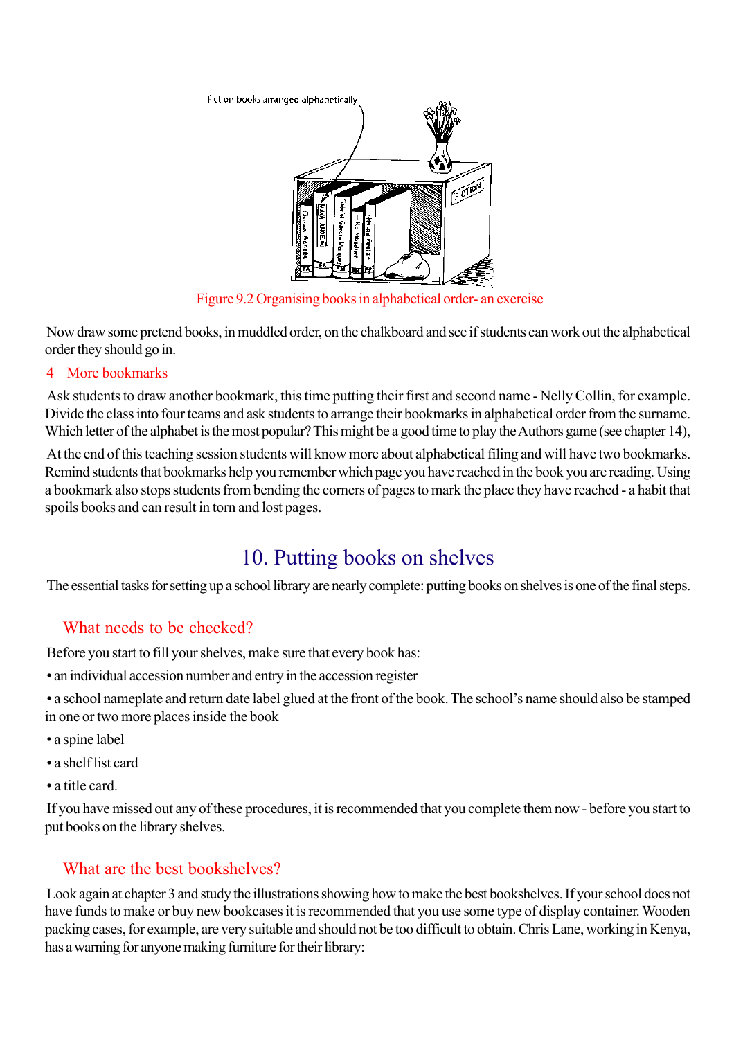Figure 9.2 Organising books in alphabetical order- an exercise

Now draw some pretend books, in muddled order, on the chalkboard and see if students can work out the alphabetical order they should go in.

### 4 More bookmarks

Ask students to draw another bookmark, this time putting their first and second name - Nelly Collin, for example. Divide the class into four teams and ask students to arrange their bookmarks in alphabetical order from the surname. Which letter of the alphabet is the most popular? This might be a good time to play the Authors game (see chapter 14),

At the end of this teaching session students will know more about alphabetical filing and will have two bookmarks. Remind students that bookmarks help you remember which page you have reached in the book you are reading. Using a bookmark also stops students from bending the corners of pages to mark the place they have reached - a habit that spoils books and can result in torn and lost pages.

# 10. Putting books on shelves

The essential tasks for setting up a school library are nearly complete: putting books on shelves is one of the final steps.

## What needs to be checked?

Before you start to fill your shelves, make sure that every book has:

- an individual accession number and entry in the accession register
- a school nameplate and return date label glued at the front of the book. The school's name should also be stamped in one or two more places inside the book
- a spine label
- a shelf list card
- a title card.

If you have missed out any of these procedures, it is recommended that you complete them now - before you start to put books on the library shelves.

## What are the best bookshelves?

Look again at chapter 3 and study the illustrations showing how to make the best bookshelves. If your school does not have funds to make or buy new bookcases it is recommended that you use some type of display container. Wooden packing cases, for example, are very suitable and should not be too difficult to obtain. Chris Lane, working in Kenya, has a warning for anyone making furniture for their library: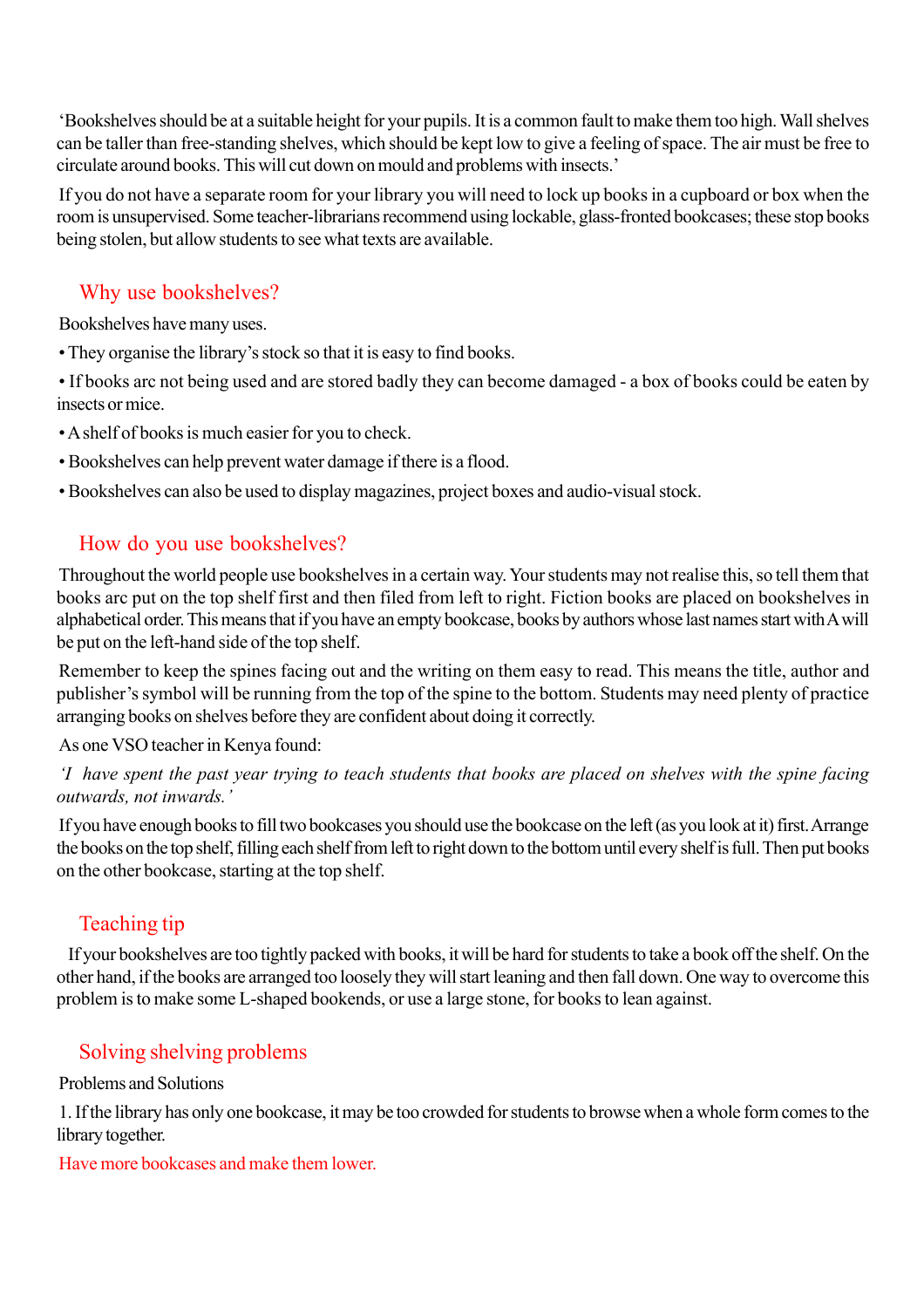'Bookshelves should be at a suitable height for your pupils. It is a common fault to make them too high. Wall shelves can be taller than free-standing shelves, which should be kept low to give a feeling of space. The air must be free to circulate around books. This will cut down on mould and problems with insects.'

If you do not have a separate room for your library you will need to lock up books in a cupboard or box when the room is unsupervised. Some teacher-librarians recommend using lockable, glass-fronted bookcases; these stop books being stolen, but allow students to see what texts are available.

## Why use bookshelves?

Bookshelves have many uses.

- They organise the library's stock so that it is easy to find books.
- If books arc not being used and are stored badly they can become damaged - a box of books could be eaten by insects or mice.
- A shelf of books is much easier for you to check.
- Bookshelves can help prevent water damage if there is a flood.
- Bookshelves can also be used to display magazines, project boxes and audio-visual stock.

## How do you use bookshelves?

Throughout the world people use bookshelves in a certain way. Your students may not realise this, so tell them that books arc put on the top shelf first and then filed from left to right. Fiction books are placed on bookshelves in alphabetical order. This means that if you have an empty bookcase, books by authors whose last names start with A will be put on the left-hand side of the top shelf.

Remember to keep the spines facing out and the writing on them easy to read. This means the title, author and publisher's symbol will be running from the top of the spine to the bottom. Students may need plenty of practice arranging books on shelves before they are confident about doing it correctly.

As one VSO teacher in Kenya found:

*'I have spent the past year trying to teach students that books are placed on shelves with the spine facing outwards, not inwards.'*

If you have enough books to fill two bookcases you should use the bookcase on the left (as you look at it) first. Arrange the books on the top shelf, filling each shelf from left to right down to the bottom until every shelf is full. Then put books on the other bookcase, starting at the top shelf.

## Teaching tip

If your bookshelves are too tightly packed with books, it will be hard for students to take a book off the shelf. On the other hand, if the books are arranged too loosely they will start leaning and then fall down. One way to overcome this problem is to make some L-shaped bookends, or use a large stone, for books to lean against.

## Solving shelving problems

Problems and Solutions

1. If the library has only one bookcase, it may be too crowded for students to browse when a whole form comes to the library together.

Have more bookcases and make them lower.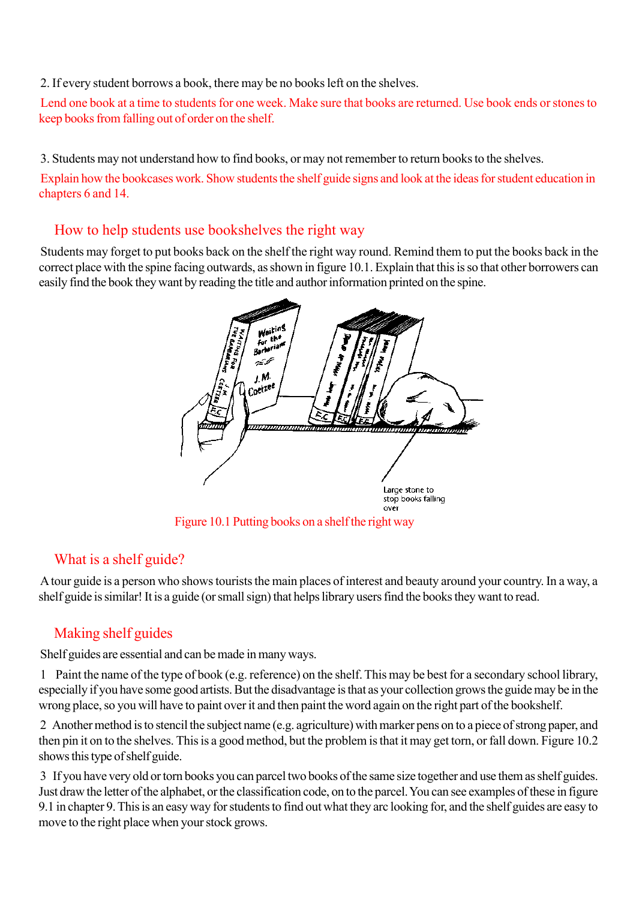2. If every student borrows a book, there may be no books left on the shelves.

Lend one book at a time to students for one week. Make sure that books are returned. Use book ends or stones to keep books from falling out of order on the shelf.

3. Students may not understand how to find books, or may not remember to return books to the shelves.

Explain how the bookcases work. Show students the shelf guide signs and look at the ideas for student education in chapters 6 and 14.

## How to help students use bookshelves the right way

Students may forget to put books back on the shelf the right way round. Remind them to put the books back in the correct place with the spine facing outwards, as shown in figure 10.1. Explain that this is so that other borrowers can easily find the book they want by reading the title and author information printed on the spine.

Large stone to stop books falling over

Figure 10.1 Putting books on a shelf the right way

## What is a shelf guide?

A tour guide is a person who shows tourists the main places of interest and beauty around your country. In a way, a shelf guide is similar! It is a guide (or small sign) that helps library users find the books they want to read.

## Making shelf guides

Shelf guides are essential and can be made in many ways.

1 Paint the name of the type of book (e.g. reference) on the shelf. This may be best for a secondary school library, especially if you have some good artists. But the disadvantage is that as your collection grows the guide may be in the wrong place, so you will have to paint over it and then paint the word again on the right part of the bookshelf.

2 Another method is to stencil the subject name (e.g. agriculture) with marker pens on to a piece of strong paper, and then pin it on to the shelves. This is a good method, but the problem is that it may get torn, or fall down. Figure 10.2 shows this type of shelf guide.

3 If you have very old or torn books you can parcel two books of the same size together and use them as shelf guides. Just draw the letter of the alphabet, or the classification code, on to the parcel. You can see examples of these in figure 9.1 in chapter 9. This is an easy way for students to find out what they arc looking for, and the shelf guides are easy to move to the right place when your stock grows.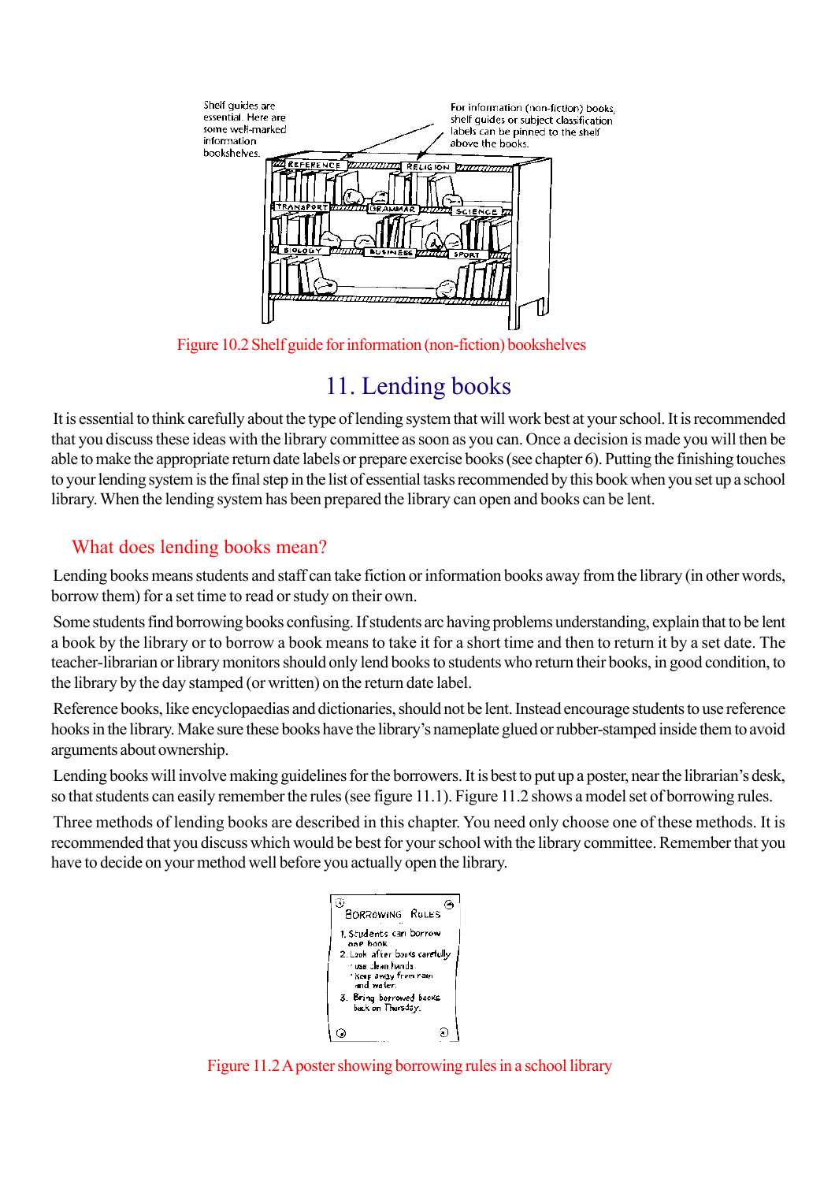Figure 10.2 Shelf guide for information (non-fiction) bookshelves

# 11. Lending books

It is essential to think carefully about the type of lending system that will work best at your school. It is recommended that you discuss these ideas with the library committee as soon as you can. Once a decision is made you will then be able to make the appropriate return date labels or prepare exercise books (see chapter 6). Putting the finishing touches to your lending system is the final step in the list of essential tasks recommended by this book when you set up a school library. When the lending system has been prepared the library can open and books can be lent.

## What does lending books mean?

Lending books means students and staff can take fiction or information books away from the library (in other words, borrow them) for a set time to read or study on their own.

Some students find borrowing books confusing. If students arc having problems understanding, explain that to be lent a book by the library or to borrow a book means to take it for a short time and then to return it by a set date. The teacher-librarian or library monitors should only lend books to students who return their books, in good condition, to the library by the day stamped (or written) on the return date label.

Reference books, like encyclopaedias and dictionaries, should not be lent. Instead encourage students to use reference hooks in the library. Make sure these books have the library's nameplate glued or rubber-stamped inside them to avoid arguments about ownership.

Lending books will involve making guidelines for the borrowers. It is best to put up a poster, near the librarian's desk, so that students can easily remember the rules (see figure 11.1). Figure 11.2 shows a model set of borrowing rules.

Three methods of lending books are described in this chapter. You need only choose one of these methods. It is recommended that you discuss which would be best for your school with the library committee. Remember that you have to decide on your method well before you actually open the library.

Figure 11.2 A poster showing borrowing rules in a school library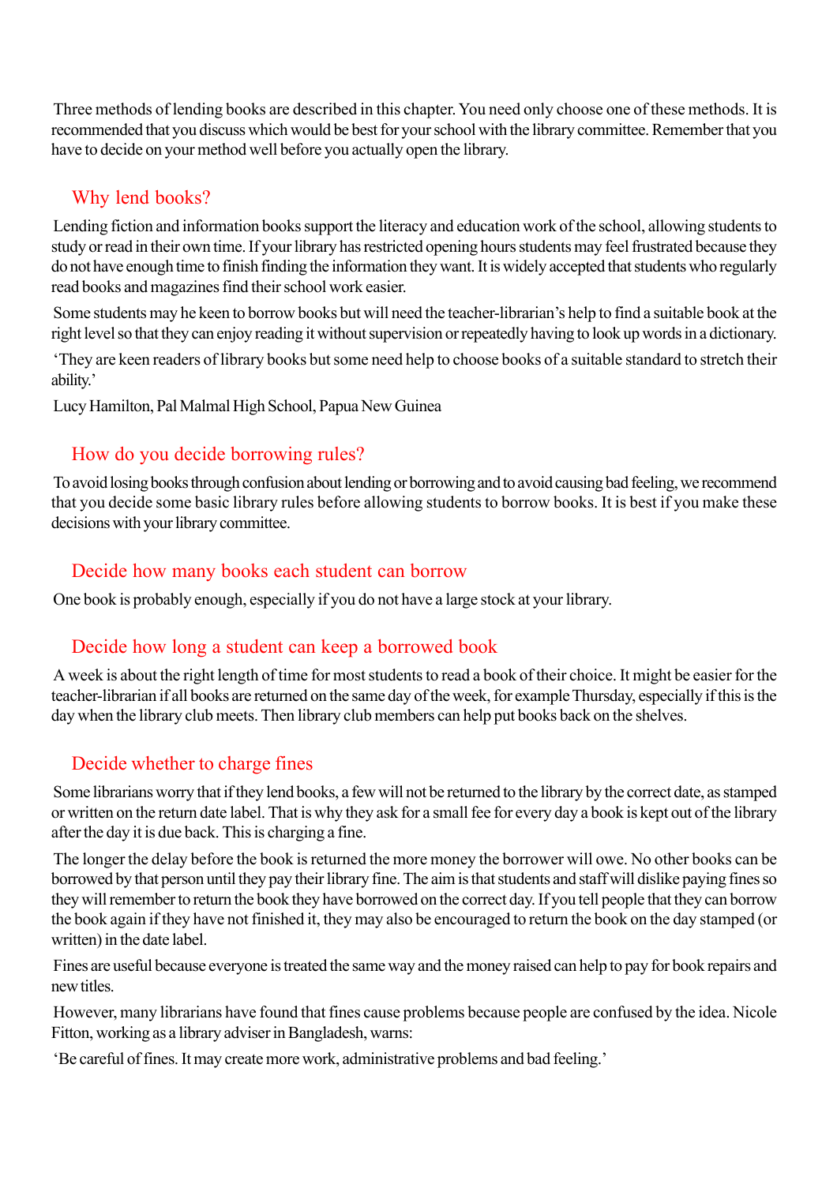Three methods of lending books are described in this chapter. You need only choose one of these methods. It is recommended that you discuss which would be best for your school with the library committee. Remember that you have to decide on your method well before you actually open the library.

## Why lend books?

Lending fiction and information books support the literacy and education work of the school, allowing students to study or read in their own time. If your library has restricted opening hours students may feel frustrated because they do not have enough time to finish finding the information they want. It is widely accepted that students who regularly read books and magazines find their school work easier.

Some students may he keen to borrow books but will need the teacher-librarian's help to find a suitable book at the right level so that they can enjoy reading it without supervision or repeatedly having to look up words in a dictionary.

'They are keen readers of library books but some need help to choose books of a suitable standard to stretch their ability.'

Lucy Hamilton, Pal Malmal High School, Papua New Guinea

## How do you decide borrowing rules?

To avoid losing books through confusion about lending or borrowing and to avoid causing bad feeling, we recommend that you decide some basic library rules before allowing students to borrow books. It is best if you make these decisions with your library committee.

## Decide how many books each student can borrow

One book is probably enough, especially if you do not have a large stock at your library.

## Decide how long a student can keep a borrowed book

A week is about the right length of time for most students to read a book of their choice. It might be easier for the teacher-librarian if all books are returned on the same day of the week, for example Thursday, especially if this is the day when the library club meets. Then library club members can help put books back on the shelves.

## Decide whether to charge fines

Some librarians worry that if they lend books, a few will not be returned to the library by the correct date, as stamped or written on the return date label. That is why they ask for a small fee for every day a book is kept out of the library after the day it is due back. This is charging a fine.

The longer the delay before the book is returned the more money the borrower will owe. No other books can be borrowed by that person until they pay their library fine. The aim is that students and staff will dislike paying fines so they will remember to return the book they have borrowed on the correct day. If you tell people that they can borrow the book again if they have not finished it, they may also be encouraged to return the book on the day stamped (or written) in the date label.

Fines are useful because everyone is treated the same way and the money raised can help to pay for book repairs and new titles.

However, many librarians have found that fines cause problems because people are confused by the idea. Nicole Fitton, working as a library adviser in Bangladesh, warns:

'Be careful of fines. It may create more work, administrative problems and bad feeling.'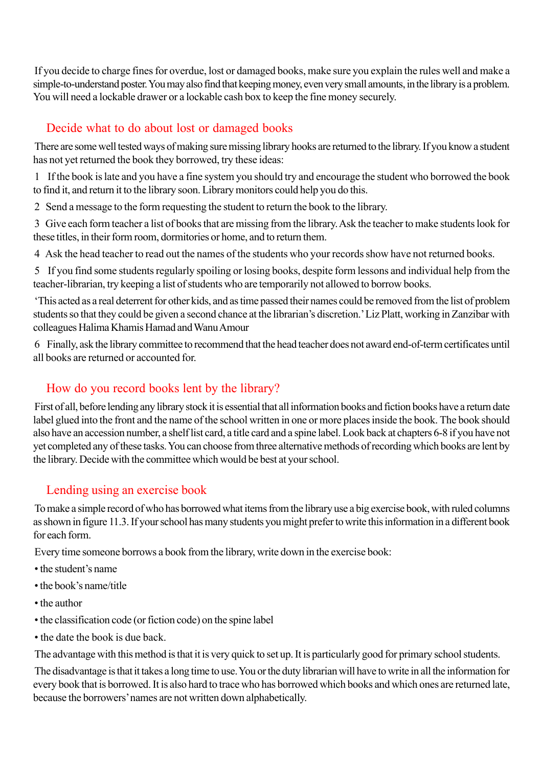If you decide to charge fines for overdue, lost or damaged books, make sure you explain the rules well and make a simple-to-understand poster. You may also find that keeping money, even very small amounts, in the library is a problem. You will need a lockable drawer or a lockable cash box to keep the fine money securely.

## Decide what to do about lost or damaged books

There are some well tested ways of making sure missing library hooks are returned to the library. If you know a student has not yet returned the book they borrowed, try these ideas:

1 If the book is late and you have a fine system you should try and encourage the student who borrowed the book to find it, and return it to the library soon. Library monitors could help you do this.

2 Send a message to the form requesting the student to return the book to the library.

3 Give each form teacher a list of books that are missing from the library. Ask the teacher to make students look for these titles, in their form room, dormitories or home, and to return them.

4 Ask the head teacher to read out the names of the students who your records show have not returned books.

5 If you find some students regularly spoiling or losing books, despite form lessons and individual help from the teacher-librarian, try keeping a list of students who are temporarily not allowed to borrow books.

'This acted as a real deterrent for other kids, and as time passed their names could be removed from the list of problem students so that they could be given a second chance at the librarian's discretion.' Liz Platt, working in Zanzibar with colleagues Halima Khamis Hamad and Wanu Amour

6 Finally, ask the library committee to recommend that the head teacher does not award end-of-term certificates until all books are returned or accounted for.

## How do you record books lent by the library?

First of all, before lending any library stock it is essential that all information books and fiction books have a return date label glued into the front and the name of the school written in one or more places inside the book. The book should also have an accession number, a shelf list card, a title card and a spine label. Look back at chapters 6-8 if you have not yet completed any of these tasks. You can choose from three alternative methods of recording which books are lent by the library. Decide with the committee which would be best at your school.

## Lending using an exercise book

To make a simple record of who has borrowed what items from the library use a big exercise book, with ruled columns as shown in figure 11.3. If your school has many students you might prefer to write this information in a different book for each form.

Every time someone borrows a book from the library, write down in the exercise book:

- the student's name
- the book's name/title
- the author
- the classification code (or fiction code) on the spine label
- the date the book is due back.

The advantage with this method is that it is very quick to set up. It is particularly good for primary school students.

The disadvantage is that it takes a long time to use. You or the duty librarian will have to write in all the information for every book that is borrowed. It is also hard to trace who has borrowed which books and which ones are returned late, because the borrowers' names are not written down alphabetically.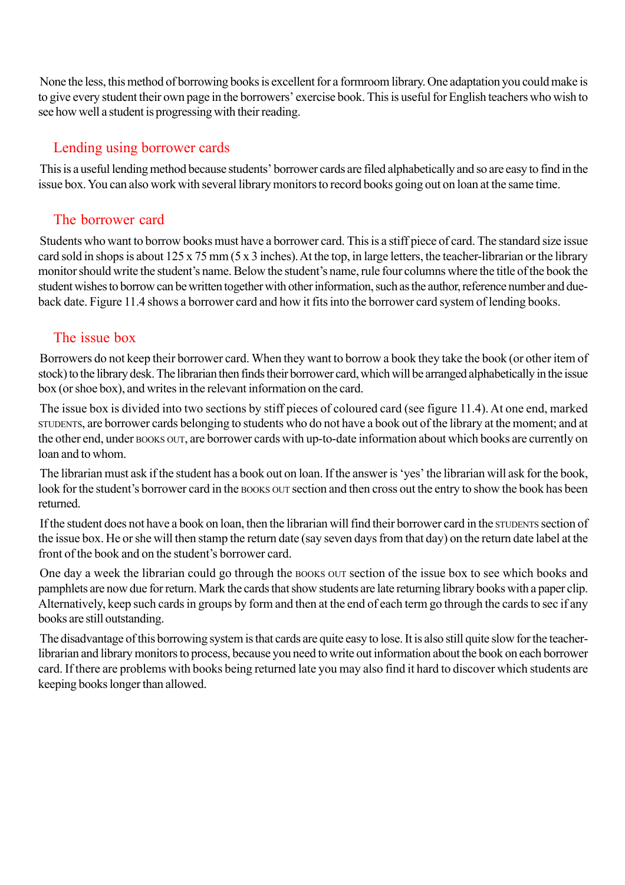None the less, this method of borrowing books is excellent for a formroom library. One adaptation you could make is to give every student their own page in the borrowers' exercise book. This is useful for English teachers who wish to see how well a student is progressing with their reading.

## Lending using borrower cards

This is a useful lending method because students' borrower cards are filed alphabetically and so are easy to find in the issue box. You can also work with several library monitors to record books going out on loan at the same time.

## The borrower card

Students who want to borrow books must have a borrower card. This is a stiff piece of card. The standard size issue card sold in shops is about 125 x 75 mm (5 x 3 inches). At the top, in large letters, the teacher-librarian or the library monitor should write the student's name. Below the student's name, rule four columns where the title of the book the student wishes to borrow can be written together with other information, such as the author, reference number and due-back date. Figure 11.4 shows a borrower card and how it fits into the borrower card system of lending books.

## The issue box

Borrowers do not keep their borrower card. When they want to borrow a book they take the book (or other item of stock) to the library desk. The librarian then finds their borrower card, which will be arranged alphabetically in the issue box (or shoe box), and writes in the relevant information on the card.

The issue box is divided into two sections by stiff pieces of coloured card (see figure 11.4). At one end, marked STUDENTS, are borrower cards belonging to students who do not have a book out of the library at the moment; and at the other end, under BOOKS OUT, are borrower cards with up-to-date information about which books are currently on loan and to whom.

The librarian must ask if the student has a book out on loan. If the answer is 'yes' the librarian will ask for the book, look for the student's borrower card in the BOOKS OUT section and then cross out the entry to show the book has been returned.

If the student does not have a book on loan, then the librarian will find their borrower card in the STUDENTS section of the issue box. He or she will then stamp the return date (say seven days from that day) on the return date label at the front of the book and on the student's borrower card.

One day a week the librarian could go through the BOOKS OUT section of the issue box to see which books and pamphlets are now due for return. Mark the cards that show students are late returning library books with a paper clip. Alternatively, keep such cards in groups by form and then at the end of each term go through the cards to sec if any books are still outstanding.

The disadvantage of this borrowing system is that cards are quite easy to lose. It is also still quite slow for the teacher-librarian and library monitors to process, because you need to write out information about the book on each borrower card. If there are problems with books being returned late you may also find it hard to discover which students are keeping books longer than allowed.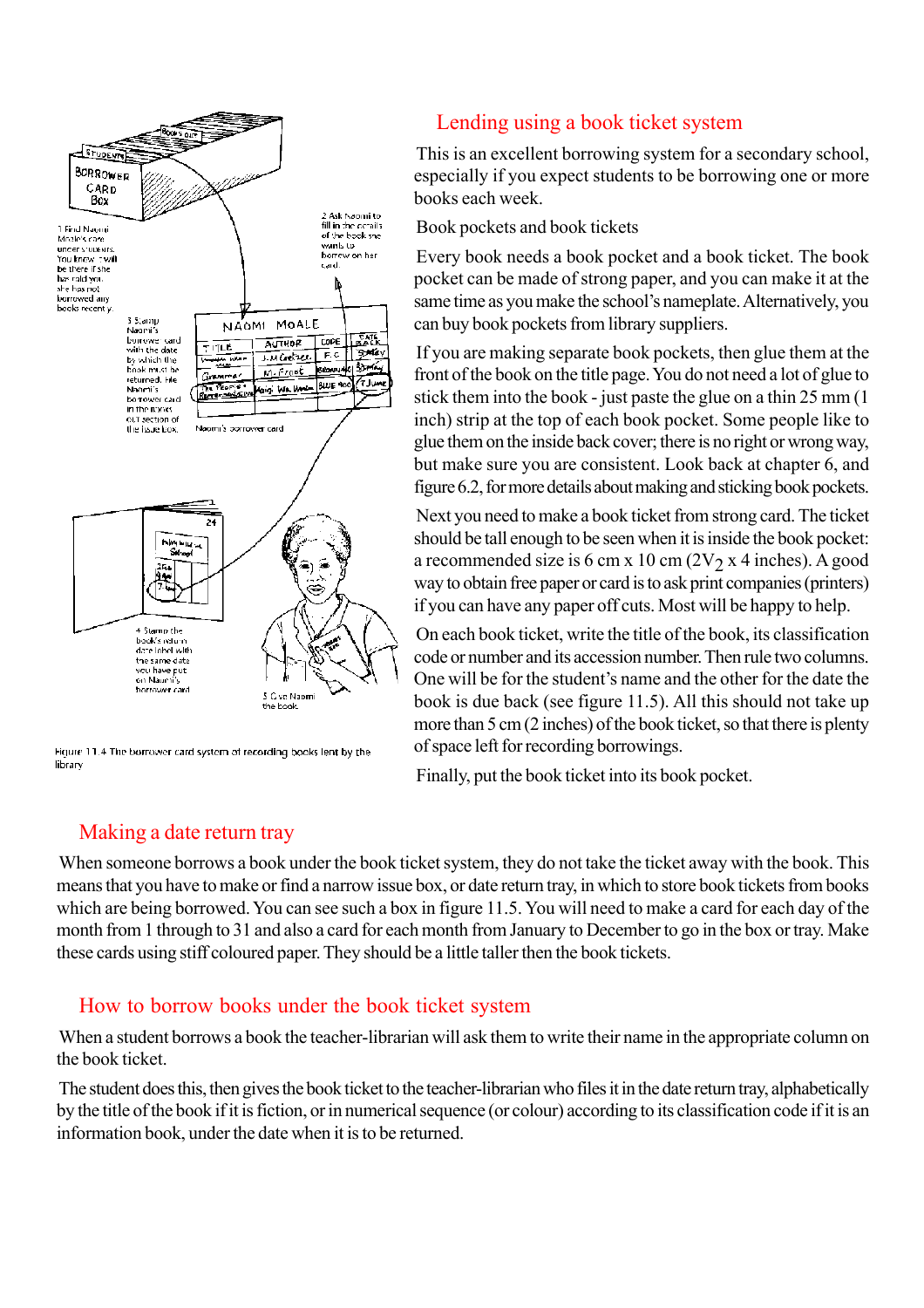Figure 11.4 The borrower card system of recording books lent by the library

## Lending using a book ticket system

This is an excellent borrowing system for a secondary school, especially if you expect students to be borrowing one or more books each week.

Book pockets and book tickets

Every book needs a book pocket and a book ticket. The book pocket can be made of strong paper, and you can make it at the same time as you make the school's nameplate. Alternatively, you can buy book pockets from library suppliers.

If you are making separate book pockets, then glue them at the front of the book on the title page. You do not need a lot of glue to stick them into the book - just paste the glue on a thin 25 mm (1 inch) strip at the top of each book pocket. Some people like to glue them on the inside back cover; there is no right or wrong way, but make sure you are consistent. Look back at chapter 6, and figure 6.2, for more details about making and sticking book pockets.

Next you need to make a book ticket from strong card. The ticket should be tall enough to be seen when it is inside the book pocket: a recommended size is 6 cm x 10 cm (2V2 x 4 inches). A good way to obtain free paper or card is to ask print companies (printers) if you can have any paper off cuts. Most will be happy to help.

On each book ticket, write the title of the book, its classification code or number and its accession number. Then rule two columns. One will be for the student's name and the other for the date the book is due back (see figure 11.5). All this should not take up more than 5 cm (2 inches) of the book ticket, so that there is plenty of space left for recording borrowings.

Finally, put the book ticket into its book pocket.

## Making a date return tray

When someone borrows a book under the book ticket system, they do not take the ticket away with the book. This means that you have to make or find a narrow issue box, or date return tray, in which to store book tickets from books which are being borrowed. You can see such a box in figure 11.5. You will need to make a card for each day of the month from 1 through to 31 and also a card for each month from January to December to go in the box or tray. Make these cards using stiff coloured paper. They should be a little taller then the book tickets.

## How to borrow books under the book ticket system

When a student borrows a book the teacher-librarian will ask them to write their name in the appropriate column on the book ticket.

The student does this, then gives the book ticket to the teacher-librarian who files it in the date return tray, alphabetically by the title of the book if it is fiction, or in numerical sequence (or colour) according to its classification code if it is an information book, under the date when it is to be returned.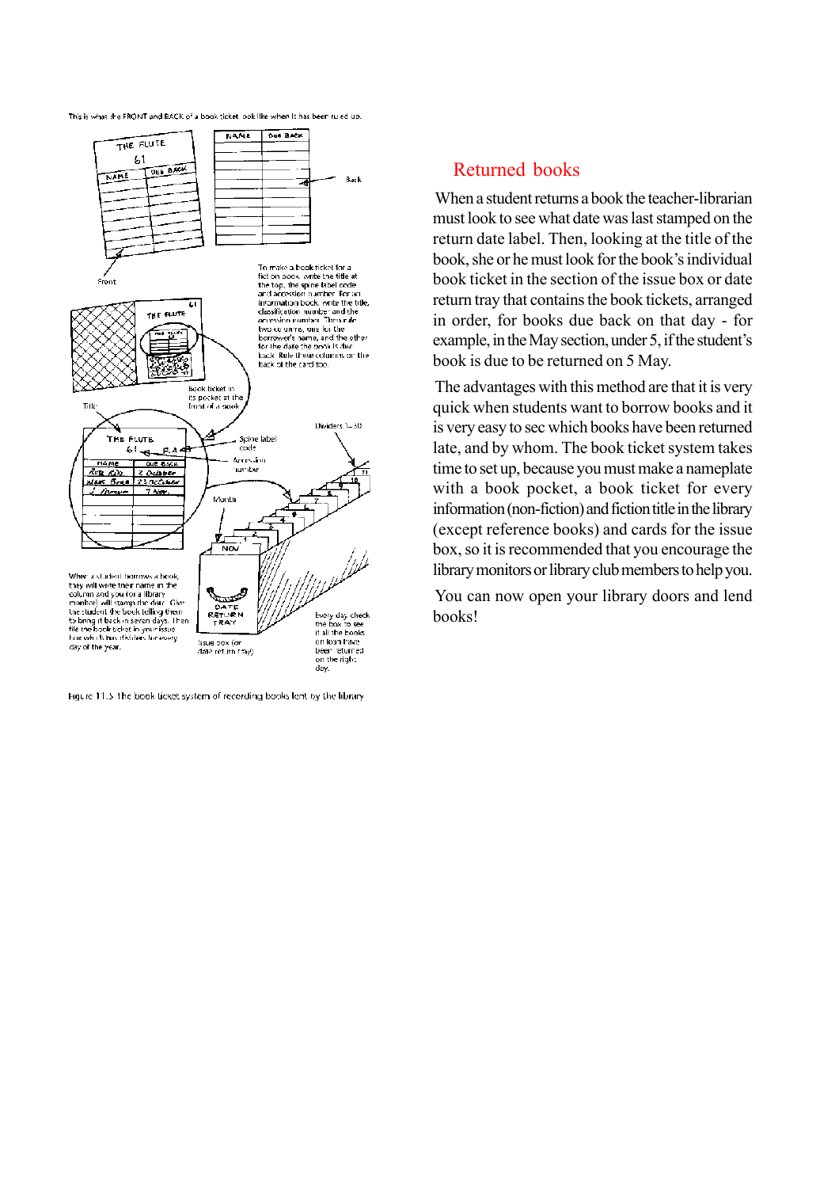This is what the FRONT and BACK of a book ticket look like when it has been ruled up.

Figure 11.5 The book ticket system of recording books lent by the library

## Returned books

When a student returns a book the teacher-librarian must look to see what date was last stamped on the return date label. Then, looking at the title of the book, she or he must look for the book's individual book ticket in the section of the issue box or date return tray that contains the book tickets, arranged in order, for books due back on that day - for example, in the May section, under 5, if the student's book is due to be returned on 5 May.

The advantages with this method are that it is very quick when students want to borrow books and it is very easy to sec which books have been returned late, and by whom. The book ticket system takes time to set up, because you must make a nameplate with a book pocket, a book ticket for every information (non-fiction) and fiction title in the library (except reference books) and cards for the issue box, so it is recommended that you encourage the library monitors or library club members to help you.

You can now open your library doors and lend books!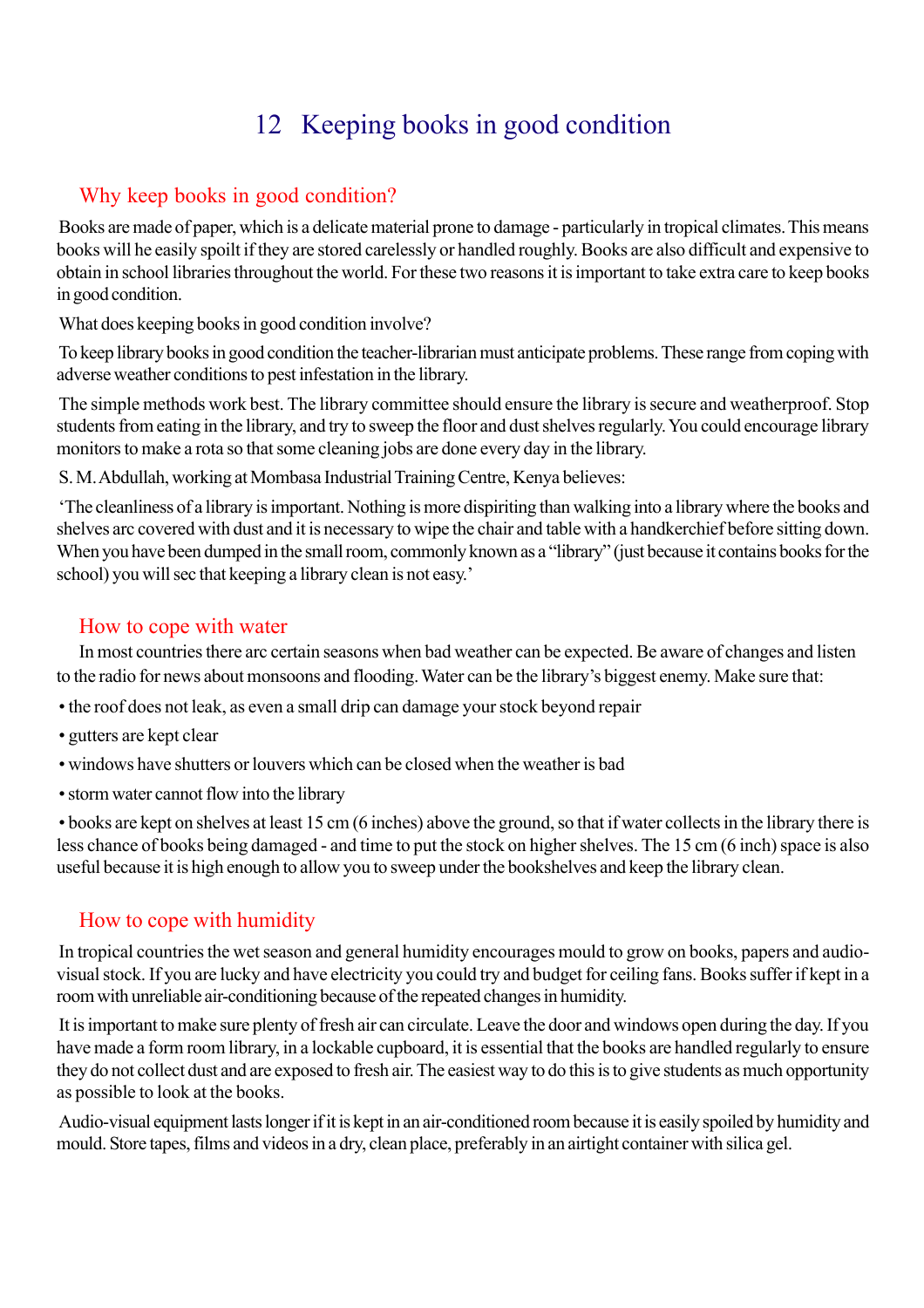# 12 Keeping books in good condition

## Why keep books in good condition?

Books are made of paper, which is a delicate material prone to damage - particularly in tropical climates. This means books will he easily spoilt if they are stored carelessly or handled roughly. Books are also difficult and expensive to obtain in school libraries throughout the world. For these two reasons it is important to take extra care to keep books in good condition.

What does keeping books in good condition involve?

To keep library books in good condition the teacher-librarian must anticipate problems. These range from coping with adverse weather conditions to pest infestation in the library.

The simple methods work best. The library committee should ensure the library is secure and weatherproof. Stop students from eating in the library, and try to sweep the floor and dust shelves regularly. You could encourage library monitors to make a rota so that some cleaning jobs are done every day in the library.

S. M. Abdullah, working at Mombasa Industrial Training Centre, Kenya believes:

'The cleanliness of a library is important. Nothing is more dispiriting than walking into a library where the books and shelves arc covered with dust and it is necessary to wipe the chair and table with a handkerchief before sitting down. When you have been dumped in the small room, commonly known as a "library" (just because it contains books for the school) you will sec that keeping a library clean is not easy.'

## How to cope with water

In most countries there arc certain seasons when bad weather can be expected. Be aware of changes and listen to the radio for news about monsoons and flooding. Water can be the library's biggest enemy. Make sure that:

- the roof does not leak, as even a small drip can damage your stock beyond repair
- gutters are kept clear
- windows have shutters or louvers which can be closed when the weather is bad
- storm water cannot flow into the library
- books are kept on shelves at least 15 cm (6 inches) above the ground, so that if water collects in the library there is less chance of books being damaged - and time to put the stock on higher shelves. The 15 cm (6 inch) space is also useful because it is high enough to allow you to sweep under the bookshelves and keep the library clean.

## How to cope with humidity

In tropical countries the wet season and general humidity encourages mould to grow on books, papers and audio-visual stock. If you are lucky and have electricity you could try and budget for ceiling fans. Books suffer if kept in a room with unreliable air-conditioning because of the repeated changes in humidity.

It is important to make sure plenty of fresh air can circulate. Leave the door and windows open during the day. If you have made a form room library, in a lockable cupboard, it is essential that the books are handled regularly to ensure they do not collect dust and are exposed to fresh air. The easiest way to do this is to give students as much opportunity as possible to look at the books.

Audio-visual equipment lasts longer if it is kept in an air-conditioned room because it is easily spoiled by humidity and mould. Store tapes, films and videos in a dry, clean place, preferably in an airtight container with silica gel.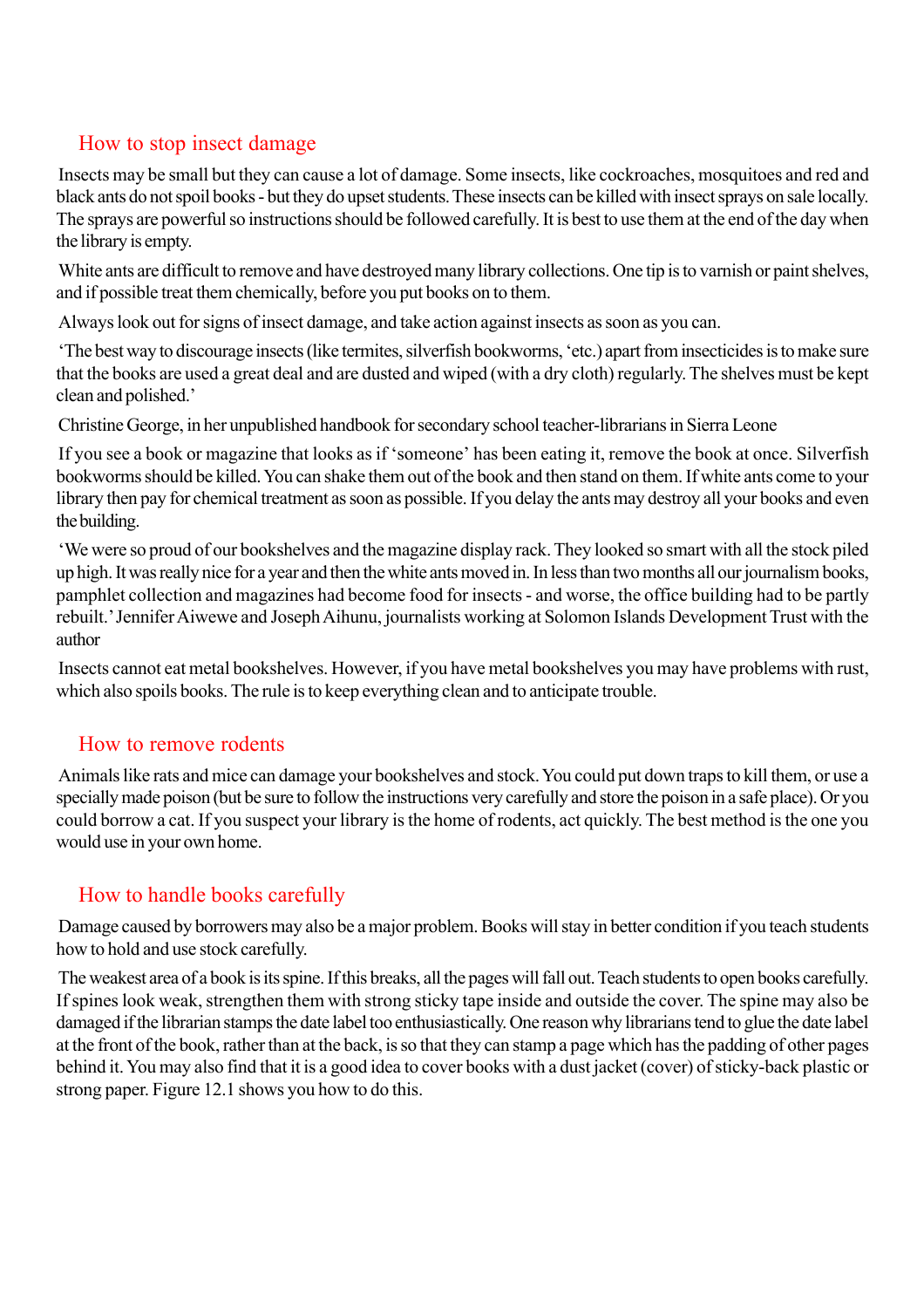## How to stop insect damage

Insects may be small but they can cause a lot of damage. Some insects, like cockroaches, mosquitoes and red and black ants do not spoil books - but they do upset students. These insects can be killed with insect sprays on sale locally. The sprays are powerful so instructions should be followed carefully. It is best to use them at the end of the day when the library is empty.

White ants are difficult to remove and have destroyed many library collections. One tip is to varnish or paint shelves, and if possible treat them chemically, before you put books on to them.

Always look out for signs of insect damage, and take action against insects as soon as you can.

'The best way to discourage insects (like termites, silverfish bookworms, 'etc.) apart from insecticides is to make sure that the books are used a great deal and are dusted and wiped (with a dry cloth) regularly. The shelves must be kept clean and polished.'

Christine George, in her unpublished handbook for secondary school teacher-librarians in Sierra Leone

If you see a book or magazine that looks as if 'someone' has been eating it, remove the book at once. Silverfish bookworms should be killed. You can shake them out of the book and then stand on them. If white ants come to your library then pay for chemical treatment as soon as possible. If you delay the ants may destroy all your books and even the building.

'We were so proud of our bookshelves and the magazine display rack. They looked so smart with all the stock piled up high. It was really nice for a year and then the white ants moved in. In less than two months all our journalism books, pamphlet collection and magazines had become food for insects - and worse, the office building had to be partly rebuilt.' Jennifer Aiwewe and Joseph Aihunu, journalists working at Solomon Islands Development Trust with the author

Insects cannot eat metal bookshelves. However, if you have metal bookshelves you may have problems with rust, which also spoils books. The rule is to keep everything clean and to anticipate trouble.

## How to remove rodents

Animals like rats and mice can damage your bookshelves and stock. You could put down traps to kill them, or use a specially made poison (but be sure to follow the instructions very carefully and store the poison in a safe place). Or you could borrow a cat. If you suspect your library is the home of rodents, act quickly. The best method is the one you would use in your own home.

## How to handle books carefully

Damage caused by borrowers may also be a major problem. Books will stay in better condition if you teach students how to hold and use stock carefully.

The weakest area of a book is its spine. If this breaks, all the pages will fall out. Teach students to open books carefully. If spines look weak, strengthen them with strong sticky tape inside and outside the cover. The spine may also be damaged if the librarian stamps the date label too enthusiastically. One reason why librarians tend to glue the date label at the front of the book, rather than at the back, is so that they can stamp a page which has the padding of other pages behind it. You may also find that it is a good idea to cover books with a dust jacket (cover) of sticky-back plastic or strong paper. Figure 12.1 shows you how to do this.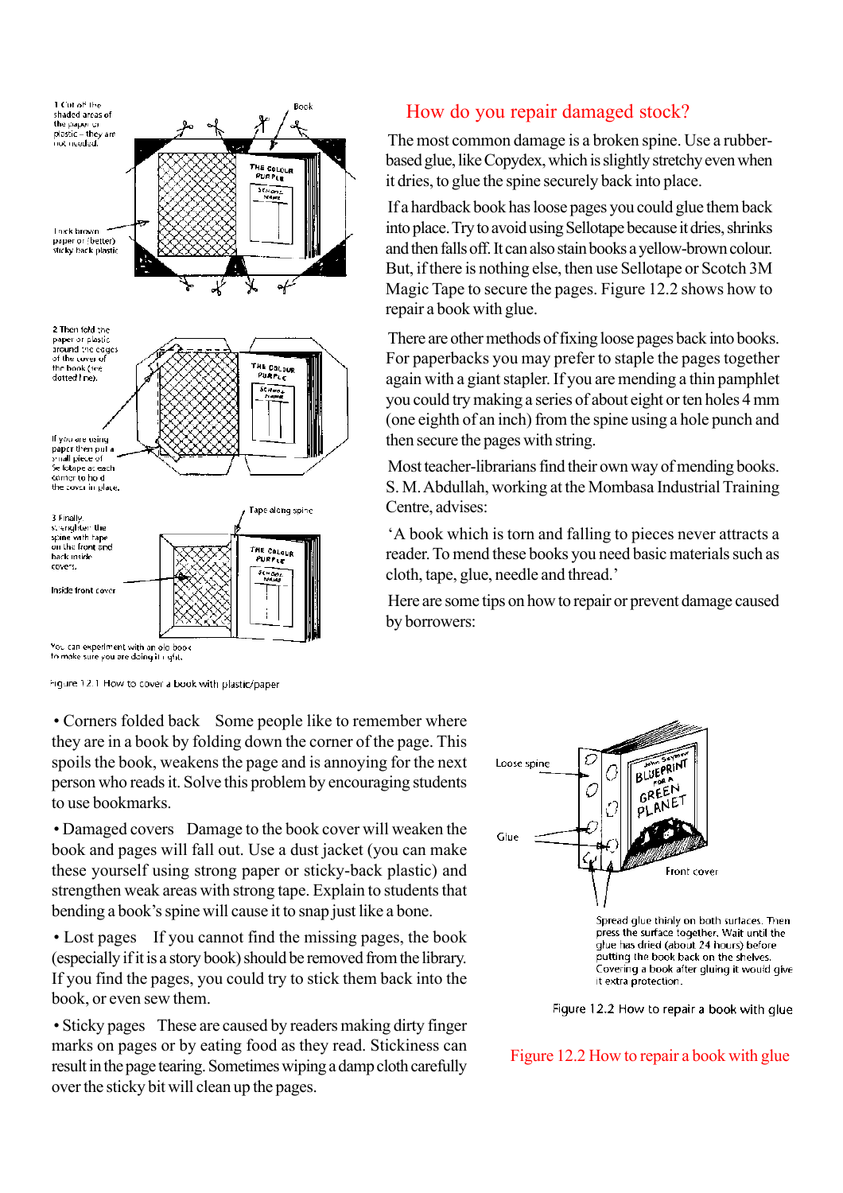## How do you repair damaged stock?

The most common damage is a broken spine. Use a rubber-based glue, like Copydex, which is slightly stretchy even when it dries, to glue the spine securely back into place.

If a hardback book has loose pages you could glue them back into place. Try to avoid using Sellotape because it dries, shrinks and then falls off. It can also stain books a yellow-brown colour. But, if there is nothing else, then use Sellotape or Scotch 3M Magic Tape to secure the pages. Figure 12.2 shows how to repair a book with glue.

There are other methods of fixing loose pages back into books. For paperbacks you may prefer to staple the pages together again with a giant stapler. If you are mending a thin pamphlet you could try making a series of about eight or ten holes 4 mm (one eighth of an inch) from the spine using a hole punch and then secure the pages with string.

Most teacher-librarians find their own way of mending books. S. M. Abdullah, working at the Mombasa Industrial Training Centre, advises:

'A book which is torn and falling to pieces never attracts a reader. To mend these books you need basic materials such as cloth, tape, glue, needle and thread.'

Here are some tips on how to repair or prevent damage caused by borrowers:

1 Cut off the shaded areas of the paper or plastic – they are not needed.

Thick brown paper or (better) sticky back plastic

2 Then fold the paper or plastic around the edges of the cover of the book (see dotted line).

If you are using paper then put a small piece of Sellotape at each corner to hold the cover in place.

3 Finally strengthen the spine with tape on the front and back inside covers.

Tape along spine

Inside front cover

You can experiment with an old book to make sure you are doing it right.

Figure 12.1 How to cover a book with plastic/paper

- Corners folded back   Some people like to remember where they are in a book by folding down the corner of the page. This spoils the book, weakens the page and is annoying for the next person who reads it. Solve this problem by encouraging students to use bookmarks.
- Damaged covers   Damage to the book cover will weaken the book and pages will fall out. Use a dust jacket (you can make these yourself using strong paper or sticky-back plastic) and strengthen weak areas with strong tape. Explain to students that bending a book's spine will cause it to snap just like a bone.
- Lost pages   If you cannot find the missing pages, the book (especially if it is a story book) should be removed from the library. If you find the pages, you could try to stick them back into the book, or even sew them.
- Sticky pages   These are caused by readers making dirty finger marks on pages or by eating food as they read. Stickiness can result in the page tearing. Sometimes wiping a damp cloth carefully over the sticky bit will clean up the pages.

Loose spine

Glue

Front cover

Spread glue thinly on both surfaces. Then press the surface together. Wait until the glue has dried (about 24 hours) before putting the book back on the shelves. Covering a book after gluing it would give it extra protection.

Figure 12.2 How to repair a book with glue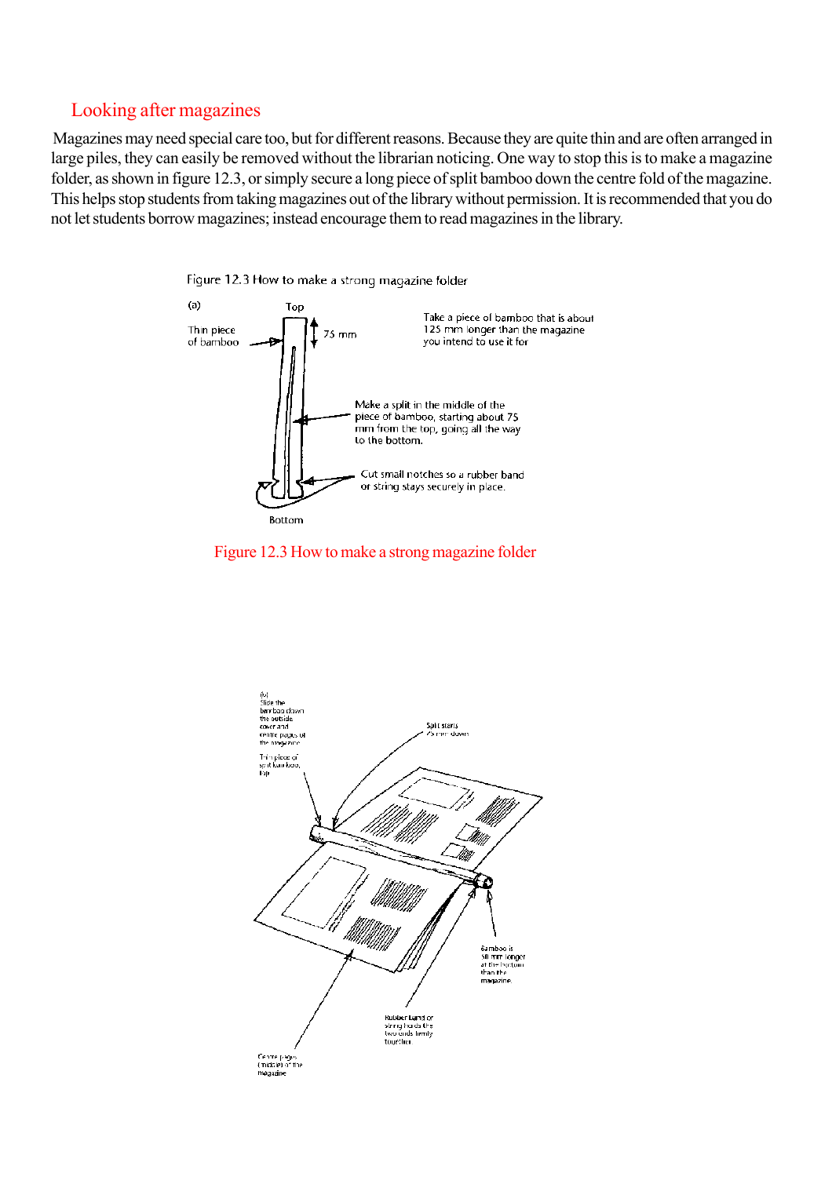## Looking after magazines

Magazines may need special care too, but for different reasons. Because they are quite thin and are often arranged in large piles, they can easily be removed without the librarian noticing. One way to stop this is to make a magazine folder, as shown in figure 12.3, or simply secure a long piece of split bamboo down the centre fold of the magazine. This helps stop students from taking magazines out of the library without permission. It is recommended that you do not let students borrow magazines; instead encourage them to read magazines in the library.

Figure 12.3 How to make a strong magazine folder

(a)

Top

Thin piece of bamboo

75 mm

Take a piece of bamboo that is about 125 mm longer than the magazine you intend to use it for

Make a split in the middle of the piece of bamboo, starting about 75 mm from the top, going all the way to the bottom.

Cut small notches so a rubber band or string stays securely in place.

Bottom

Figure 12.3 How to make a strong magazine folder

(b) Slide the bamboo down the outside cover and centre pages of the magazine

Thin piece of split bamboo, top

Split starts 75 mm down

Bamboo is 50 mm longer at the bottom than the magazine

Rubber band or string holds the two ends firmly together

Centre pages (middle) of the magazine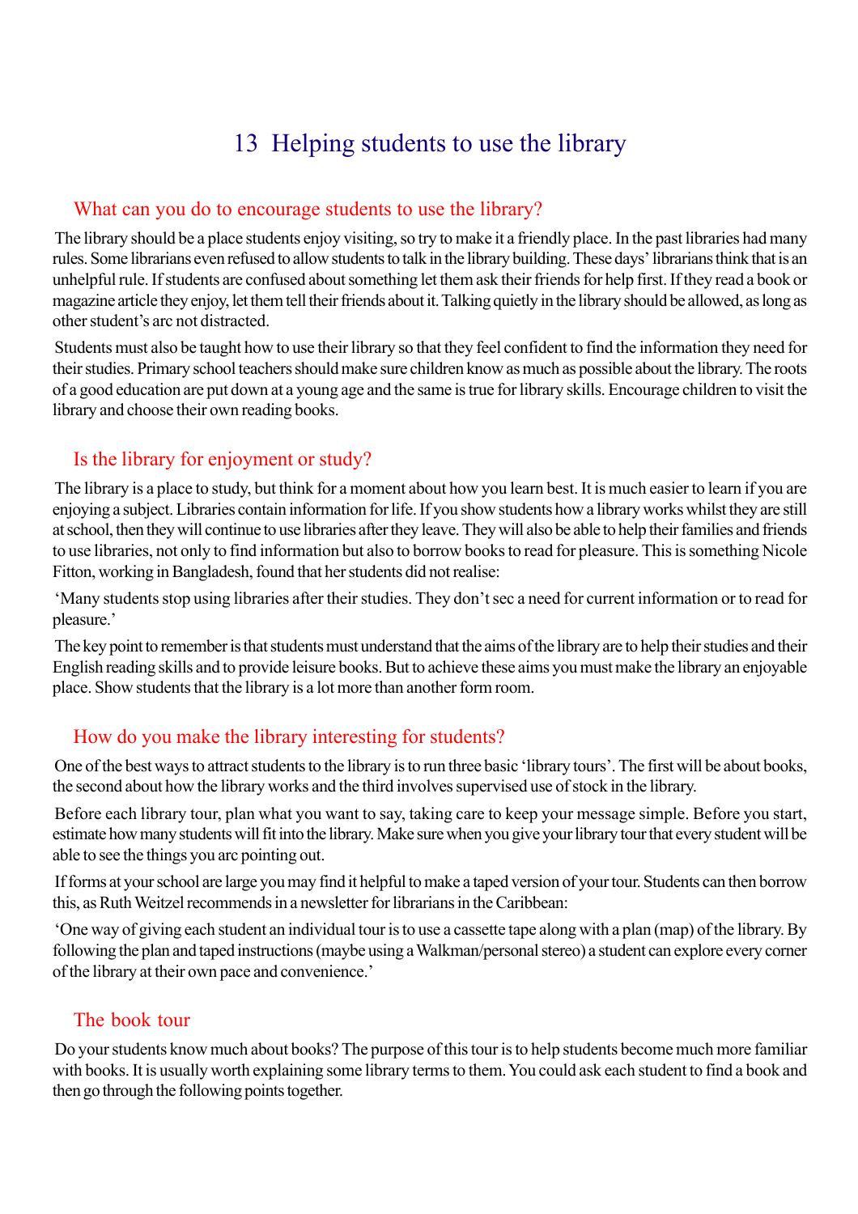# 13 Helping students to use the library

## What can you do to encourage students to use the library?

The library should be a place students enjoy visiting, so try to make it a friendly place. In the past libraries had many rules. Some librarians even refused to allow students to talk in the library building. These days' librarians think that is an unhelpful rule. If students are confused about something let them ask their friends for help first. If they read a book or magazine article they enjoy, let them tell their friends about it. Talking quietly in the library should be allowed, as long as other student's arc not distracted.

Students must also be taught how to use their library so that they feel confident to find the information they need for their studies. Primary school teachers should make sure children know as much as possible about the library. The roots of a good education are put down at a young age and the same is true for library skills. Encourage children to visit the library and choose their own reading books.

## Is the library for enjoyment or study?

The library is a place to study, but think for a moment about how you learn best. It is much easier to learn if you are enjoying a subject. Libraries contain information for life. If you show students how a library works whilst they are still at school, then they will continue to use libraries after they leave. They will also be able to help their families and friends to use libraries, not only to find information but also to borrow books to read for pleasure. This is something Nicole Fitton, working in Bangladesh, found that her students did not realise:

'Many students stop using libraries after their studies. They don't sec a need for current information or to read for pleasure.'

The key point to remember is that students must understand that the aims of the library are to help their studies and their English reading skills and to provide leisure books. But to achieve these aims you must make the library an enjoyable place. Show students that the library is a lot more than another form room.

## How do you make the library interesting for students?

One of the best ways to attract students to the library is to run three basic 'library tours'. The first will be about books, the second about how the library works and the third involves supervised use of stock in the library.

Before each library tour, plan what you want to say, taking care to keep your message simple. Before you start, estimate how many students will fit into the library. Make sure when you give your library tour that every student will be able to see the things you arc pointing out.

If forms at your school are large you may find it helpful to make a taped version of your tour. Students can then borrow this, as Ruth Weitzel recommends in a newsletter for librarians in the Caribbean:

'One way of giving each student an individual tour is to use a cassette tape along with a plan (map) of the library. By following the plan and taped instructions (maybe using a Walkman/personal stereo) a student can explore every corner of the library at their own pace and convenience.'

## The book tour

Do your students know much about books? The purpose of this tour is to help students become much more familiar with books. It is usually worth explaining some library terms to them. You could ask each student to find a book and then go through the following points together.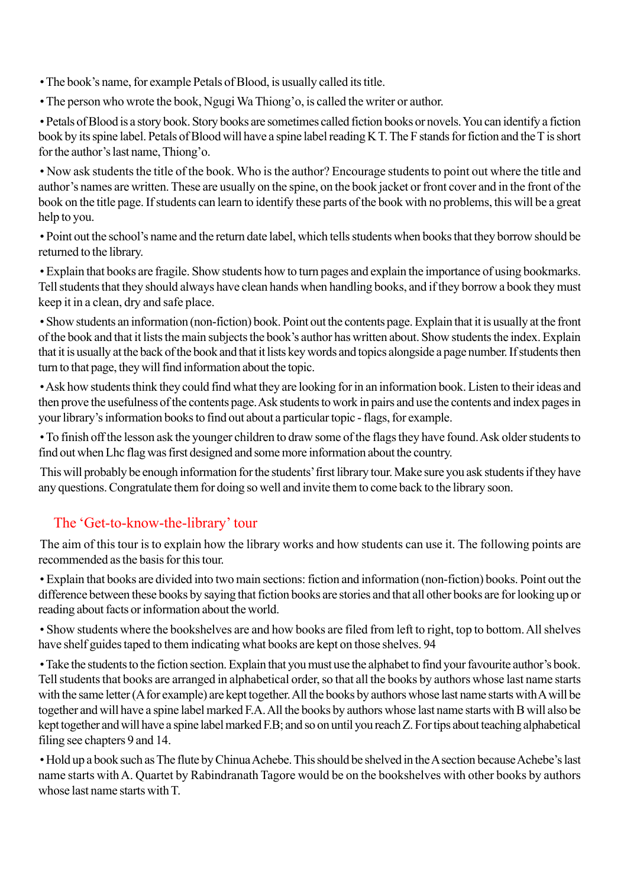• The book's name, for example Petals of Blood, is usually called its title.

• The person who wrote the book, Ngugi Wa Thiong'o, is called the writer or author.

• Petals of Blood is a story book. Story books are sometimes called fiction books or novels. You can identify a fiction book by its spine label. Petals of Blood will have a spine label reading K T. The F stands for fiction and the T is short for the author's last name, Thiong'o.

• Now ask students the title of the book. Who is the author? Encourage students to point out where the title and author's names are written. These are usually on the spine, on the book jacket or front cover and in the front of the book on the title page. If students can learn to identify these parts of the book with no problems, this will be a great help to you.

• Point out the school's name and the return date label, which tells students when books that they borrow should be returned to the library.

• Explain that books are fragile. Show students how to turn pages and explain the importance of using bookmarks. Tell students that they should always have clean hands when handling books, and if they borrow a book they must keep it in a clean, dry and safe place.

• Show students an information (non-fiction) book. Point out the contents page. Explain that it is usually at the front of the book and that it lists the main subjects the book's author has written about. Show students the index. Explain that it is usually at the back of the book and that it lists key words and topics alongside a page number. If students then turn to that page, they will find information about the topic.

• Ask how students think they could find what they are looking for in an information book. Listen to their ideas and then prove the usefulness of the contents page. Ask students to work in pairs and use the contents and index pages in your library's information books to find out about a particular topic - flags, for example.

• To finish off the lesson ask the younger children to draw some of the flags they have found. Ask older students to find out when Lhc flag was first designed and some more information about the country.

This will probably be enough information for the students' first library tour. Make sure you ask students if they have any questions. Congratulate them for doing so well and invite them to come back to the library soon.

## The 'Get-to-know-the-library' tour

The aim of this tour is to explain how the library works and how students can use it. The following points are recommended as the basis for this tour.

• Explain that books are divided into two main sections: fiction and information (non-fiction) books. Point out the difference between these books by saying that fiction books are stories and that all other books are for looking up or reading about facts or information about the world.

• Show students where the bookshelves are and how books are filed from left to right, top to bottom. All shelves have shelf guides taped to them indicating what books are kept on those shelves. 94

• Take the students to the fiction section. Explain that you must use the alphabet to find your favourite author's book. Tell students that books are arranged in alphabetical order, so that all the books by authors whose last name starts with the same letter (A for example) are kept together. All the books by authors whose last name starts with A will be together and will have a spine label marked F.A. All the books by authors whose last name starts with B will also be kept together and will have a spine label marked F.B; and so on until you reach Z. For tips about teaching alphabetical filing see chapters 9 and 14.

• Hold up a book such as The flute by Chinua Achebe. This should be shelved in the A section because Achebe's last name starts with A. Quartet by Rabindranath Tagore would be on the bookshelves with other books by authors whose last name starts with T.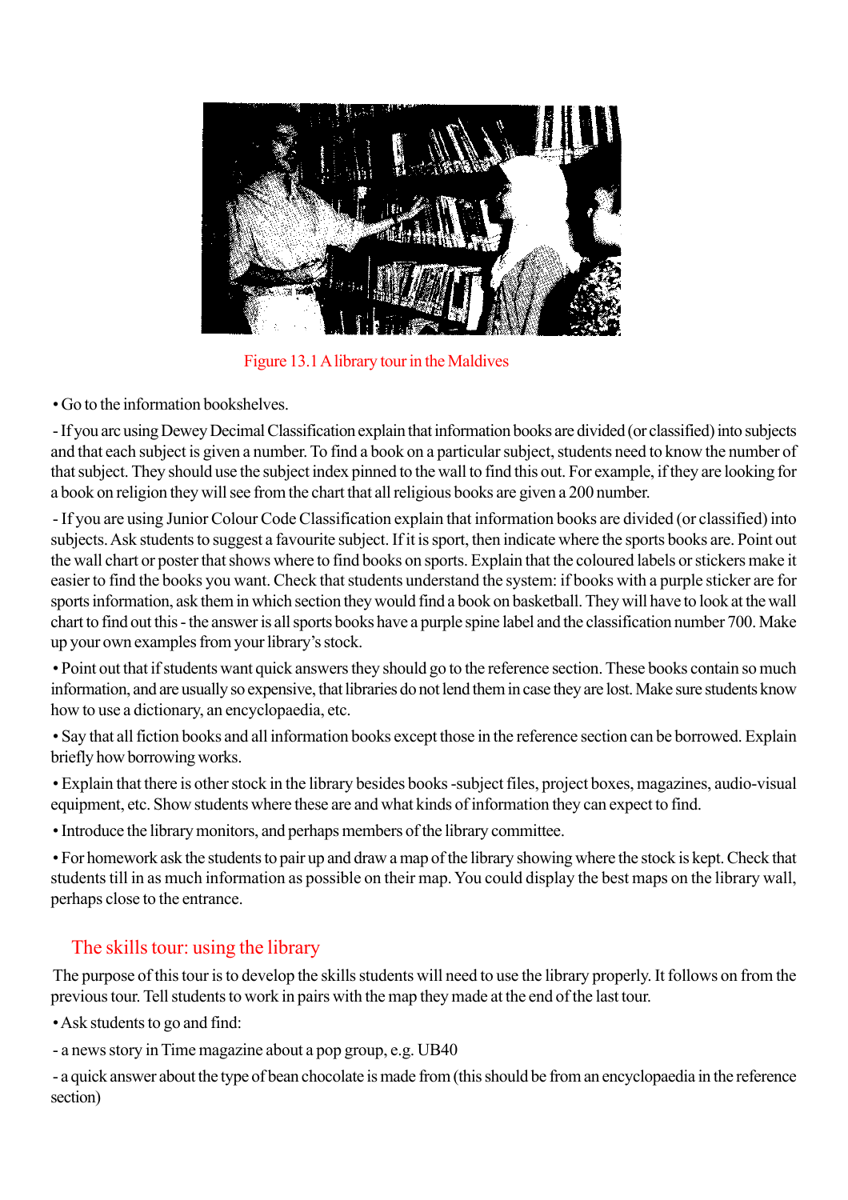Figure 13.1 A library tour in the Maldives

• Go to the information bookshelves.

- If you arc using Dewey Decimal Classification explain that information books are divided (or classified) into subjects and that each subject is given a number. To find a book on a particular subject, students need to know the number of that subject. They should use the subject index pinned to the wall to find this out. For example, if they are looking for a book on religion they will see from the chart that all religious books are given a 200 number.

- If you are using Junior Colour Code Classification explain that information books are divided (or classified) into subjects. Ask students to suggest a favourite subject. If it is sport, then indicate where the sports books are. Point out the wall chart or poster that shows where to find books on sports. Explain that the coloured labels or stickers make it easier to find the books you want. Check that students understand the system: if books with a purple sticker are for sports information, ask them in which section they would find a book on basketball. They will have to look at the wall chart to find out this - the answer is all sports books have a purple spine label and the classification number 700. Make up your own examples from your library's stock.

• Point out that if students want quick answers they should go to the reference section. These books contain so much information, and are usually so expensive, that libraries do not lend them in case they are lost. Make sure students know how to use a dictionary, an encyclopaedia, etc.

• Say that all fiction books and all information books except those in the reference section can be borrowed. Explain briefly how borrowing works.

• Explain that there is other stock in the library besides books -subject files, project boxes, magazines, audio-visual equipment, etc. Show students where these are and what kinds of information they can expect to find.

• Introduce the library monitors, and perhaps members of the library committee.

• For homework ask the students to pair up and draw a map of the library showing where the stock is kept. Check that students till in as much information as possible on their map. You could display the best maps on the library wall, perhaps close to the entrance.

## The skills tour: using the library

The purpose of this tour is to develop the skills students will need to use the library properly. It follows on from the previous tour. Tell students to work in pairs with the map they made at the end of the last tour.

• Ask students to go and find:

- a news story in Time magazine about a pop group, e.g. UB40

- a quick answer about the type of bean chocolate is made from (this should be from an encyclopaedia in the reference section)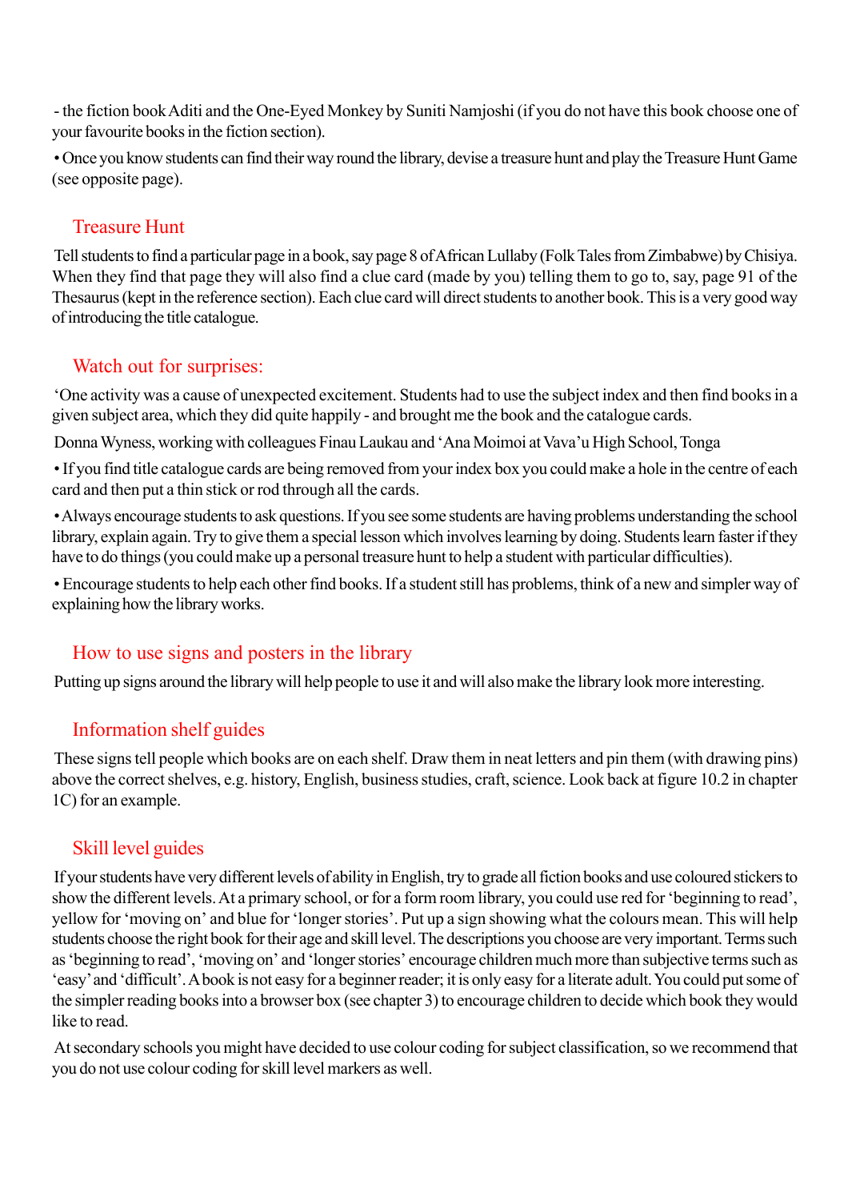- the fiction book Aditi and the One-Eyed Monkey by Suniti Namjoshi (if you do not have this book choose one of your favourite books in the fiction section).

• Once you know students can find their way round the library, devise a treasure hunt and play the Treasure Hunt Game (see opposite page).

## Treasure Hunt

Tell students to find a particular page in a book, say page 8 of African Lullaby (Folk Tales from Zimbabwe) by Chisiya. When they find that page they will also find a clue card (made by you) telling them to go to, say, page 91 of the Thesaurus (kept in the reference section). Each clue card will direct students to another book. This is a very good way of introducing the title catalogue.

## Watch out for surprises:

'One activity was a cause of unexpected excitement. Students had to use the subject index and then find books in a given subject area, which they did quite happily - and brought me the book and the catalogue cards.

Donna Wyness, working with colleagues Finau Laukau and 'Ana Moimoi at Vava'u High School, Tonga

• If you find title catalogue cards are being removed from your index box you could make a hole in the centre of each card and then put a thin stick or rod through all the cards.

• Always encourage students to ask questions. If you see some students are having problems understanding the school library, explain again. Try to give them a special lesson which involves learning by doing. Students learn faster if they have to do things (you could make up a personal treasure hunt to help a student with particular difficulties).

• Encourage students to help each other find books. If a student still has problems, think of a new and simpler way of explaining how the library works.

## How to use signs and posters in the library

Putting up signs around the library will help people to use it and will also make the library look more interesting.

## Information shelf guides

These signs tell people which books are on each shelf. Draw them in neat letters and pin them (with drawing pins) above the correct shelves, e.g. history, English, business studies, craft, science. Look back at figure 10.2 in chapter 1C) for an example.

## Skill level guides

If your students have very different levels of ability in English, try to grade all fiction books and use coloured stickers to show the different levels. At a primary school, or for a form room library, you could use red for 'beginning to read', yellow for 'moving on' and blue for 'longer stories'. Put up a sign showing what the colours mean. This will help students choose the right book for their age and skill level. The descriptions you choose are very important. Terms such as 'beginning to read', 'moving on' and 'longer stories' encourage children much more than subjective terms such as 'easy' and 'difficult'. A book is not easy for a beginner reader; it is only easy for a literate adult. You could put some of the simpler reading books into a browser box (see chapter 3) to encourage children to decide which book they would like to read.

At secondary schools you might have decided to use colour coding for subject classification, so we recommend that you do not use colour coding for skill level markers as well.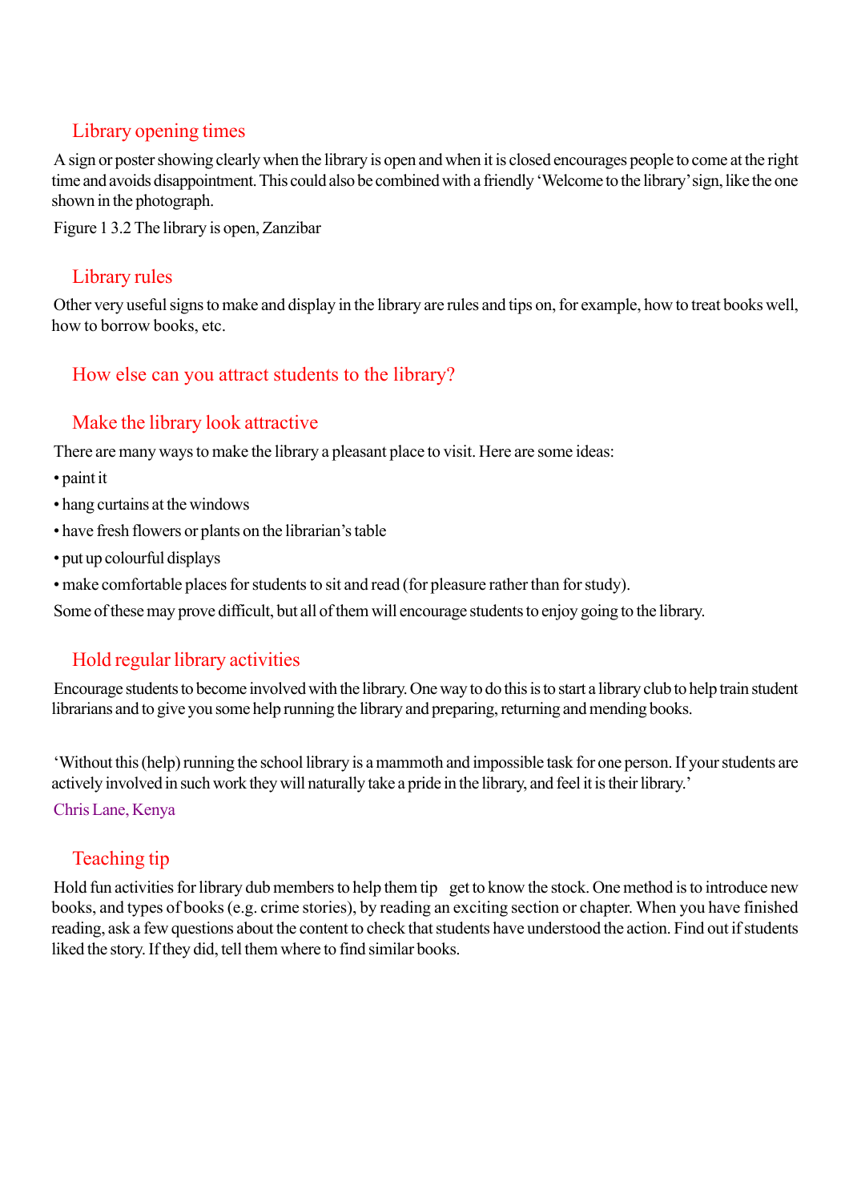## Library opening times

A sign or poster showing clearly when the library is open and when it is closed encourages people to come at the right time and avoids disappointment. This could also be combined with a friendly 'Welcome to the library' sign, like the one shown in the photograph.

Figure 1 3.2 The library is open, Zanzibar

## Library rules

Other very useful signs to make and display in the library are rules and tips on, for example, how to treat books well, how to borrow books, etc.

## How else can you attract students to the library?

## Make the library look attractive

There are many ways to make the library a pleasant place to visit. Here are some ideas:

- paint it
- hang curtains at the windows
- have fresh flowers or plants on the librarian's table
- put up colourful displays
- make comfortable places for students to sit and read (for pleasure rather than for study).

Some of these may prove difficult, but all of them will encourage students to enjoy going to the library.

## Hold regular library activities

Encourage students to become involved with the library. One way to do this is to start a library club to help train student librarians and to give you some help running the library and preparing, returning and mending books.

'Without this (help) running the school library is a mammoth and impossible task for one person. If your students are actively involved in such work they will naturally take a pride in the library, and feel it is their library.'

Chris Lane, Kenya

## Teaching tip

Hold fun activities for library dub members to help them tip get to know the stock. One method is to introduce new books, and types of books (e.g. crime stories), by reading an exciting section or chapter. When you have finished reading, ask a few questions about the content to check that students have understood the action. Find out if students liked the story. If they did, tell them where to find similar books.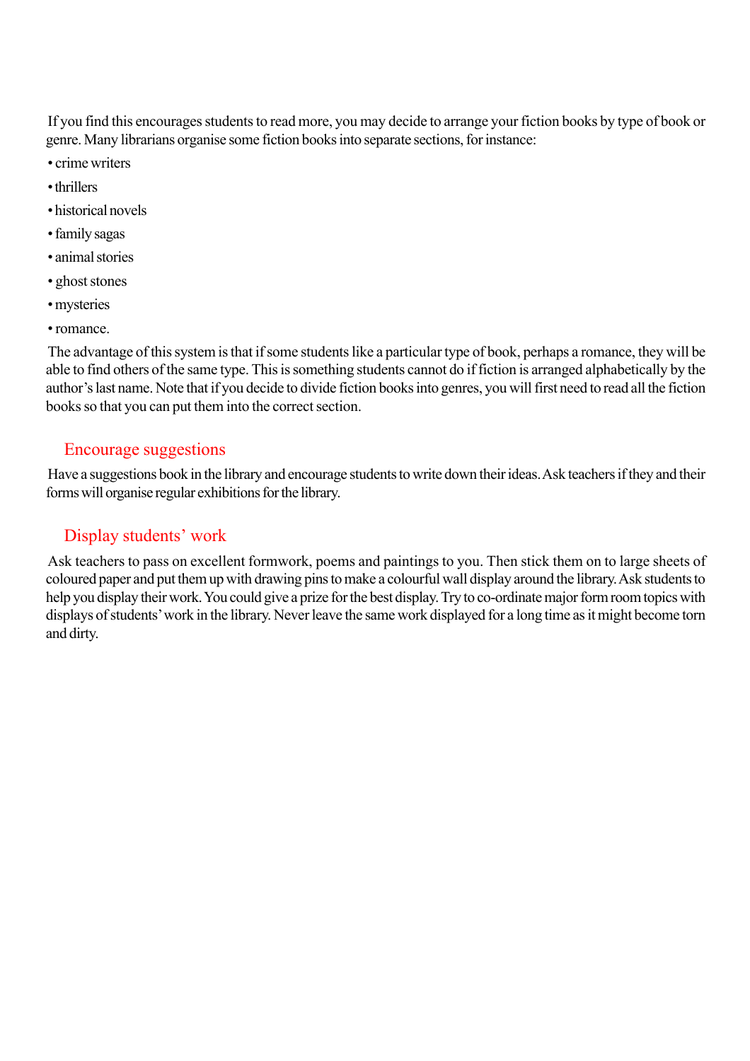If you find this encourages students to read more, you may decide to arrange your fiction books by type of book or genre. Many librarians organise some fiction books into separate sections, for instance:

- crime writers
- thrillers
- historical novels
- family sagas
- animal stories
- ghost stones
- mysteries
- romance.

The advantage of this system is that if some students like a particular type of book, perhaps a romance, they will be able to find others of the same type. This is something students cannot do if fiction is arranged alphabetically by the author's last name. Note that if you decide to divide fiction books into genres, you will first need to read all the fiction books so that you can put them into the correct section.

## Encourage suggestions

Have a suggestions book in the library and encourage students to write down their ideas. Ask teachers if they and their forms will organise regular exhibitions for the library.

## Display students' work

Ask teachers to pass on excellent formwork, poems and paintings to you. Then stick them on to large sheets of coloured paper and put them up with drawing pins to make a colourful wall display around the library. Ask students to help you display their work. You could give a prize for the best display. Try to co-ordinate major form room topics with displays of students' work in the library. Never leave the same work displayed for a long time as it might become torn and dirty.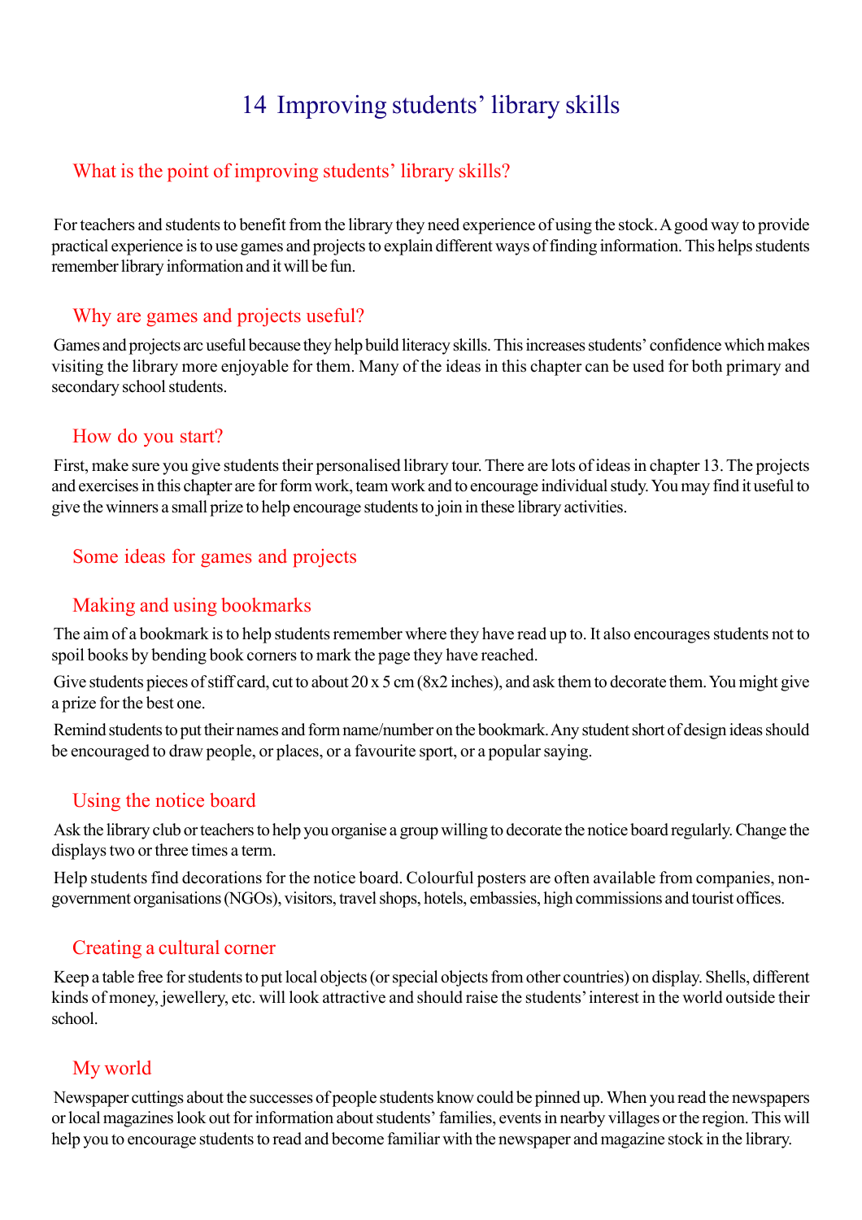# 14 Improving students' library skills

## What is the point of improving students' library skills?

For teachers and students to benefit from the library they need experience of using the stock. A good way to provide practical experience is to use games and projects to explain different ways of finding information. This helps students remember library information and it will be fun.

## Why are games and projects useful?

Games and projects arc useful because they help build literacy skills. This increases students' confidence which makes visiting the library more enjoyable for them. Many of the ideas in this chapter can be used for both primary and secondary school students.

## How do you start?

First, make sure you give students their personalised library tour. There are lots of ideas in chapter 13. The projects and exercises in this chapter are for form work, team work and to encourage individual study. You may find it useful to give the winners a small prize to help encourage students to join in these library activities.

## Some ideas for games and projects

### Making and using bookmarks

The aim of a bookmark is to help students remember where they have read up to. It also encourages students not to spoil books by bending book corners to mark the page they have reached.

Give students pieces of stiff card, cut to about 20 x 5 cm (8x2 inches), and ask them to decorate them. You might give a prize for the best one.

Remind students to put their names and form name/number on the bookmark. Any student short of design ideas should be encouraged to draw people, or places, or a favourite sport, or a popular saying.

### Using the notice board

Ask the library club or teachers to help you organise a group willing to decorate the notice board regularly. Change the displays two or three times a term.

Help students find decorations for the notice board. Colourful posters are often available from companies, non-government organisations (NGOs), visitors, travel shops, hotels, embassies, high commissions and tourist offices.

### Creating a cultural corner

Keep a table free for students to put local objects (or special objects from other countries) on display. Shells, different kinds of money, jewellery, etc. will look attractive and should raise the students' interest in the world outside their school.

### My world

Newspaper cuttings about the successes of people students know could be pinned up. When you read the newspapers or local magazines look out for information about students' families, events in nearby villages or the region. This will help you to encourage students to read and become familiar with the newspaper and magazine stock in the library.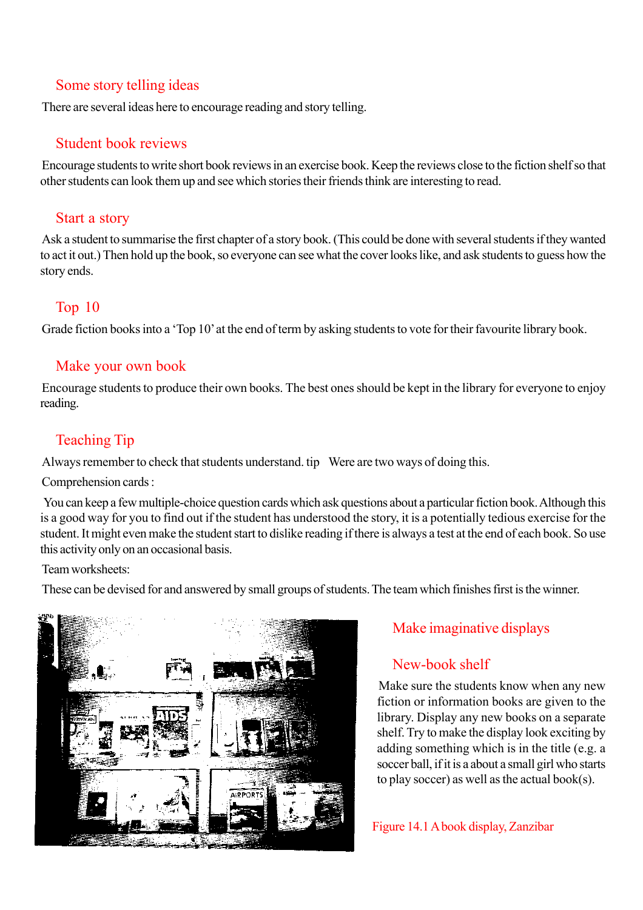## Some story telling ideas

There are several ideas here to encourage reading and story telling.

### Student book reviews

Encourage students to write short book reviews in an exercise book. Keep the reviews close to the fiction shelf so that other students can look them up and see which stories their friends think are interesting to read.

### Start a story

Ask a student to summarise the first chapter of a story book. (This could be done with several students if they wanted to act it out.) Then hold up the book, so everyone can see what the cover looks like, and ask students to guess how the story ends.

### Top 10

Grade fiction books into a 'Top 10' at the end of term by asking students to vote for their favourite library book.

### Make your own book

Encourage students to produce their own books. The best ones should be kept in the library for everyone to enjoy reading.

### Teaching Tip

Always remember to check that students understand. tip Were are two ways of doing this.

Comprehension cards :

You can keep a few multiple-choice question cards which ask questions about a particular fiction book. Although this is a good way for you to find out if the student has understood the story, it is a potentially tedious exercise for the student. It might even make the student start to dislike reading if there is always a test at the end of each book. So use this activity only on an occasional basis.

Team worksheets:

These can be devised for and answered by small groups of students. The team which finishes first is the winner.

## Make imaginative displays

### New-book shelf

Make sure the students know when any new fiction or information books are given to the library. Display any new books on a separate shelf. Try to make the display look exciting by adding something which is in the title (e.g. a soccer ball, if it is a about a small girl who starts to play soccer) as well as the actual book(s).

Figure 14.1 A book display, Zanzibar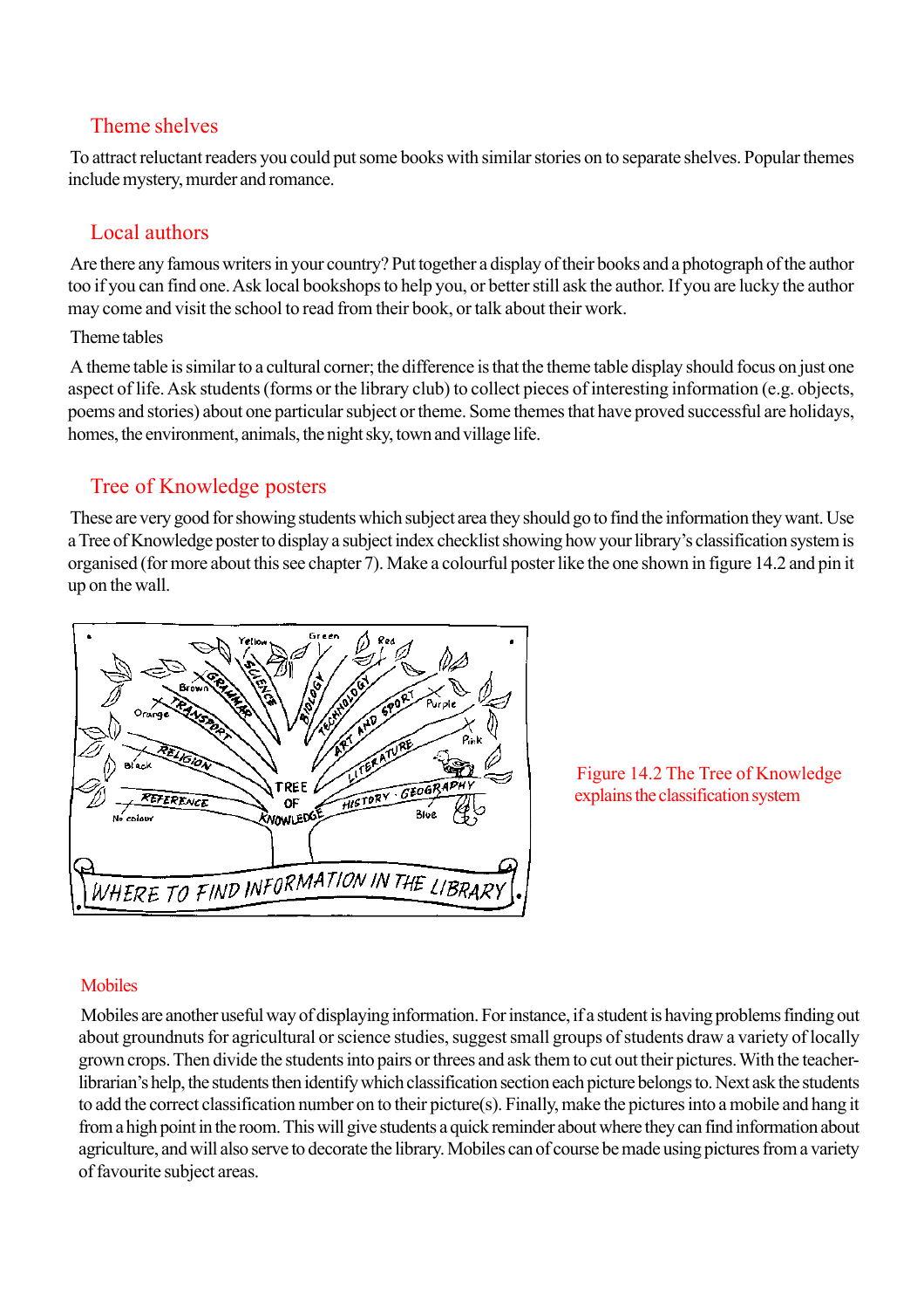## Theme shelves

To attract reluctant readers you could put some books with similar stories on to separate shelves. Popular themes include mystery, murder and romance.

## Local authors

Are there any famous writers in your country? Put together a display of their books and a photograph of the author too if you can find one. Ask local bookshops to help you, or better still ask the author. If you are lucky the author may come and visit the school to read from their book, or talk about their work.

Theme tables

A theme table is similar to a cultural corner; the difference is that the theme table display should focus on just one aspect of life. Ask students (forms or the library club) to collect pieces of interesting information (e.g. objects, poems and stories) about one particular subject or theme. Some themes that have proved successful are holidays, homes, the environment, animals, the night sky, town and village life.

## Tree of Knowledge posters

These are very good for showing students which subject area they should go to find the information they want. Use a Tree of Knowledge poster to display a subject index checklist showing how your library's classification system is organised (for more about this see chapter 7). Make a colourful poster like the one shown in figure 14.2 and pin it up on the wall.

Figure 14.2 The Tree of Knowledge explains the classification system

## Mobiles

Mobiles are another useful way of displaying information. For instance, if a student is having problems finding out about groundnuts for agricultural or science studies, suggest small groups of students draw a variety of locally grown crops. Then divide the students into pairs or threes and ask them to cut out their pictures. With the teacher-librarian's help, the students then identify which classification section each picture belongs to. Next ask the students to add the correct classification number on to their picture(s). Finally, make the pictures into a mobile and hang it from a high point in the room. This will give students a quick reminder about where they can find information about agriculture, and will also serve to decorate the library. Mobiles can of course be made using pictures from a variety of favourite subject areas.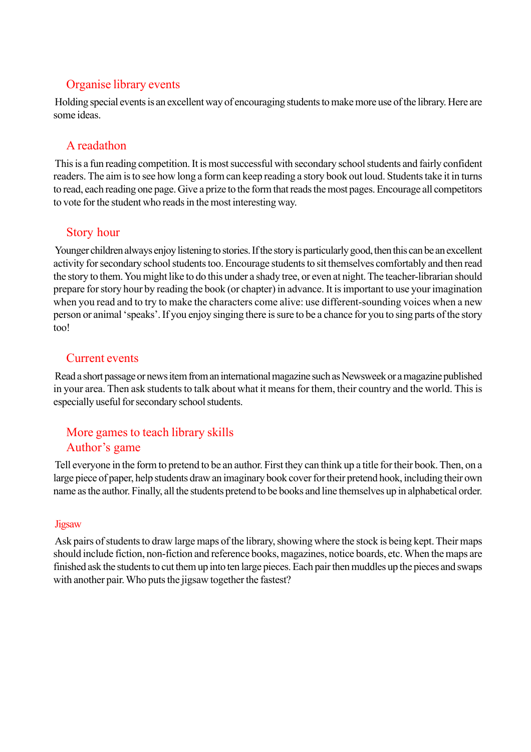## Organise library events

Holding special events is an excellent way of encouraging students to make more use of the library. Here are some ideas.

### A readathon

This is a fun reading competition. It is most successful with secondary school students and fairly confident readers. The aim is to see how long a form can keep reading a story book out loud. Students take it in turns to read, each reading one page. Give a prize to the form that reads the most pages. Encourage all competitors to vote for the student who reads in the most interesting way.

### Story hour

Younger children always enjoy listening to stories. If the story is particularly good, then this can be an excellent activity for secondary school students too. Encourage students to sit themselves comfortably and then read the story to them. You might like to do this under a shady tree, or even at night. The teacher-librarian should prepare for story hour by reading the book (or chapter) in advance. It is important to use your imagination when you read and to try to make the characters come alive: use different-sounding voices when a new person or animal 'speaks'. If you enjoy singing there is sure to be a chance for you to sing parts of the story too!

### Current events

Read a short passage or news item from an international magazine such as Newsweek or a magazine published in your area. Then ask students to talk about what it means for them, their country and the world. This is especially useful for secondary school students.

## More games to teach library skills

### Author's game

Tell everyone in the form to pretend to be an author. First they can think up a title for their book. Then, on a large piece of paper, help students draw an imaginary book cover for their pretend hook, including their own name as the author. Finally, all the students pretend to be books and line themselves up in alphabetical order.

#### Jigsaw

Ask pairs of students to draw large maps of the library, showing where the stock is being kept. Their maps should include fiction, non-fiction and reference books, magazines, notice boards, etc. When the maps are finished ask the students to cut them up into ten large pieces. Each pair then muddles up the pieces and swaps with another pair. Who puts the jigsaw together the fastest?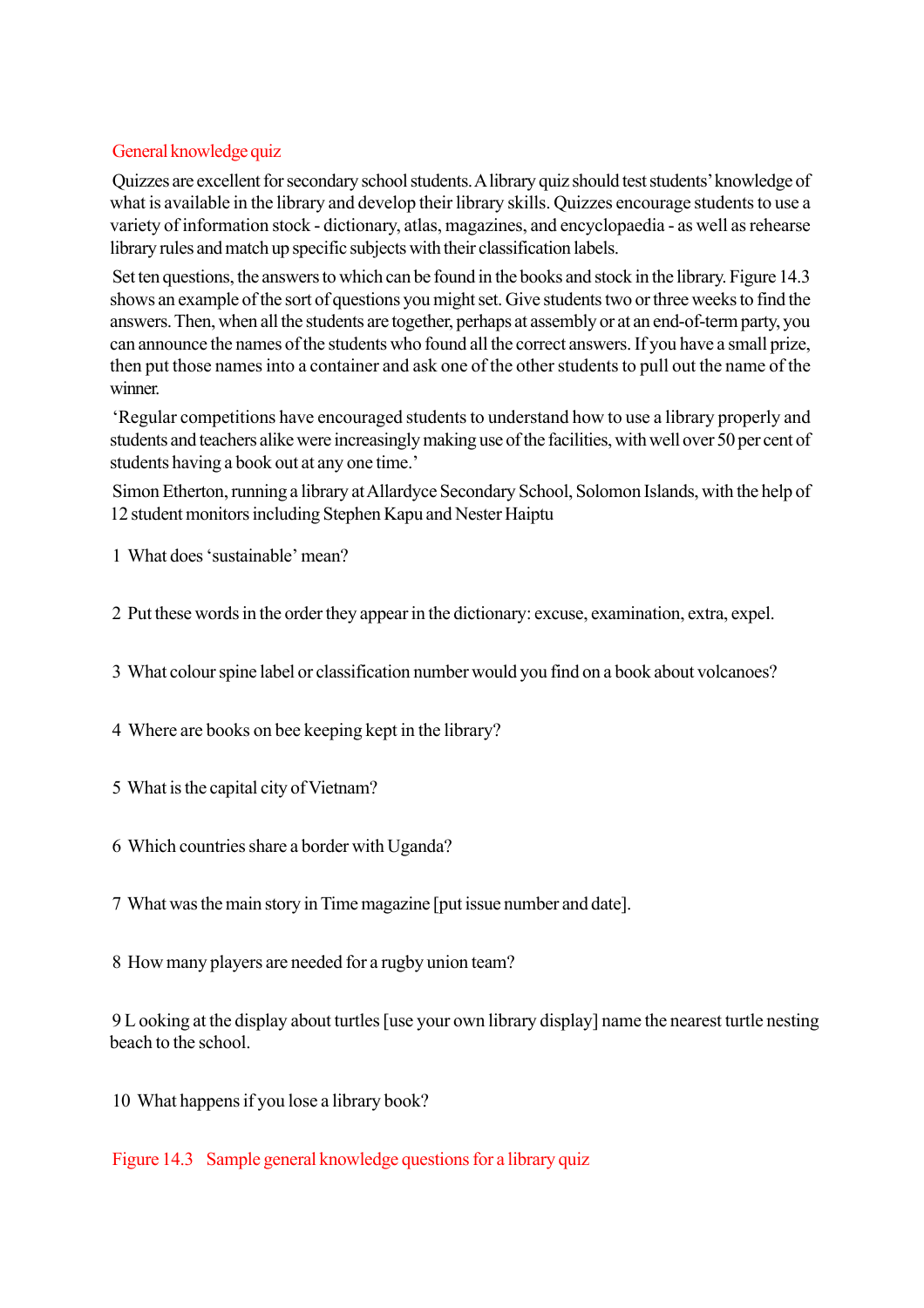## General knowledge quiz

Quizzes are excellent for secondary school students. A library quiz should test students' knowledge of what is available in the library and develop their library skills. Quizzes encourage students to use a variety of information stock - dictionary, atlas, magazines, and encyclopaedia - as well as rehearse library rules and match up specific subjects with their classification labels.

Set ten questions, the answers to which can be found in the books and stock in the library. Figure 14.3 shows an example of the sort of questions you might set. Give students two or three weeks to find the answers. Then, when all the students are together, perhaps at assembly or at an end-of-term party, you can announce the names of the students who found all the correct answers. If you have a small prize, then put those names into a container and ask one of the other students to pull out the name of the winner.

'Regular competitions have encouraged students to understand how to use a library properly and students and teachers alike were increasingly making use of the facilities, with well over 50 per cent of students having a book out at any one time.'

Simon Etherton, running a library at Allardyce Secondary School, Solomon Islands, with the help of 12 student monitors including Stephen Kapu and Nester Haiptu

1 What does 'sustainable' mean?

2 Put these words in the order they appear in the dictionary: excuse, examination, extra, expel.

3 What colour spine label or classification number would you find on a book about volcanoes?

4 Where are books on bee keeping kept in the library?

5 What is the capital city of Vietnam?

6 Which countries share a border with Uganda?

7 What was the main story in Time magazine [put issue number and date].

8 How many players are needed for a rugby union team?

9 Looking at the display about turtles [use your own library display] name the nearest turtle nesting beach to the school.

10 What happens if you lose a library book?

Figure 14.3 Sample general knowledge questions for a library quiz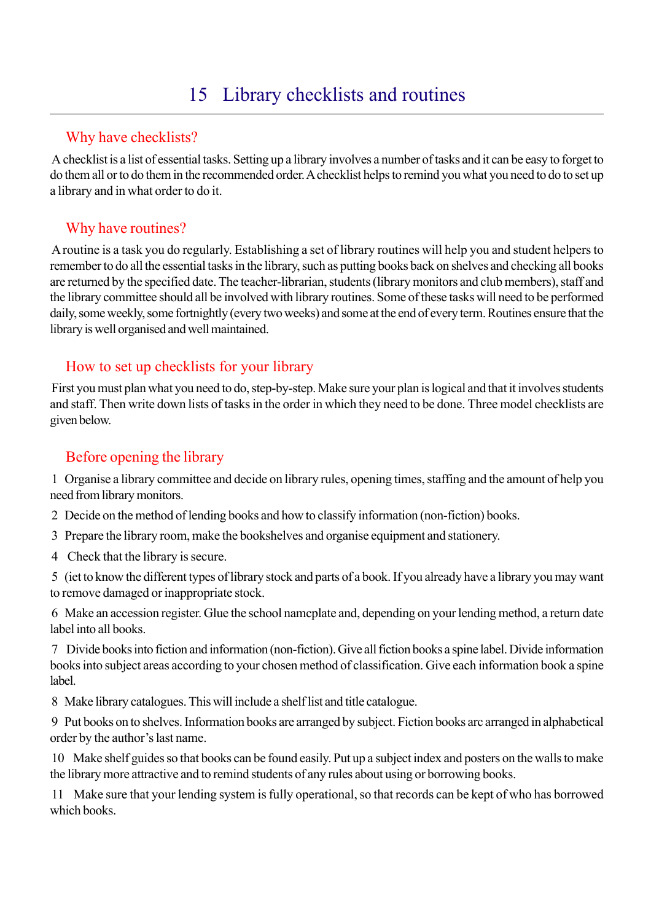# 15 Library checklists and routines

## Why have checklists?

A checklist is a list of essential tasks. Setting up a library involves a number of tasks and it can be easy to forget to do them all or to do them in the recommended order. A checklist helps to remind you what you need to do to set up a library and in what order to do it.

## Why have routines?

A routine is a task you do regularly. Establishing a set of library routines will help you and student helpers to remember to do all the essential tasks in the library, such as putting books back on shelves and checking all books are returned by the specified date. The teacher-librarian, students (library monitors and club members), staff and the library committee should all be involved with library routines. Some of these tasks will need to be performed daily, some weekly, some fortnightly (every two weeks) and some at the end of every term. Routines ensure that the library is well organised and well maintained.

## How to set up checklists for your library

First you must plan what you need to do, step-by-step. Make sure your plan is logical and that it involves students and staff. Then write down lists of tasks in the order in which they need to be done. Three model checklists are given below.

## Before opening the library

1 Organise a library committee and decide on library rules, opening times, staffing and the amount of help you need from library monitors.

2 Decide on the method of lending books and how to classify information (non-fiction) books.

3 Prepare the library room, make the bookshelves and organise equipment and stationery.

4 Check that the library is secure.

5 (iet to know the different types of library stock and parts of a book. If you already have a library you may want to remove damaged or inappropriate stock.

6 Make an accession register. Glue the school namcplate and, depending on your lending method, a return date label into all books.

7 Divide books into fiction and information (non-fiction). Give all fiction books a spine label. Divide information books into subject areas according to your chosen method of classification. Give each information book a spine label.

8 Make library catalogues. This will include a shelf list and title catalogue.

9 Put books on to shelves. Information books are arranged by subject. Fiction books arc arranged in alphabetical order by the author's last name.

10 Make shelf guides so that books can be found easily. Put up a subject index and posters on the walls to make the library more attractive and to remind students of any rules about using or borrowing books.

11 Make sure that your lending system is fully operational, so that records can be kept of who has borrowed which books.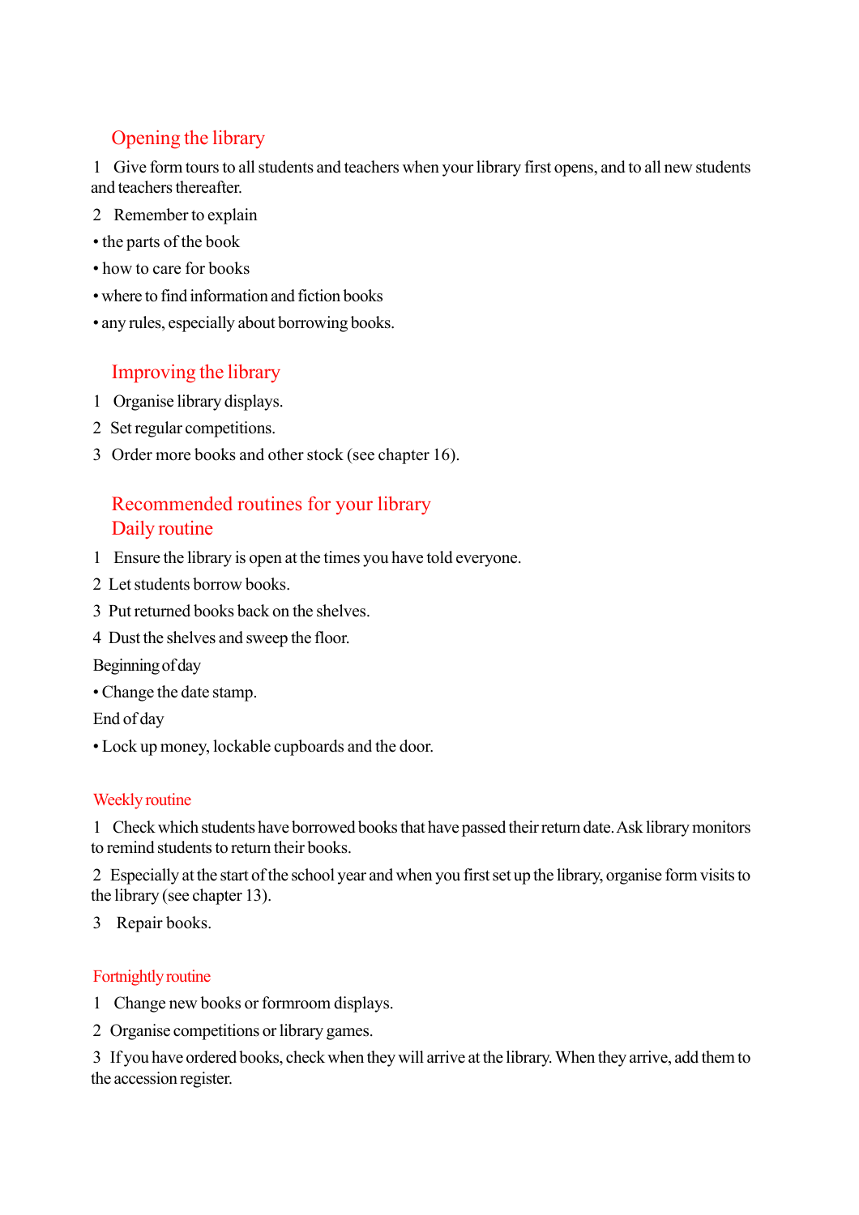## Opening the library

1 Give form tours to all students and teachers when your library first opens, and to all new students and teachers thereafter.

2 Remember to explain

- the parts of the book
- how to care for books
- where to find information and fiction books
- any rules, especially about borrowing books.

## Improving the library

1 Organise library displays.

2 Set regular competitions.

3 Order more books and other stock (see chapter 16).

## Recommended routines for your library

## Daily routine

1 Ensure the library is open at the times you have told everyone.

2 Let students borrow books.

3 Put returned books back on the shelves.

4 Dust the shelves and sweep the floor.

Beginning of day

- Change the date stamp.

End of day

- Lock up money, lockable cupboards and the door.

### Weekly routine

1 Check which students have borrowed books that have passed their return date. Ask library monitors to remind students to return their books.

2 Especially at the start of the school year and when you first set up the library, organise form visits to the library (see chapter 13).

3 Repair books.

### Fortnightly routine

1 Change new books or formroom displays.

2 Organise competitions or library games.

3 If you have ordered books, check when they will arrive at the library. When they arrive, add them to the accession register.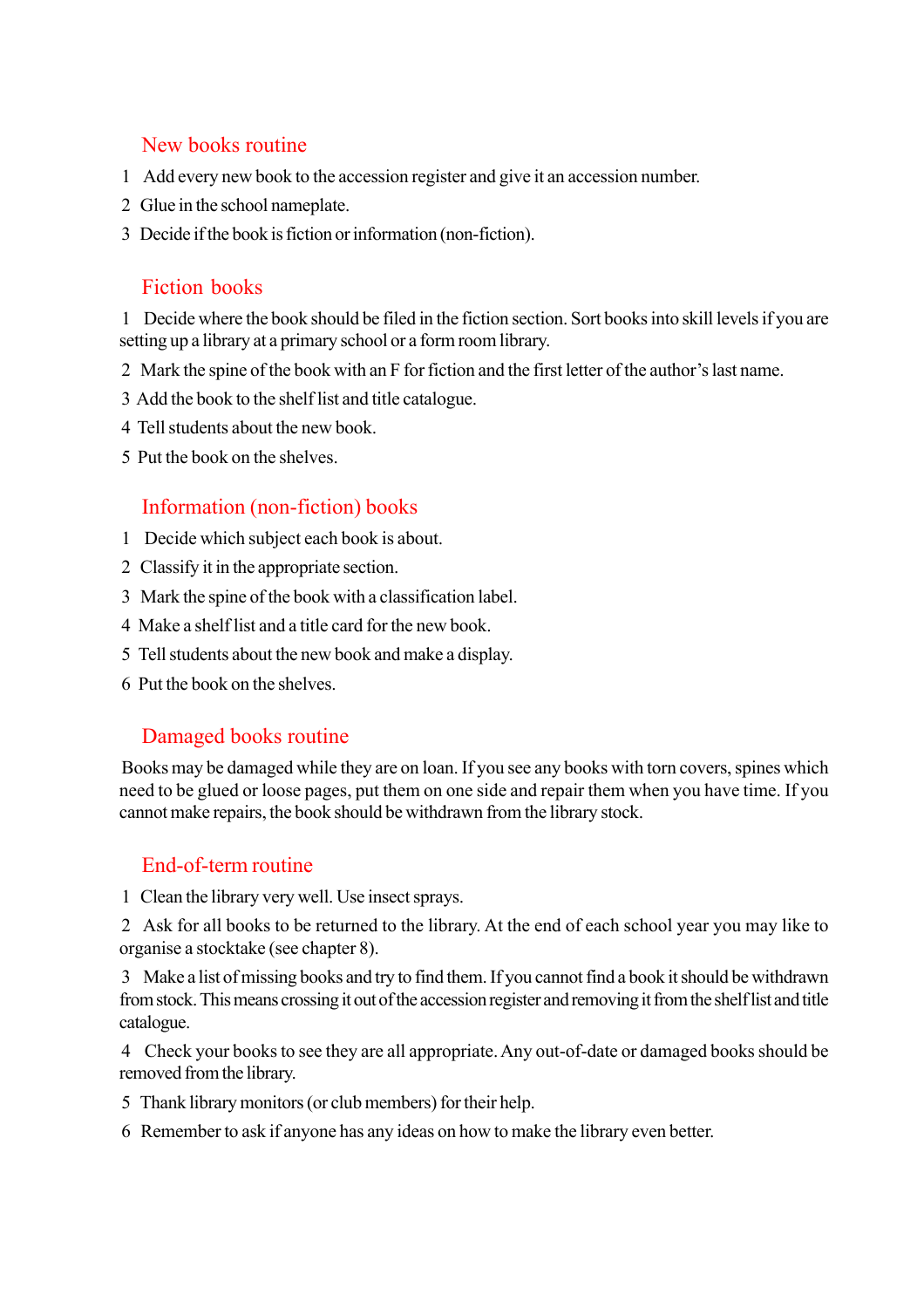## New books routine

1. Add every new book to the accession register and give it an accession number.
2. Glue in the school nameplate.
3. Decide if the book is fiction or information (non-fiction).

## Fiction books

1. Decide where the book should be filed in the fiction section. Sort books into skill levels if you are setting up a library at a primary school or a form room library.
2. Mark the spine of the book with an F for fiction and the first letter of the author's last name.
3. Add the book to the shelf list and title catalogue.
4. Tell students about the new book.
5. Put the book on the shelves.

## Information (non-fiction) books

1. Decide which subject each book is about.
2. Classify it in the appropriate section.
3. Mark the spine of the book with a classification label.
4. Make a shelf list and a title card for the new book.
5. Tell students about the new book and make a display.
6. Put the book on the shelves.

## Damaged books routine

Books may be damaged while they are on loan. If you see any books with torn covers, spines which need to be glued or loose pages, put them on one side and repair them when you have time. If you cannot make repairs, the book should be withdrawn from the library stock.

## End-of-term routine

1. Clean the library very well. Use insect sprays.
2. Ask for all books to be returned to the library. At the end of each school year you may like to organise a stocktake (see chapter 8).
3. Make a list of missing books and try to find them. If you cannot find a book it should be withdrawn from stock. This means crossing it out of the accession register and removing it from the shelf list and title catalogue.
4. Check your books to see they are all appropriate. Any out-of-date or damaged books should be removed from the library.
5. Thank library monitors (or club members) for their help.
6. Remember to ask if anyone has any ideas on how to make the library even better.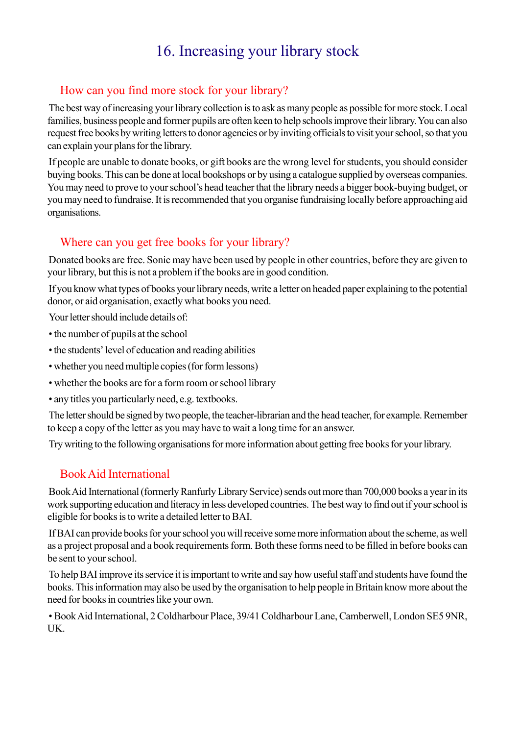# 16. Increasing your library stock

## How can you find more stock for your library?

The best way of increasing your library collection is to ask as many people as possible for more stock. Local families, business people and former pupils are often keen to help schools improve their library. You can also request free books by writing letters to donor agencies or by inviting officials to visit your school, so that you can explain your plans for the library.

If people are unable to donate books, or gift books are the wrong level for students, you should consider buying books. This can be done at local bookshops or by using a catalogue supplied by overseas companies. You may need to prove to your school's head teacher that the library needs a bigger book-buying budget, or you may need to fundraise. It is recommended that you organise fundraising locally before approaching aid organisations.

## Where can you get free books for your library?

Donated books are free. Sonic may have been used by people in other countries, before they are given to your library, but this is not a problem if the books are in good condition.

If you know what types of books your library needs, write a letter on headed paper explaining to the potential donor, or aid organisation, exactly what books you need.

Your letter should include details of:

- the number of pupils at the school
- the students' level of education and reading abilities
- whether you need multiple copies (for form lessons)
- whether the books are for a form room or school library
- any titles you particularly need, e.g. textbooks.

The letter should be signed by two people, the teacher-librarian and the head teacher, for example. Remember to keep a copy of the letter as you may have to wait a long time for an answer.

Try writing to the following organisations for more information about getting free books for your library.

## Book Aid International

Book Aid International (formerly Ranfurly Library Service) sends out more than 700,000 books a year in its work supporting education and literacy in less developed countries. The best way to find out if your school is eligible for books is to write a detailed letter to BAI.

If BAI can provide books for your school you will receive some more information about the scheme, as well as a project proposal and a book requirements form. Both these forms need to be filled in before books can be sent to your school.

To help BAI improve its service it is important to write and say how useful staff and students have found the books. This information may also be used by the organisation to help people in Britain know more about the need for books in countries like your own.

- Book Aid International, 2 Coldharbour Place, 39/41 Coldharbour Lane, Camberwell, London SE5 9NR, UK.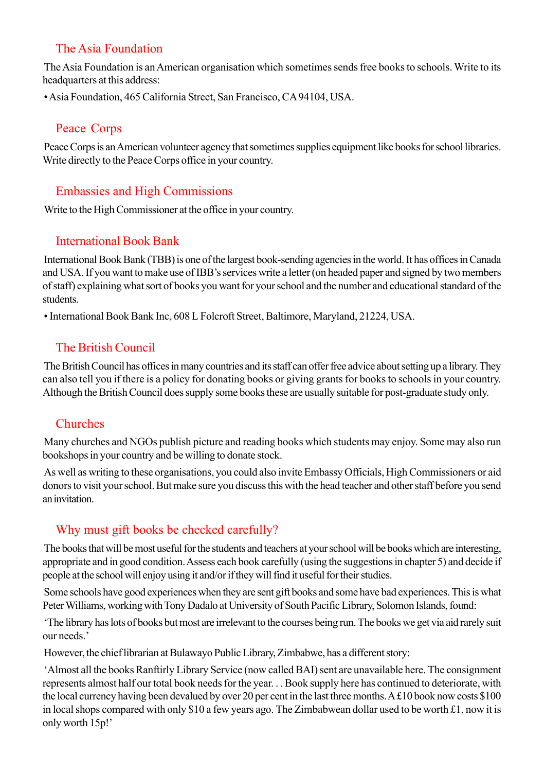## The Asia Foundation

The Asia Foundation is an American organisation which sometimes sends free books to schools. Write to its headquarters at this address:

• Asia Foundation, 465 California Street, San Francisco, CA 94104, USA.

## Peace Corps

Peace Corps is an American volunteer agency that sometimes supplies equipment like books for school libraries. Write directly to the Peace Corps office in your country.

## Embassies and High Commissions

Write to the High Commissioner at the office in your country.

## International Book Bank

International Book Bank (TBB) is one of the largest book-sending agencies in the world. It has offices in Canada and USA. If you want to make use of IBB's services write a letter (on headed paper and signed by two members of staff) explaining what sort of books you want for your school and the number and educational standard of the students.

• International Book Bank Inc, 608 L Folcroft Street, Baltimore, Maryland, 21224, USA.

## The British Council

The British Council has offices in many countries and its staff can offer free advice about setting up a library. They can also tell you if there is a policy for donating books or giving grants for books to schools in your country. Although the British Council does supply some books these are usually suitable for post-graduate study only.

## Churches

Many churches and NGOs publish picture and reading books which students may enjoy. Some may also run bookshops in your country and be willing to donate stock.

As well as writing to these organisations, you could also invite Embassy Officials, High Commissioners or aid donors to visit your school. But make sure you discuss this with the head teacher and other staff before you send an invitation.

## Why must gift books be checked carefully?

The books that will be most useful for the students and teachers at your school will be books which are interesting, appropriate and in good condition. Assess each book carefully (using the suggestions in chapter 5) and decide if people at the school will enjoy using it and/or if they will find it useful for their studies.

Some schools have good experiences when they are sent gift books and some have bad experiences. This is what Peter Williams, working with Tony Dadalo at University of South Pacific Library, Solomon Islands, found:

'The library has lots of books but most are irrelevant to the courses being run. The books we get via aid rarely suit our needs.'

However, the chief librarian at Bulawayo Public Library, Zimbabwe, has a different story:

'Almost all the books Ranftirly Library Service (now called BAI) sent are unavailable here. The consignment represents almost half our total book needs for the year. . . Book supply here has continued to deteriorate, with the local currency having been devalued by over 20 per cent in the last three months. A £10 book now costs $100 in local shops compared with only $10 a few years ago. The Zimbabwean dollar used to be worth £1, now it is only worth 15p!'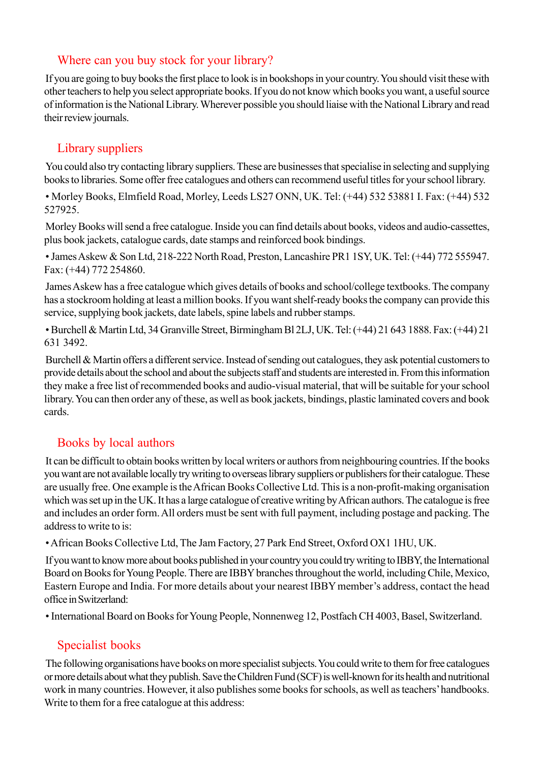## Where can you buy stock for your library?

If you are going to buy books the first place to look is in bookshops in your country. You should visit these with other teachers to help you select appropriate books. If you do not know which books you want, a useful source of information is the National Library. Wherever possible you should liaise with the National Library and read their review journals.

## Library suppliers

You could also try contacting library suppliers. These are businesses that specialise in selecting and supplying books to libraries. Some offer free catalogues and others can recommend useful titles for your school library.

• Morley Books, Elmfield Road, Morley, Leeds LS27 ONN, UK. Tel: (+44) 532 53881 I. Fax: (+44) 532 527925.

Morley Books will send a free catalogue. Inside you can find details about books, videos and audio-cassettes, plus book jackets, catalogue cards, date stamps and reinforced book bindings.

• James Askew & Son Ltd, 218-222 North Road, Preston, Lancashire PR1 1SY, UK. Tel: (+44) 772 555947. Fax: (+44) 772 254860.

James Askew has a free catalogue which gives details of books and school/college textbooks. The company has a stockroom holding at least a million books. If you want shelf-ready books the company can provide this service, supplying book jackets, date labels, spine labels and rubber stamps.

• Burchell & Martin Ltd, 34 Granville Street, Birmingham Bl 2LJ, UK. Tel: (+44) 21 643 1888. Fax: (+44) 21 631 3492.

Burchell & Martin offers a different service. Instead of sending out catalogues, they ask potential customers to provide details about the school and about the subjects staff and students are interested in. From this information they make a free list of recommended books and audio-visual material, that will be suitable for your school library. You can then order any of these, as well as book jackets, bindings, plastic laminated covers and book cards.

## Books by local authors

It can be difficult to obtain books written by local writers or authors from neighbouring countries. If the books you want are not available locally try writing to overseas library suppliers or publishers for their catalogue. These are usually free. One example is the African Books Collective Ltd. This is a non-profit-making organisation which was set up in the UK. It has a large catalogue of creative writing by African authors. The catalogue is free and includes an order form. All orders must be sent with full payment, including postage and packing. The address to write to is:

• African Books Collective Ltd, The Jam Factory, 27 Park End Street, Oxford OX1 1HU, UK.

If you want to know more about books published in your country you could try writing to IBBY, the International Board on Books for Young People. There are IBBY branches throughout the world, including Chile, Mexico, Eastern Europe and India. For more details about your nearest IBBY member's address, contact the head office in Switzerland:

• International Board on Books for Young People, Nonnenweg 12, Postfach CH 4003, Basel, Switzerland.

## Specialist books

The following organisations have books on more specialist subjects. You could write to them for free catalogues or more details about what they publish. Save the Children Fund (SCF) is well-known for its health and nutritional work in many countries. However, it also publishes some books for schools, as well as teachers' handbooks. Write to them for a free catalogue at this address: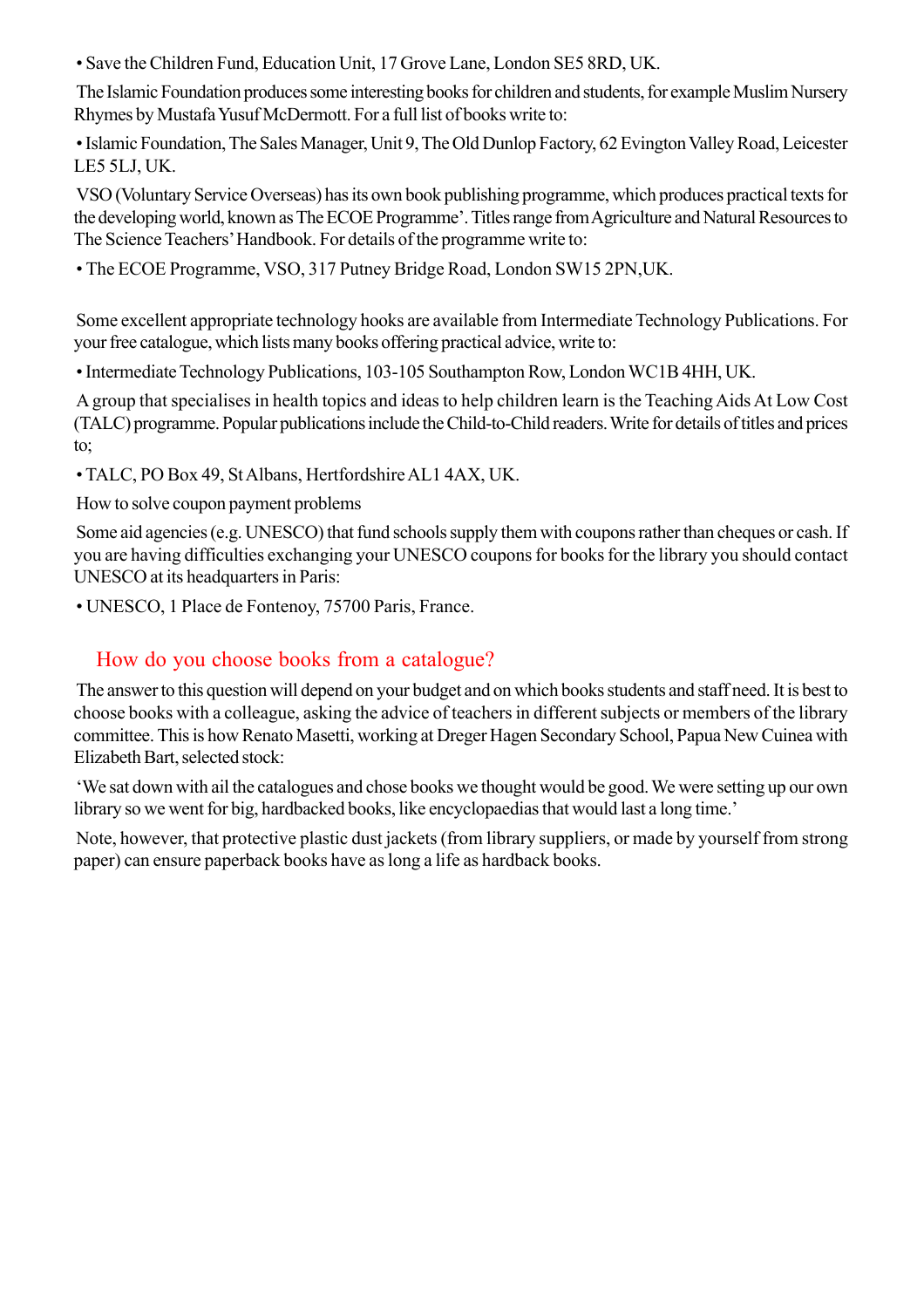• Save the Children Fund, Education Unit, 17 Grove Lane, London SE5 8RD, UK.

The Islamic Foundation produces some interesting books for children and students, for example Muslim Nursery Rhymes by Mustafa Yusuf McDermott. For a full list of books write to:

• Islamic Foundation, The Sales Manager, Unit 9, The Old Dunlop Factory, 62 Evington Valley Road, Leicester LE5 5LJ, UK.

VSO (Voluntary Service Overseas) has its own book publishing programme, which produces practical texts for the developing world, known as The ECOE Programme'. Titles range from Agriculture and Natural Resources to The Science Teachers' Handbook. For details of the programme write to:

• The ECOE Programme, VSO, 317 Putney Bridge Road, London SW15 2PN,UK.

Some excellent appropriate technology hooks are available from Intermediate Technology Publications. For your free catalogue, which lists many books offering practical advice, write to:

• Intermediate Technology Publications, 103-105 Southampton Row, London WC1B 4HH, UK.

A group that specialises in health topics and ideas to help children learn is the Teaching Aids At Low Cost (TALC) programme. Popular publications include the Child-to-Child readers. Write for details of titles and prices to;

• TALC, PO Box 49, St Albans, Hertfordshire AL1 4AX, UK.

How to solve coupon payment problems

Some aid agencies (e.g. UNESCO) that fund schools supply them with coupons rather than cheques or cash. If you are having difficulties exchanging your UNESCO coupons for books for the library you should contact UNESCO at its headquarters in Paris:

• UNESCO, 1 Place de Fontenoy, 75700 Paris, France.

## How do you choose books from a catalogue?

The answer to this question will depend on your budget and on which books students and staff need. It is best to choose books with a colleague, asking the advice of teachers in different subjects or members of the library committee. This is how Renato Masetti, working at Dreger Hagen Secondary School, Papua New Cuinea with Elizabeth Bart, selected stock:

'We sat down with ail the catalogues and chose books we thought would be good. We were setting up our own library so we went for big, hardbacked books, like encyclopaedias that would last a long time.'

Note, however, that protective plastic dust jackets (from library suppliers, or made by yourself from strong paper) can ensure paperback books have as long a life as hardback books.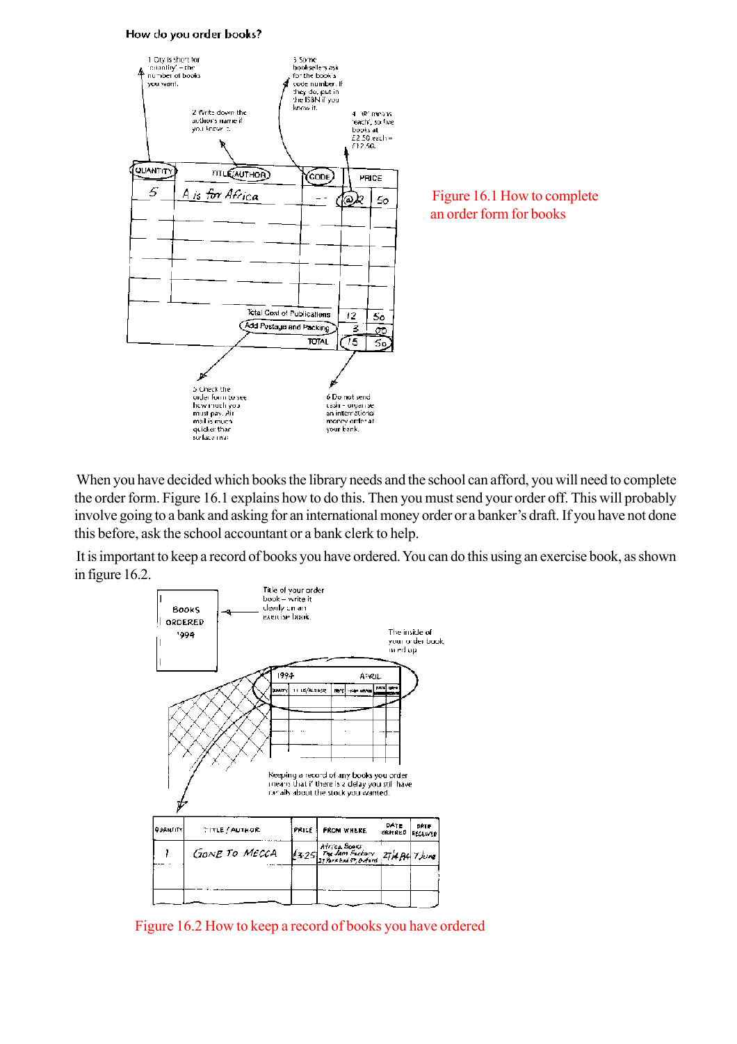How do you order books?

1 Qty is short for 'quantity' – the number of books you want.

2 Write down the author's name if you know it.

3 Some booksellers ask for the book's code number. If they do, put in the ISBN if you know it.

4 '@' means 'each', so five books at £2.50 each = £12.50.

| QUANTITY | TITLE/AUTHOR | CODE | PRICE | |
|---|---|---|---|---|
| 5 | A is for Africa | -- | @2 | 50 |
| | | | | |
| | | | | |
| | | | | |
| | | | | |
| | | Total Cost of Publications | 12 | 50 |
| | | Add Postage and Packing | 3 | 00 |
| | | TOTAL | 15 | 50 |

5 Check the order form to see how much you must pay. Air mail is much quicker than surface mail.

6 Do not send cash – organise an international money order at your bank.

Figure 16.1 How to complete an order form for books

When you have decided which books the library needs and the school can afford, you will need to complete the order form. Figure 16.1 explains how to do this. Then you must send your order off. This will probably involve going to a bank and asking for an international money order or a banker's draft. If you have not done this before, ask the school accountant or a bank clerk to help.

It is important to keep a record of books you have ordered. You can do this using an exercise book, as shown in figure 16.2.

BOOKS ORDERED 1994

Title of your order book – write it clearly on an exercise book.

The inside of your order book, ruled up

Keeping a record of any books you order means that if there is a delay you still have details about the stock you wanted.

| QUANTITY | TITLE / AUTHOR | PRICE | FROM WHERE | DATE ORDERED | DATE RECEIVED |
|---|---|---|---|---|---|
| 1 | GONE TO MECCA | £3.25 | Africa Books, The Jam Factory, 27 Park End St, Oxford | 27/4/94 | 7 June |
| | | | | | |

Figure 16.2 How to keep a record of books you have ordered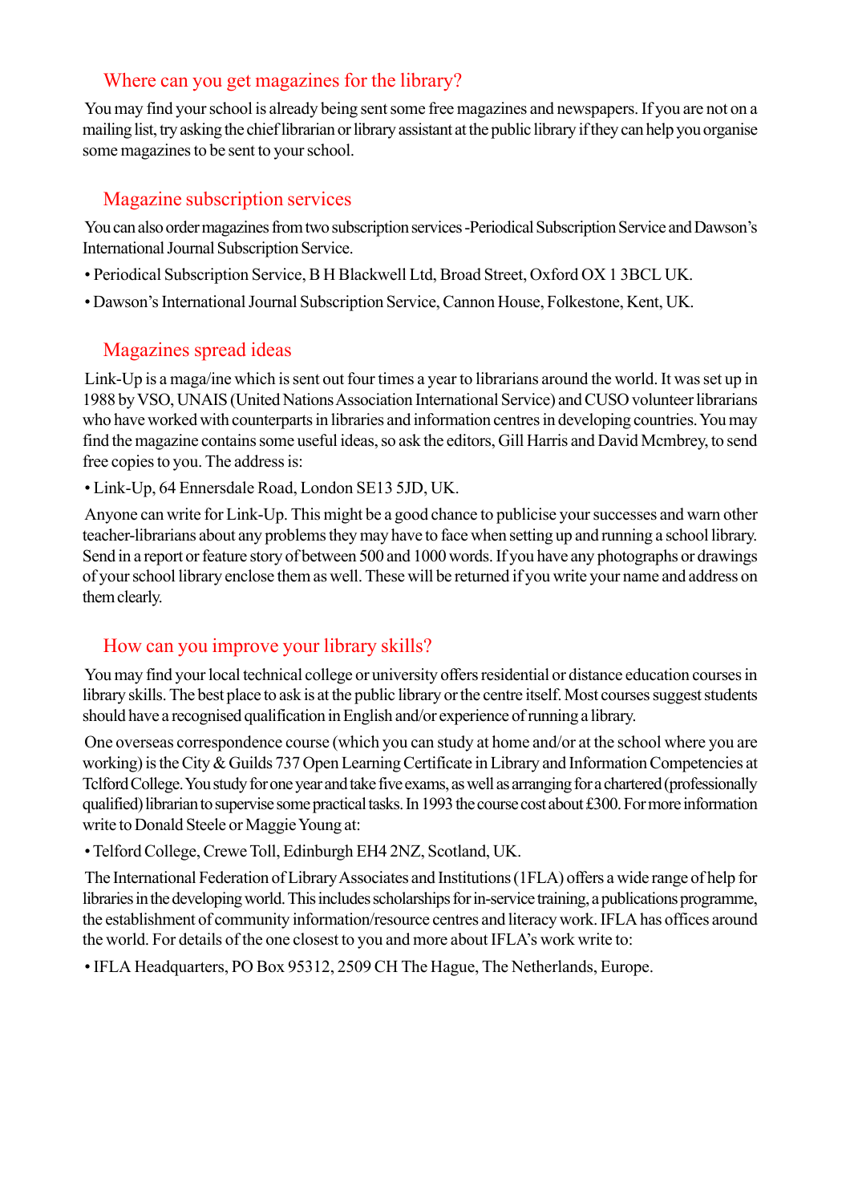## Where can you get magazines for the library?

You may find your school is already being sent some free magazines and newspapers. If you are not on a mailing list, try asking the chief librarian or library assistant at the public library if they can help you organise some magazines to be sent to your school.

## Magazine subscription services

You can also order magazines from two subscription services -Periodical Subscription Service and Dawson's International Journal Subscription Service.

- Periodical Subscription Service, B H Blackwell Ltd, Broad Street, Oxford OX 1 3BCL UK.
- Dawson's International Journal Subscription Service, Cannon House, Folkestone, Kent, UK.

## Magazines spread ideas

Link-Up is a maga/ine which is sent out four times a year to librarians around the world. It was set up in 1988 by VSO, UNAIS (United Nations Association International Service) and CUSO volunteer librarians who have worked with counterparts in libraries and information centres in developing countries. You may find the magazine contains some useful ideas, so ask the editors, Gill Harris and David Mcmbrey, to send free copies to you. The address is:

- Link-Up, 64 Ennersdale Road, London SE13 5JD, UK.

Anyone can write for Link-Up. This might be a good chance to publicise your successes and warn other teacher-librarians about any problems they may have to face when setting up and running a school library. Send in a report or feature story of between 500 and 1000 words. If you have any photographs or drawings of your school library enclose them as well. These will be returned if you write your name and address on them clearly.

## How can you improve your library skills?

You may find your local technical college or university offers residential or distance education courses in library skills. The best place to ask is at the public library or the centre itself. Most courses suggest students should have a recognised qualification in English and/or experience of running a library.

One overseas correspondence course (which you can study at home and/or at the school where you are working) is the City & Guilds 737 Open Learning Certificate in Library and Information Competencies at Telford College. You study for one year and take five exams, as well as arranging for a chartered (professionally qualified) librarian to supervise some practical tasks. In 1993 the course cost about £300. For more information write to Donald Steele or Maggie Young at:

- Telford College, Crewe Toll, Edinburgh EH4 2NZ, Scotland, UK.

The International Federation of Library Associates and Institutions (1FLA) offers a wide range of help for libraries in the developing world. This includes scholarships for in-service training, a publications programme, the establishment of community information/resource centres and literacy work. IFLA has offices around the world. For details of the one closest to you and more about IFLA's work write to:

- IFLA Headquarters, PO Box 95312, 2509 CH The Hague, The Netherlands, Europe.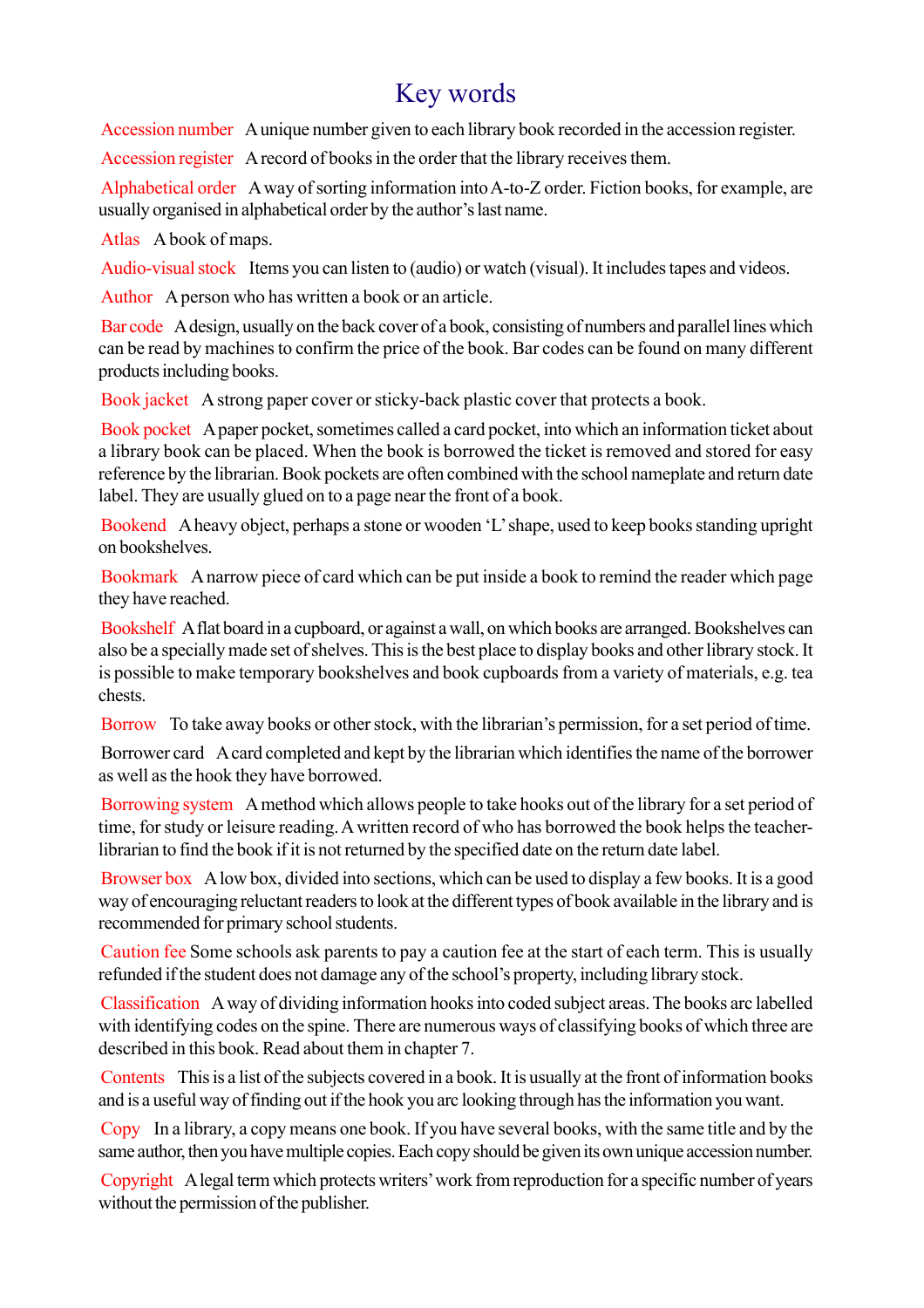# Key words

**Accession number** A unique number given to each library book recorded in the accession register.

**Accession register** A record of books in the order that the library receives them.

**Alphabetical order** A way of sorting information into A-to-Z order. Fiction books, for example, are usually organised in alphabetical order by the author's last name.

**Atlas** A book of maps.

**Audio-visual stock** Items you can listen to (audio) or watch (visual). It includes tapes and videos.

**Author** A person who has written a book or an article.

**Bar code** A design, usually on the back cover of a book, consisting of numbers and parallel lines which can be read by machines to confirm the price of the book. Bar codes can be found on many different products including books.

**Book jacket** A strong paper cover or sticky-back plastic cover that protects a book.

**Book pocket** A paper pocket, sometimes called a card pocket, into which an information ticket about a library book can be placed. When the book is borrowed the ticket is removed and stored for easy reference by the librarian. Book pockets are often combined with the school nameplate and return date label. They are usually glued on to a page near the front of a book.

**Bookend** A heavy object, perhaps a stone or wooden 'L' shape, used to keep books standing upright on bookshelves.

**Bookmark** A narrow piece of card which can be put inside a book to remind the reader which page they have reached.

**Bookshelf** A flat board in a cupboard, or against a wall, on which books are arranged. Bookshelves can also be a specially made set of shelves. This is the best place to display books and other library stock. It is possible to make temporary bookshelves and book cupboards from a variety of materials, e.g. tea chests.

**Borrow** To take away books or other stock, with the librarian's permission, for a set period of time.

Borrower card A card completed and kept by the librarian which identifies the name of the borrower as well as the hook they have borrowed.

**Borrowing system** A method which allows people to take hooks out of the library for a set period of time, for study or leisure reading. A written record of who has borrowed the book helps the teacher-librarian to find the book if it is not returned by the specified date on the return date label.

**Browser box** A low box, divided into sections, which can be used to display a few books. It is a good way of encouraging reluctant readers to look at the different types of book available in the library and is recommended for primary school students.

**Caution fee** Some schools ask parents to pay a caution fee at the start of each term. This is usually refunded if the student does not damage any of the school's property, including library stock.

**Classification** A way of dividing information hooks into coded subject areas. The books arc labelled with identifying codes on the spine. There are numerous ways of classifying books of which three are described in this book. Read about them in chapter 7.

**Contents** This is a list of the subjects covered in a book. It is usually at the front of information books and is a useful way of finding out if the hook you arc looking through has the information you want.

**Copy** In a library, a copy means one book. If you have several books, with the same title and by the same author, then you have multiple copies. Each copy should be given its own unique accession number.

**Copyright** A legal term which protects writers' work from reproduction for a specific number of years without the permission of the publisher.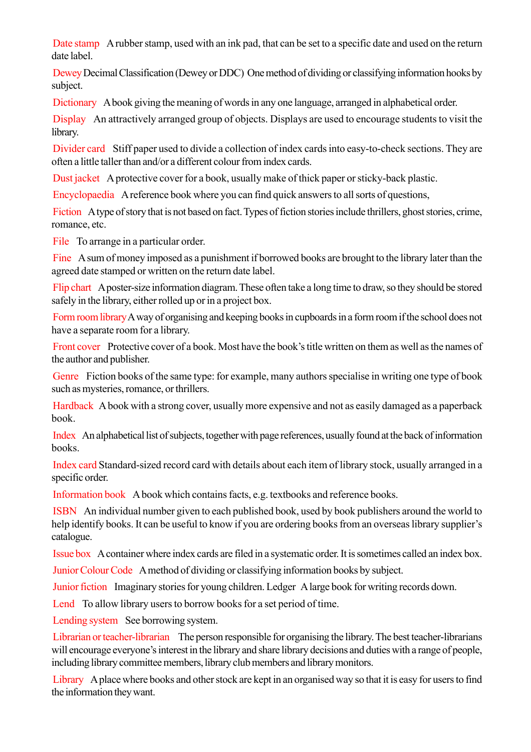**Date stamp** A rubber stamp, used with an ink pad, that can be set to a specific date and used on the return date label.

**Dewey** Decimal Classification (Dewey or DDC) One method of dividing or classifying information hooks by subject.

**Dictionary** A book giving the meaning of words in any one language, arranged in alphabetical order.

**Display** An attractively arranged group of objects. Displays are used to encourage students to visit the library.

**Divider card** Stiff paper used to divide a collection of index cards into easy-to-check sections. They are often a little taller than and/or a different colour from index cards.

**Dust jacket** A protective cover for a book, usually make of thick paper or sticky-back plastic.

**Encyclopaedia** A reference book where you can find quick answers to all sorts of questions,

**Fiction** A type of story that is not based on fact. Types of fiction stories include thrillers, ghost stories, crime, romance, etc.

**File** To arrange in a particular order.

**Fine** A sum of money imposed as a punishment if borrowed books are brought to the library later than the agreed date stamped or written on the return date label.

**Flip chart** A poster-size information diagram. These often take a long time to draw, so they should be stored safely in the library, either rolled up or in a project box.

**Form room library** A way of organising and keeping books in cupboards in a form room if the school does not have a separate room for a library.

**Front cover** Protective cover of a book. Most have the book's title written on them as well as the names of the author and publisher.

**Genre** Fiction books of the same type: for example, many authors specialise in writing one type of book such as mysteries, romance, or thrillers.

**Hardback** A book with a strong cover, usually more expensive and not as easily damaged as a paperback book.

**Index** An alphabetical list of subjects, together with page references, usually found at the back of information books.

**Index card** Standard-sized record card with details about each item of library stock, usually arranged in a specific order.

**Information book** A book which contains facts, e.g. textbooks and reference books.

**ISBN** An individual number given to each published book, used by book publishers around the world to help identify books. It can be useful to know if you are ordering books from an overseas library supplier's catalogue.

**Issue box** A container where index cards are filed in a systematic order. It is sometimes called an index box.

**Junior Colour Code** A method of dividing or classifying information books by subject.

**Junior fiction** Imaginary stories for young children. Ledger A large book for writing records down.

**Lend** To allow library users to borrow books for a set period of time.

**Lending system** See borrowing system.

**Librarian or teacher-librarian** The person responsible for organising the library. The best teacher-librarians will encourage everyone's interest in the library and share library decisions and duties with a range of people, including library committee members, library club members and library monitors.

**Library** A place where books and other stock are kept in an organised way so that it is easy for users to find the information they want.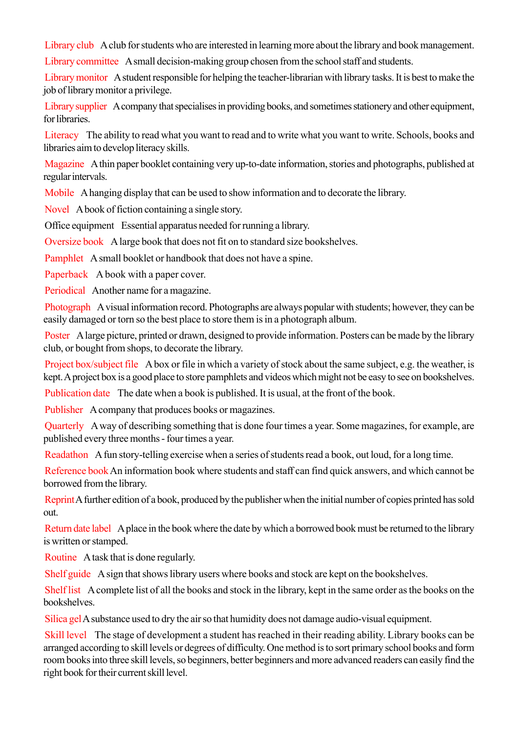**Library club** A club for students who are interested in learning more about the library and book management.

**Library committee** A small decision-making group chosen from the school staff and students.

**Library monitor** A student responsible for helping the teacher-librarian with library tasks. It is best to make the job of library monitor a privilege.

**Library supplier** A company that specialises in providing books, and sometimes stationery and other equipment, for libraries.

**Literacy** The ability to read what you want to read and to write what you want to write. Schools, books and libraries aim to develop literacy skills.

**Magazine** A thin paper booklet containing very up-to-date information, stories and photographs, published at regular intervals.

**Mobile** A hanging display that can be used to show information and to decorate the library.

**Novel** A book of fiction containing a single story.

Office equipment Essential apparatus needed for running a library.

**Oversize book** A large book that does not fit on to standard size bookshelves.

**Pamphlet** A small booklet or handbook that does not have a spine.

**Paperback** A book with a paper cover.

**Periodical** Another name for a magazine.

**Photograph** A visual information record. Photographs are always popular with students; however, they can be easily damaged or torn so the best place to store them is in a photograph album.

**Poster** A large picture, printed or drawn, designed to provide information. Posters can be made by the library club, or bought from shops, to decorate the library.

**Project box/subject file** A box or file in which a variety of stock about the same subject, e.g. the weather, is kept. A project box is a good place to store pamphlets and videos which might not be easy to see on bookshelves.

**Publication date** The date when a book is published. It is usual, at the front of the book.

**Publisher** A company that produces books or magazines.

**Quarterly** A way of describing something that is done four times a year. Some magazines, for example, are published every three months - four times a year.

**Readathon** A fun story-telling exercise when a series of students read a book, out loud, for a long time.

**Reference book** An information book where students and staff can find quick answers, and which cannot be borrowed from the library.

**Reprint** A further edition of a book, produced by the publisher when the initial number of copies printed has sold out.

**Return date label** A place in the book where the date by which a borrowed book must be returned to the library is written or stamped.

**Routine** A task that is done regularly.

**Shelf guide** A sign that shows library users where books and stock are kept on the bookshelves.

**Shelf list** A complete list of all the books and stock in the library, kept in the same order as the books on the bookshelves.

**Silica gel** A substance used to dry the air so that humidity does not damage audio-visual equipment.

**Skill level** The stage of development a student has reached in their reading ability. Library books can be arranged according to skill levels or degrees of difficulty. One method is to sort primary school books and form room books into three skill levels, so beginners, better beginners and more advanced readers can easily find the right book for their current skill level.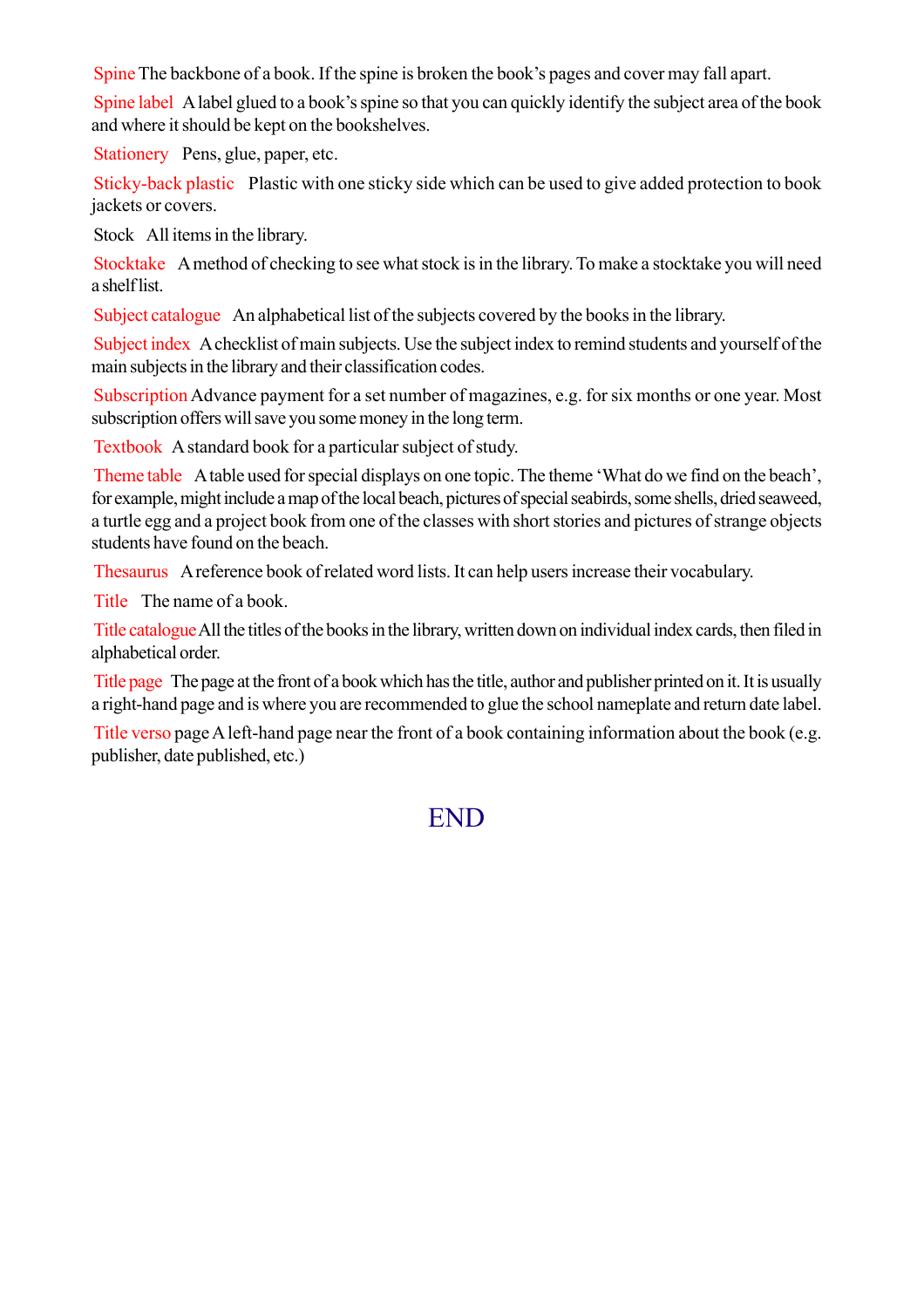**Spine** The backbone of a book. If the spine is broken the book's pages and cover may fall apart.

**Spine label** A label glued to a book's spine so that you can quickly identify the subject area of the book and where it should be kept on the bookshelves.

**Stationery** Pens, glue, paper, etc.

**Sticky-back plastic** Plastic with one sticky side which can be used to give added protection to book jackets or covers.

**Stock** All items in the library.

**Stocktake** A method of checking to see what stock is in the library. To make a stocktake you will need a shelf list.

**Subject catalogue** An alphabetical list of the subjects covered by the books in the library.

**Subject index** A checklist of main subjects. Use the subject index to remind students and yourself of the main subjects in the library and their classification codes.

**Subscription** Advance payment for a set number of magazines, e.g. for six months or one year. Most subscription offers will save you some money in the long term.

**Textbook** A standard book for a particular subject of study.

**Theme table** A table used for special displays on one topic. The theme 'What do we find on the beach', for example, might include a map of the local beach, pictures of special seabirds, some shells, dried seaweed, a turtle egg and a project book from one of the classes with short stories and pictures of strange objects students have found on the beach.

**Thesaurus** A reference book of related word lists. It can help users increase their vocabulary.

**Title** The name of a book.

**Title catalogue** All the titles of the books in the library, written down on individual index cards, then filed in alphabetical order.

**Title page** The page at the front of a book which has the title, author and publisher printed on it. It is usually a right-hand page and is where you are recommended to glue the school nameplate and return date label.

**Title verso** page A left-hand page near the front of a book containing information about the book (e.g. publisher, date published, etc.)

# END